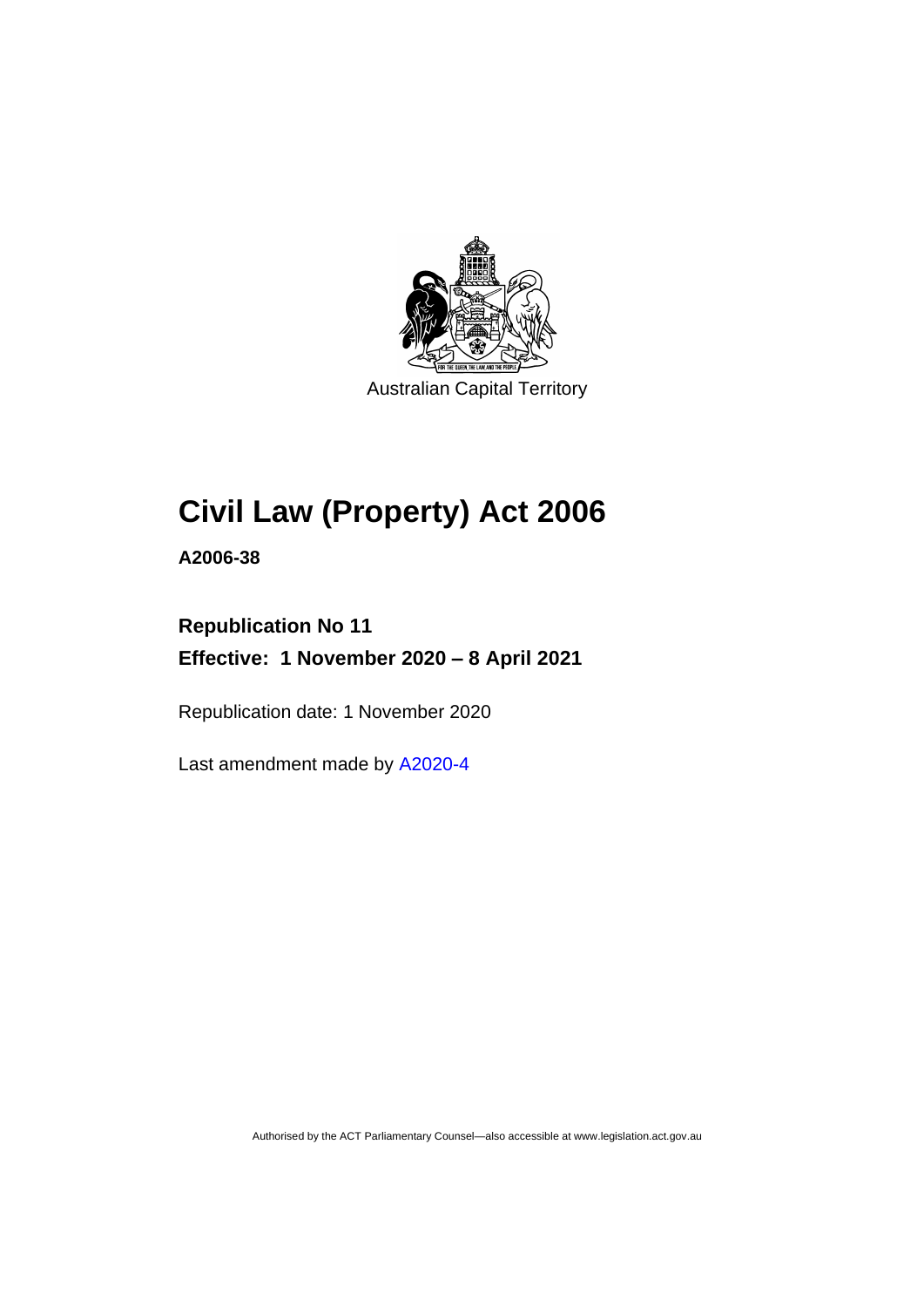Australian Capital Territory

# Civil Law (Property) Act 2006

**A2006-38**

**Republication No 11**

**Effective: 1 November 2020 – 8 April 2021**

Republication date: 1 November 2020

Last amendment made by A2020-4

Authorised by the ACT Parliamentary Counsel—also accessible at www.legislation.act.gov.au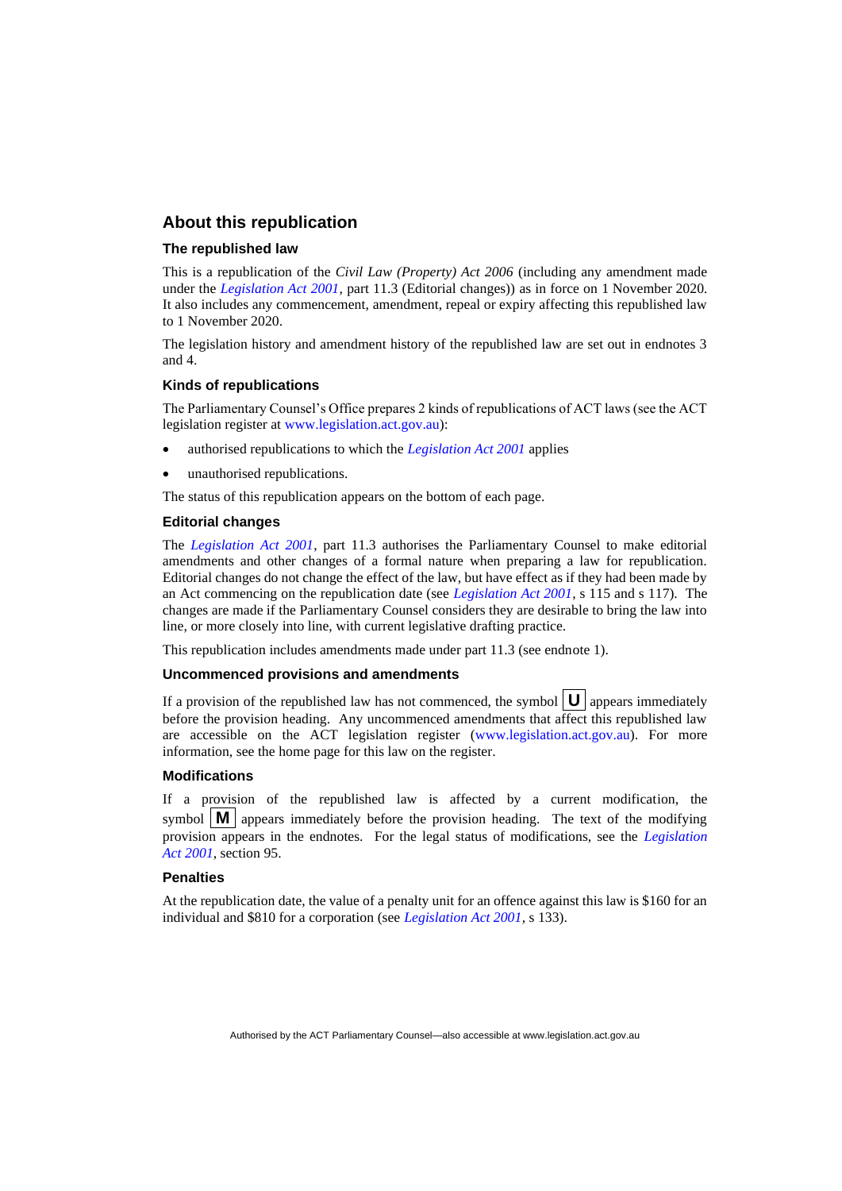## About this republication

### The republished law

This is a republication of the *Civil Law (Property) Act 2006* (including any amendment made under the *Legislation Act 2001*, part 11.3 (Editorial changes)) as in force on 1 November 2020. It also includes any commencement, amendment, repeal or expiry affecting this republished law to 1 November 2020.

The legislation history and amendment history of the republished law are set out in endnotes 3 and 4.

### Kinds of republications

The Parliamentary Counsel's Office prepares 2 kinds of republications of ACT laws (see the ACT legislation register at www.legislation.act.gov.au):

- authorised republications to which the *Legislation Act 2001* applies
- unauthorised republications.

The status of this republication appears on the bottom of each page.

### Editorial changes

The *Legislation Act 2001*, part 11.3 authorises the Parliamentary Counsel to make editorial amendments and other changes of a formal nature when preparing a law for republication. Editorial changes do not change the effect of the law, but have effect as if they had been made by an Act commencing on the republication date (see *Legislation Act 2001*, s 115 and s 117). The changes are made if the Parliamentary Counsel considers they are desirable to bring the law into line, or more closely into line, with current legislative drafting practice.

This republication includes amendments made under part 11.3 (see endnote 1).

### Uncommenced provisions and amendments

If a provision of the republished law has not commenced, the symbol **U** appears immediately before the provision heading. Any uncommenced amendments that affect this republished law are accessible on the ACT legislation register (www.legislation.act.gov.au). For more information, see the home page for this law on the register.

### Modifications

If a provision of the republished law is affected by a current modification, the symbol **M** appears immediately before the provision heading. The text of the modifying provision appears in the endnotes. For the legal status of modifications, see the *Legislation Act 2001*, section 95.

### Penalties

At the republication date, the value of a penalty unit for an offence against this law is $160 for an individual and $810 for a corporation (see *Legislation Act 2001*, s 133).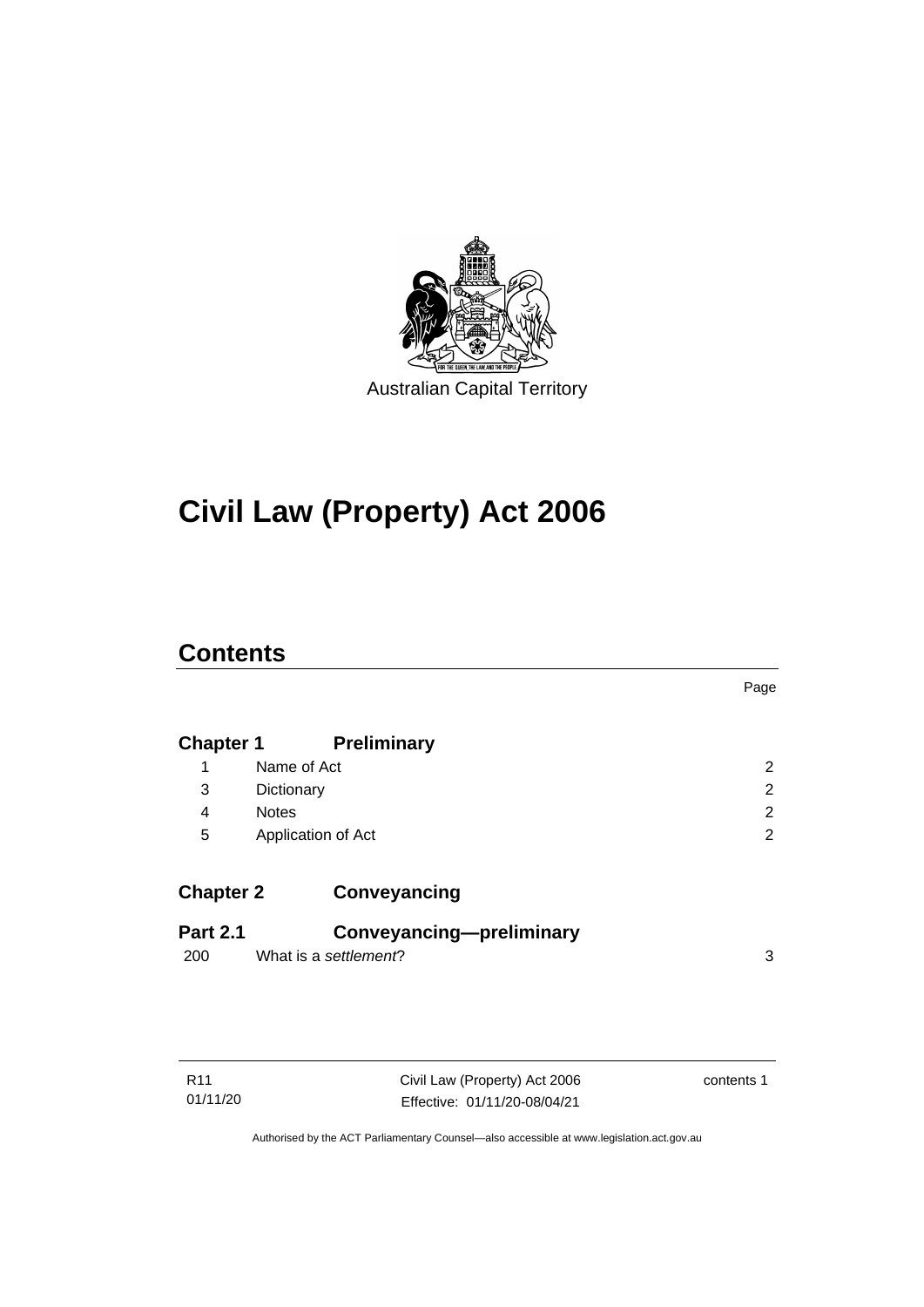Australian Capital Territory

# Civil Law (Property) Act 2006

## Contents

| | | Page |
|---|---|---|
| **Chapter 1** | **Preliminary** | |
| 1 | Name of Act | 2 |
| 3 | Dictionary | 2 |
| 4 | Notes | 2 |
| 5 | Application of Act | 2 |
| **Chapter 2** | **Conveyancing** | |
| **Part 2.1** | **Conveyancing—preliminary** | |
| 200 | What is a *settlement*? | 3 |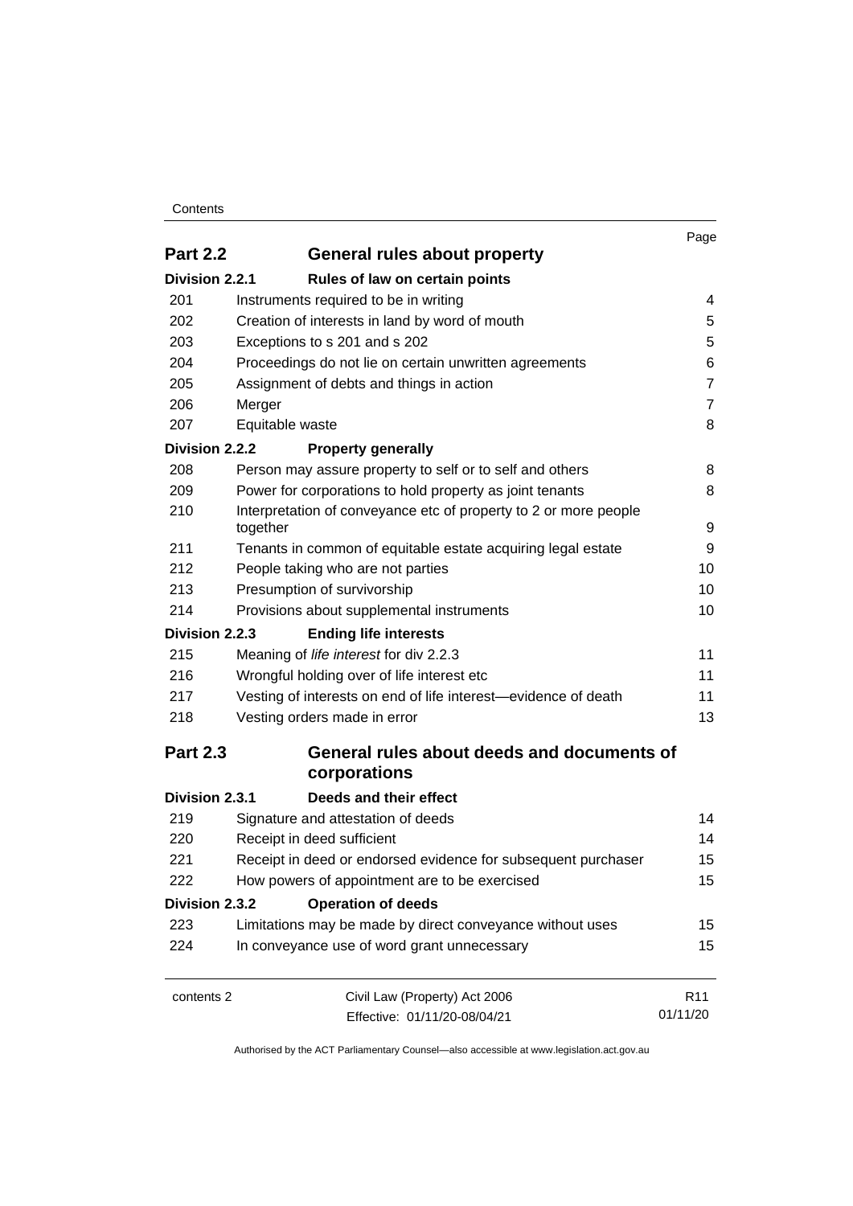| | | Page |
|---|---|---|
| **Part 2.2** | **General rules about property** | |
| **Division 2.2.1** | **Rules of law on certain points** | |
| 201 | Instruments required to be in writing | 4 |
| 202 | Creation of interests in land by word of mouth | 5 |
| 203 | Exceptions to s 201 and s 202 | 5 |
| 204 | Proceedings do not lie on certain unwritten agreements | 6 |
| 205 | Assignment of debts and things in action | 7 |
| 206 | Merger | 7 |
| 207 | Equitable waste | 8 |
| **Division 2.2.2** | **Property generally** | |
| 208 | Person may assure property to self or to self and others | 8 |
| 209 | Power for corporations to hold property as joint tenants | 8 |
| 210 | Interpretation of conveyance etc of property to 2 or more people together | 9 |
| 211 | Tenants in common of equitable estate acquiring legal estate | 9 |
| 212 | People taking who are not parties | 10 |
| 213 | Presumption of survivorship | 10 |
| 214 | Provisions about supplemental instruments | 10 |
| **Division 2.2.3** | **Ending life interests** | |
| 215 | Meaning of *life interest* for div 2.2.3 | 11 |
| 216 | Wrongful holding over of life interest etc | 11 |
| 217 | Vesting of interests on end of life interest—evidence of death | 11 |
| 218 | Vesting orders made in error | 13 |
| **Part 2.3** | **General rules about deeds and documents of corporations** | |
| **Division 2.3.1** | **Deeds and their effect** | |
| 219 | Signature and attestation of deeds | 14 |
| 220 | Receipt in deed sufficient | 14 |
| 221 | Receipt in deed or endorsed evidence for subsequent purchaser | 15 |
| 222 | How powers of appointment are to be exercised | 15 |
| **Division 2.3.2** | **Operation of deeds** | |
| 223 | Limitations may be made by direct conveyance without uses | 15 |
| 224 | In conveyance use of word grant unnecessary | 15 |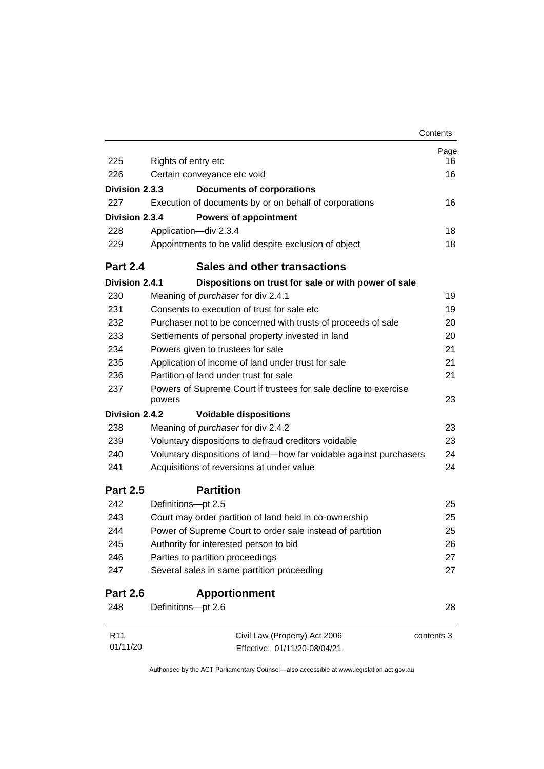| | | Page |
|---|---|---|
| 225 | Rights of entry etc | 16 |
| 226 | Certain conveyance etc void | 16 |
| **Division 2.3.3** | **Documents of corporations** | |
| 227 | Execution of documents by or on behalf of corporations | 16 |
| **Division 2.3.4** | **Powers of appointment** | |
| 228 | Application—div 2.3.4 | 18 |
| 229 | Appointments to be valid despite exclusion of object | 18 |
| **Part 2.4** | **Sales and other transactions** | |
| **Division 2.4.1** | **Dispositions on trust for sale or with power of sale** | |
| 230 | Meaning of *purchaser* for div 2.4.1 | 19 |
| 231 | Consents to execution of trust for sale etc | 19 |
| 232 | Purchaser not to be concerned with trusts of proceeds of sale | 20 |
| 233 | Settlements of personal property invested in land | 20 |
| 234 | Powers given to trustees for sale | 21 |
| 235 | Application of income of land under trust for sale | 21 |
| 236 | Partition of land under trust for sale | 21 |
| 237 | Powers of Supreme Court if trustees for sale decline to exercise powers | 23 |
| **Division 2.4.2** | **Voidable dispositions** | |
| 238 | Meaning of *purchaser* for div 2.4.2 | 23 |
| 239 | Voluntary dispositions to defraud creditors voidable | 23 |
| 240 | Voluntary dispositions of land—how far voidable against purchasers | 24 |
| 241 | Acquisitions of reversions at under value | 24 |
| **Part 2.5** | **Partition** | |
| 242 | Definitions—pt 2.5 | 25 |
| 243 | Court may order partition of land held in co-ownership | 25 |
| 244 | Power of Supreme Court to order sale instead of partition | 25 |
| 245 | Authority for interested person to bid | 26 |
| 246 | Parties to partition proceedings | 27 |
| 247 | Several sales in same partition proceeding | 27 |
| **Part 2.6** | **Apportionment** | |
| 248 | Definitions—pt 2.6 | 28 |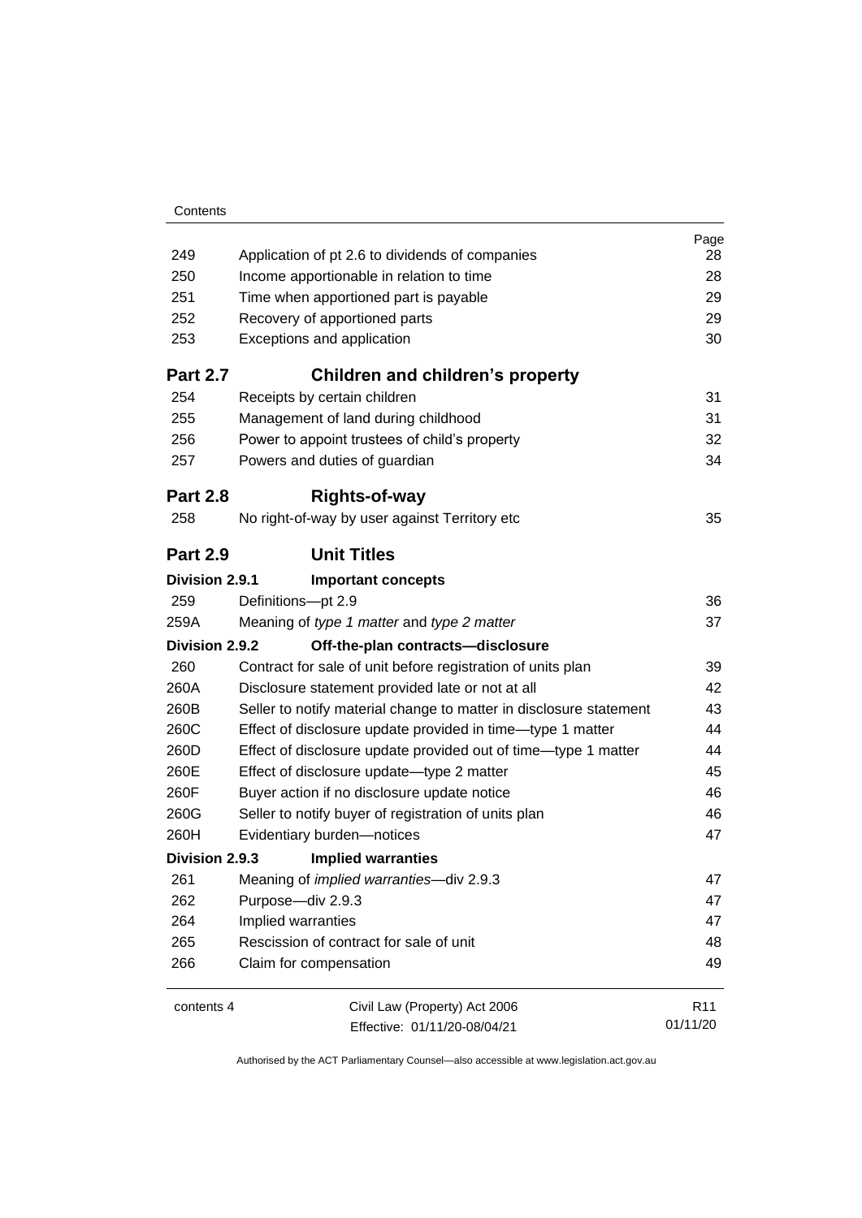| | | Page |
|---|---|---|
| 249 | Application of pt 2.6 to dividends of companies | 28 |
| 250 | Income apportionable in relation to time | 28 |
| 251 | Time when apportioned part is payable | 29 |
| 252 | Recovery of apportioned parts | 29 |
| 253 | Exceptions and application | 30 |
| **Part 2.7** | **Children and children's property** | |
| 254 | Receipts by certain children | 31 |
| 255 | Management of land during childhood | 31 |
| 256 | Power to appoint trustees of child's property | 32 |
| 257 | Powers and duties of guardian | 34 |
| **Part 2.8** | **Rights-of-way** | |
| 258 | No right-of-way by user against Territory etc | 35 |
| **Part 2.9** | **Unit Titles** | |
| **Division 2.9.1** | **Important concepts** | |
| 259 | Definitions—pt 2.9 | 36 |
| 259A | Meaning of *type 1 matter* and *type 2 matter* | 37 |
| **Division 2.9.2** | **Off-the-plan contracts—disclosure** | |
| 260 | Contract for sale of unit before registration of units plan | 39 |
| 260A | Disclosure statement provided late or not at all | 42 |
| 260B | Seller to notify material change to matter in disclosure statement | 43 |
| 260C | Effect of disclosure update provided in time—type 1 matter | 44 |
| 260D | Effect of disclosure update provided out of time—type 1 matter | 44 |
| 260E | Effect of disclosure update—type 2 matter | 45 |
| 260F | Buyer action if no disclosure update notice | 46 |
| 260G | Seller to notify buyer of registration of units plan | 46 |
| 260H | Evidentiary burden—notices | 47 |
| **Division 2.9.3** | **Implied warranties** | |
| 261 | Meaning of *implied warranties*—div 2.9.3 | 47 |
| 262 | Purpose—div 2.9.3 | 47 |
| 264 | Implied warranties | 47 |
| 265 | Rescission of contract for sale of unit | 48 |
| 266 | Claim for compensation | 49 |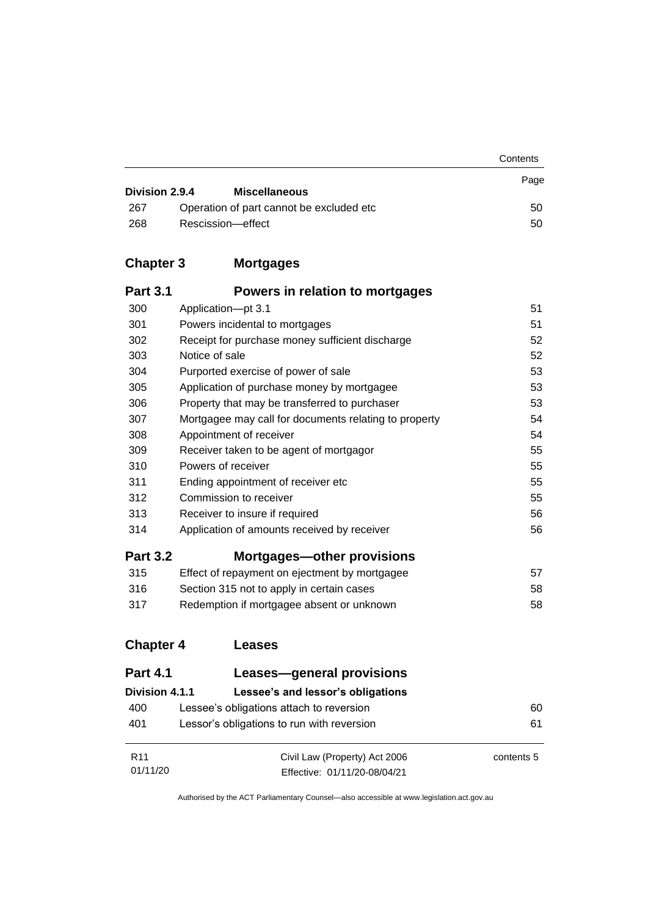| | | Page |
|---|---|---|
| **Division 2.9.4** | **Miscellaneous** | |
| 267 | Operation of part cannot be excluded etc | 50 |
| 268 | Rescission—effect | 50 |

## Chapter 3 Mortgages

| | | |
|---|---|---|
| **Part 3.1** | **Powers in relation to mortgages** | |
| 300 | Application—pt 3.1 | 51 |
| 301 | Powers incidental to mortgages | 51 |
| 302 | Receipt for purchase money sufficient discharge | 52 |
| 303 | Notice of sale | 52 |
| 304 | Purported exercise of power of sale | 53 |
| 305 | Application of purchase money by mortgagee | 53 |
| 306 | Property that may be transferred to purchaser | 53 |
| 307 | Mortgagee may call for documents relating to property | 54 |
| 308 | Appointment of receiver | 54 |
| 309 | Receiver taken to be agent of mortgagor | 55 |
| 310 | Powers of receiver | 55 |
| 311 | Ending appointment of receiver etc | 55 |
| 312 | Commission to receiver | 55 |
| 313 | Receiver to insure if required | 56 |
| 314 | Application of amounts received by receiver | 56 |
| **Part 3.2** | **Mortgages—other provisions** | |
| 315 | Effect of repayment on ejectment by mortgagee | 57 |
| 316 | Section 315 not to apply in certain cases | 58 |
| 317 | Redemption if mortgagee absent or unknown | 58 |

## Chapter 4 Leases

| | | |
|---|---|---|
| **Part 4.1** | **Leases—general provisions** | |
| **Division 4.1.1** | **Lessee's and lessor's obligations** | |
| 400 | Lessee's obligations attach to reversion | 60 |
| 401 | Lessor's obligations to run with reversion | 61 |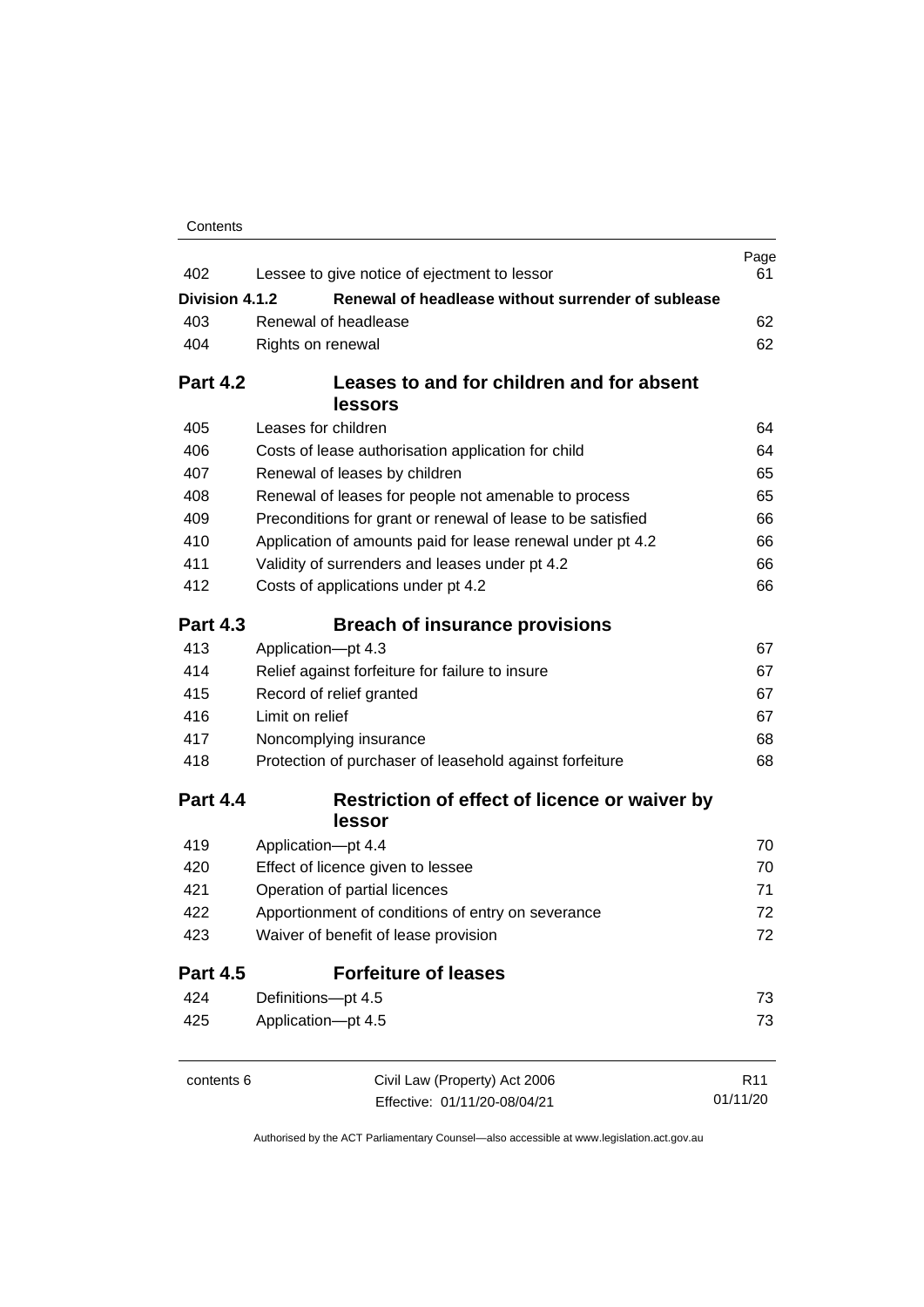| | | Page |
|---|---|---|
| 402 | Lessee to give notice of ejectment to lessor | 61 |
| **Division 4.1.2** | **Renewal of headlease without surrender of sublease** | |
| 403 | Renewal of headlease | 62 |
| 404 | Rights on renewal | 62 |

## Part 4.2 Leases to and for children and for absent lessors

| | | |
|---|---|---|
| 405 | Leases for children | 64 |
| 406 | Costs of lease authorisation application for child | 64 |
| 407 | Renewal of leases by children | 65 |
| 408 | Renewal of leases for people not amenable to process | 65 |
| 409 | Preconditions for grant or renewal of lease to be satisfied | 66 |
| 410 | Application of amounts paid for lease renewal under pt 4.2 | 66 |
| 411 | Validity of surrenders and leases under pt 4.2 | 66 |
| 412 | Costs of applications under pt 4.2 | 66 |

## Part 4.3 Breach of insurance provisions

| | | |
|---|---|---|
| 413 | Application—pt 4.3 | 67 |
| 414 | Relief against forfeiture for failure to insure | 67 |
| 415 | Record of relief granted | 67 |
| 416 | Limit on relief | 67 |
| 417 | Noncomplying insurance | 68 |
| 418 | Protection of purchaser of leasehold against forfeiture | 68 |

## Part 4.4 Restriction of effect of licence or waiver by lessor

| | | |
|---|---|---|
| 419 | Application—pt 4.4 | 70 |
| 420 | Effect of licence given to lessee | 70 |
| 421 | Operation of partial licences | 71 |
| 422 | Apportionment of conditions of entry on severance | 72 |
| 423 | Waiver of benefit of lease provision | 72 |

## Part 4.5 Forfeiture of leases

| | | |
|---|---|---|
| 424 | Definitions—pt 4.5 | 73 |
| 425 | Application—pt 4.5 | 73 |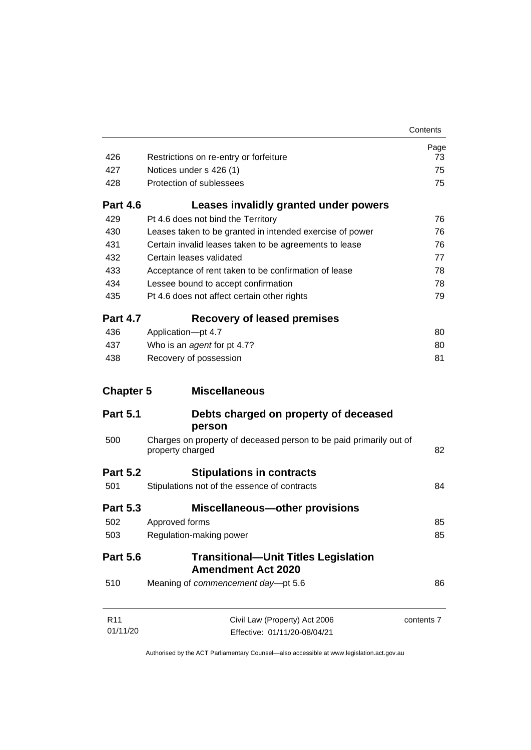| | | Page |
|---|---|---|
| 426 | Restrictions on re-entry or forfeiture | 73 |
| 427 | Notices under s 426 (1) | 75 |
| 428 | Protection of sublessees | 75 |
| **Part 4.6** | **Leases invalidly granted under powers** | |
| 429 | Pt 4.6 does not bind the Territory | 76 |
| 430 | Leases taken to be granted in intended exercise of power | 76 |
| 431 | Certain invalid leases taken to be agreements to lease | 76 |
| 432 | Certain leases validated | 77 |
| 433 | Acceptance of rent taken to be confirmation of lease | 78 |
| 434 | Lessee bound to accept confirmation | 78 |
| 435 | Pt 4.6 does not affect certain other rights | 79 |
| **Part 4.7** | **Recovery of leased premises** | |
| 436 | Application—pt 4.7 | 80 |
| 437 | Who is an *agent* for pt 4.7? | 80 |
| 438 | Recovery of possession | 81 |
| **Chapter 5** | **Miscellaneous** | |
| **Part 5.1** | **Debts charged on property of deceased person** | |
| 500 | Charges on property of deceased person to be paid primarily out of property charged | 82 |
| **Part 5.2** | **Stipulations in contracts** | |
| 501 | Stipulations not of the essence of contracts | 84 |
| **Part 5.3** | **Miscellaneous—other provisions** | |
| 502 | Approved forms | 85 |
| 503 | Regulation-making power | 85 |
| **Part 5.6** | **Transitional—Unit Titles Legislation Amendment Act 2020** | |
| 510 | Meaning of *commencement day*—pt 5.6 | 86 |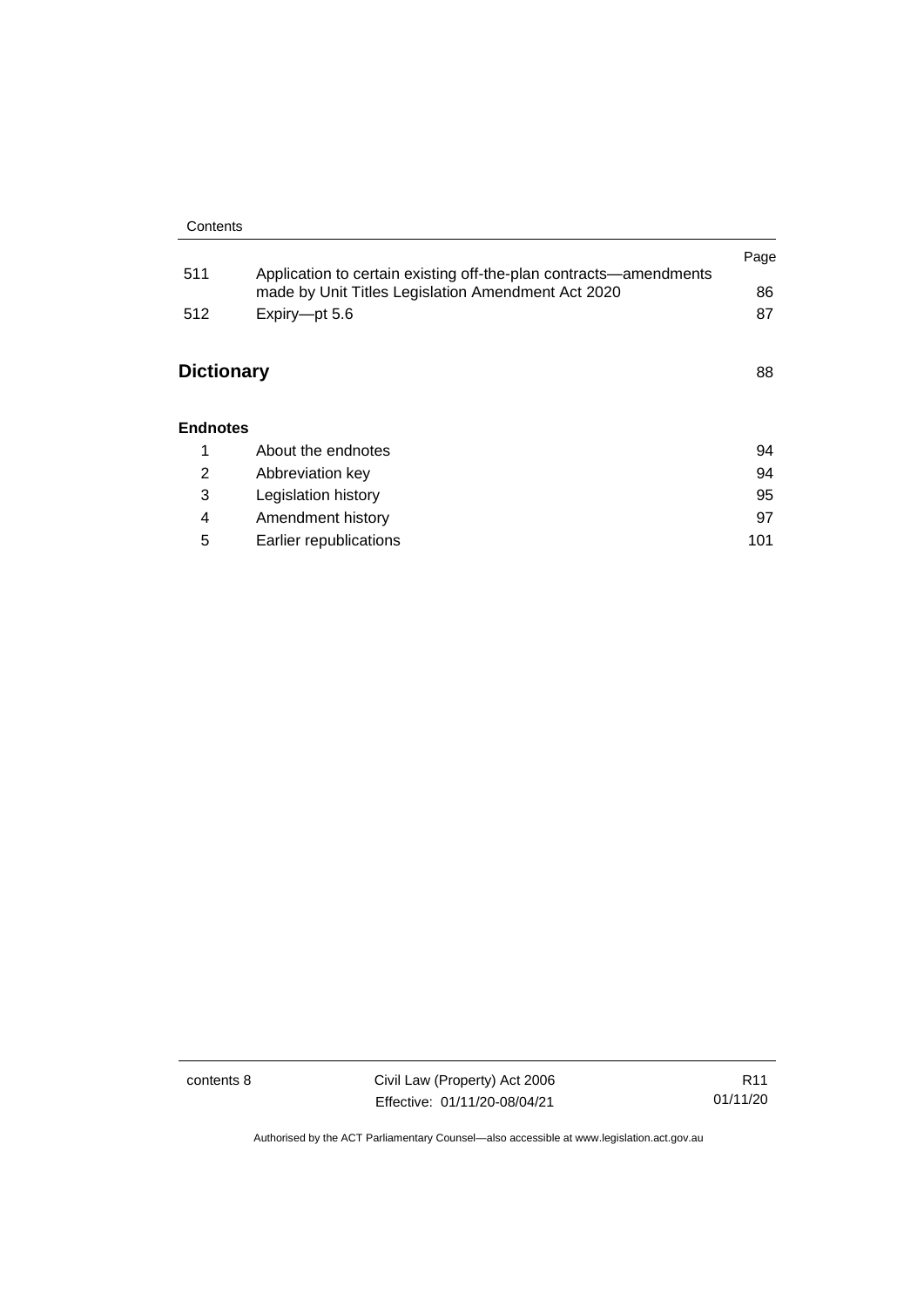| | | Page |
|---|---|---|
| 511 | Application to certain existing off-the-plan contracts—amendments made by Unit Titles Legislation Amendment Act 2020 | 86 |
| 512 | Expiry—pt 5.6 | 87 |

## Dictionary 88

### Endnotes

| | | |
|---|---|---|
| 1 | About the endnotes | 94 |
| 2 | Abbreviation key | 94 |
| 3 | Legislation history | 95 |
| 4 | Amendment history | 97 |
| 5 | Earlier republications | 101 |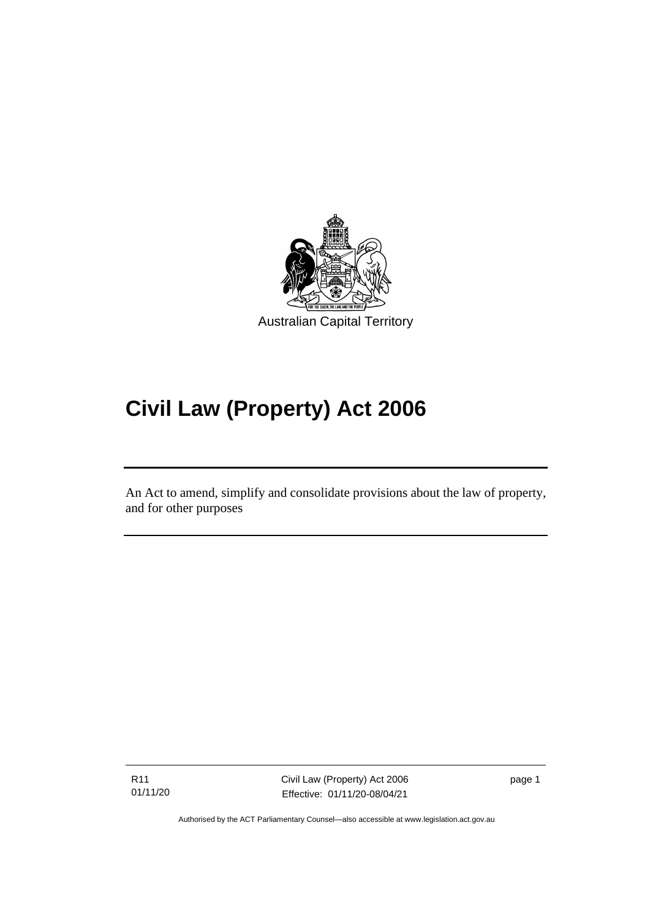Australian Capital Territory

# Civil Law (Property) Act 2006

An Act to amend, simplify and consolidate provisions about the law of property, and for other purposes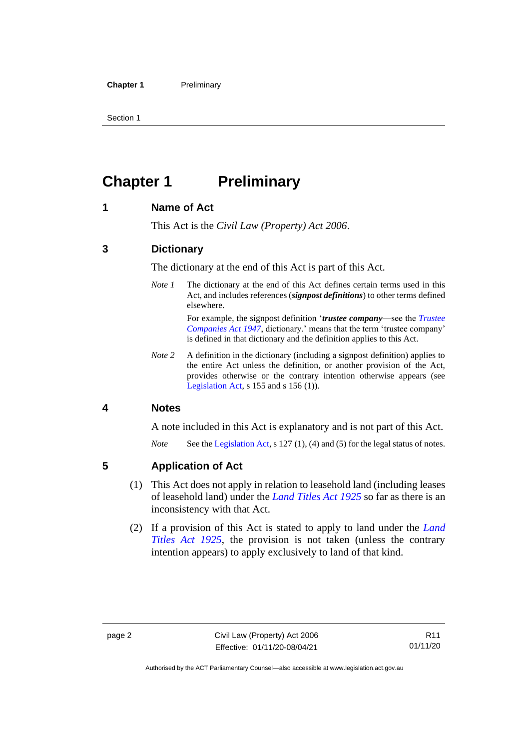# Chapter 1 Preliminary

## 1 Name of Act

This Act is the *Civil Law (Property) Act 2006*.

## 3 Dictionary

The dictionary at the end of this Act is part of this Act.

*Note 1* The dictionary at the end of this Act defines certain terms used in this Act, and includes references (***signpost definitions***) to other terms defined elsewhere.

For example, the signpost definition '***trustee company***—see the *Trustee Companies Act 1947*, dictionary.' means that the term 'trustee company' is defined in that dictionary and the definition applies to this Act.

*Note 2* A definition in the dictionary (including a signpost definition) applies to the entire Act unless the definition, or another provision of the Act, provides otherwise or the contrary intention otherwise appears (see Legislation Act, s 155 and s 156 (1)).

## 4 Notes

A note included in this Act is explanatory and is not part of this Act.

*Note* See the Legislation Act, s 127 (1), (4) and (5) for the legal status of notes.

## 5 Application of Act

(1) This Act does not apply in relation to leasehold land (including leases of leasehold land) under the *Land Titles Act 1925* so far as there is an inconsistency with that Act.

(2) If a provision of this Act is stated to apply to land under the *Land Titles Act 1925*, the provision is not taken (unless the contrary intention appears) to apply exclusively to land of that kind.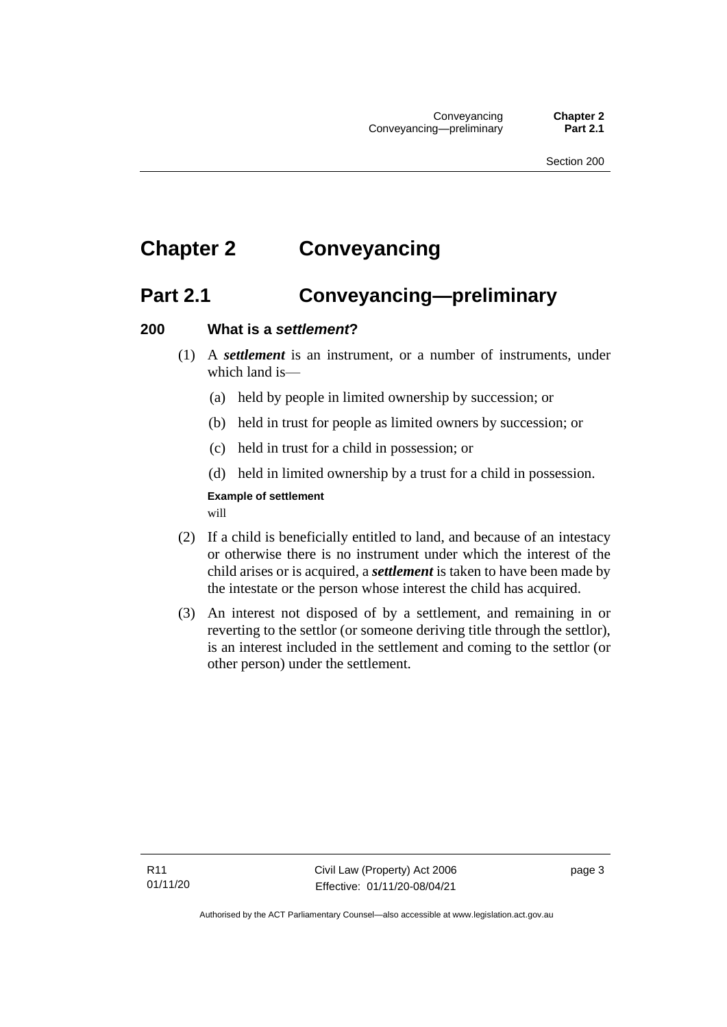# Chapter 2 Conveyancing

## Part 2.1 Conveyancing—preliminary

### 200 What is a *settlement*?

(1) A ***settlement*** is an instrument, or a number of instruments, under which land is—

(a) held by people in limited ownership by succession; or

(b) held in trust for people as limited owners by succession; or

(c) held in trust for a child in possession; or

(d) held in limited ownership by a trust for a child in possession.

**Example of settlement**

will

(2) If a child is beneficially entitled to land, and because of an intestacy or otherwise there is no instrument under which the interest of the child arises or is acquired, a ***settlement*** is taken to have been made by the intestate or the person whose interest the child has acquired.

(3) An interest not disposed of by a settlement, and remaining in or reverting to the settlor (or someone deriving title through the settlor), is an interest included in the settlement and coming to the settlor (or other person) under the settlement.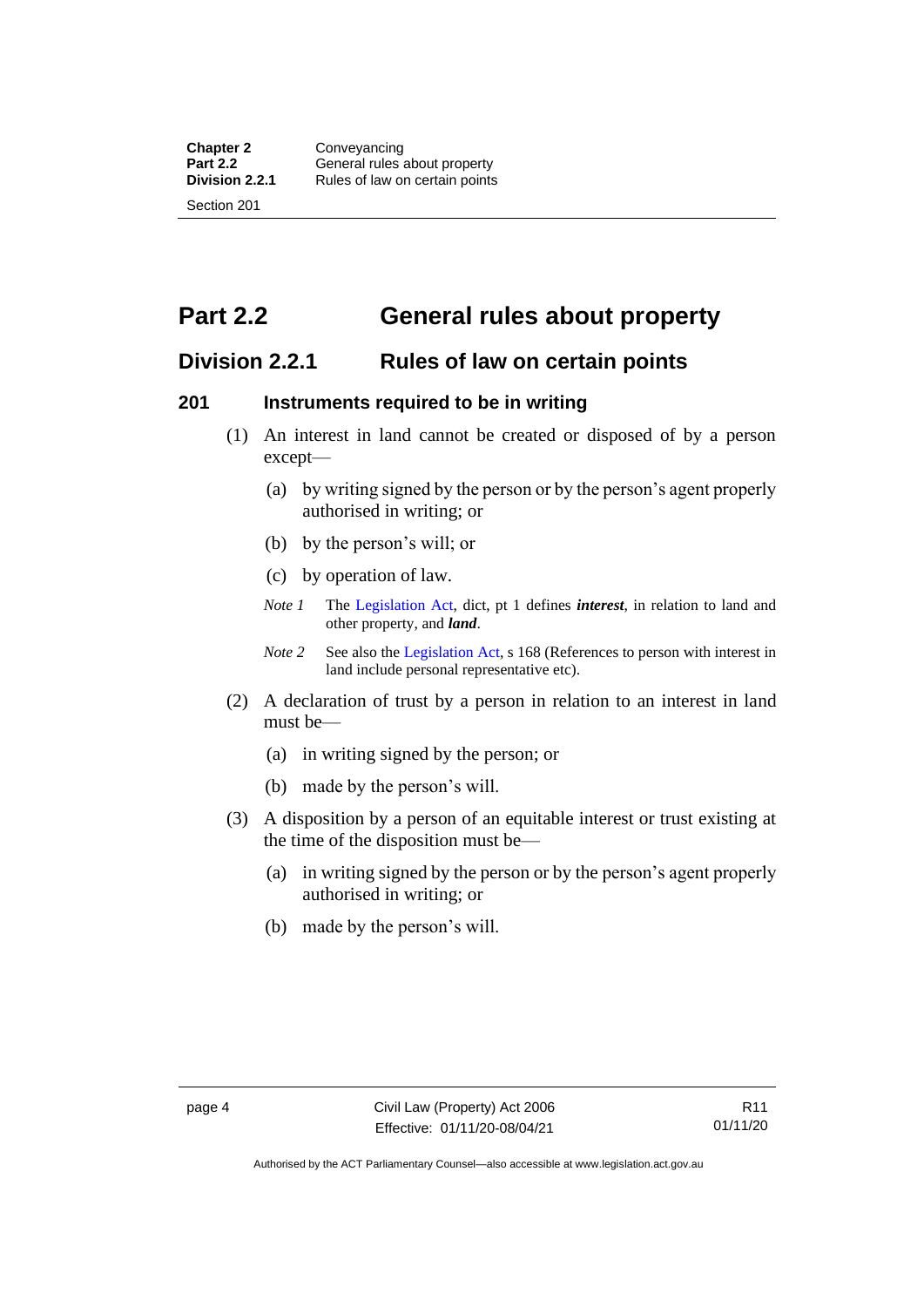# Part 2.2 General rules about property

## Division 2.2.1 Rules of law on certain points

### 201 Instruments required to be in writing

(1) An interest in land cannot be created or disposed of by a person except—

(a) by writing signed by the person or by the person's agent properly authorised in writing; or

(b) by the person's will; or

(c) by operation of law.

*Note 1* The Legislation Act, dict, pt 1 defines ***interest***, in relation to land and other property, and ***land***.

*Note 2* See also the Legislation Act, s 168 (References to person with interest in land include personal representative etc).

(2) A declaration of trust by a person in relation to an interest in land must be—

(a) in writing signed by the person; or

(b) made by the person's will.

(3) A disposition by a person of an equitable interest or trust existing at the time of the disposition must be—

(a) in writing signed by the person or by the person's agent properly authorised in writing; or

(b) made by the person's will.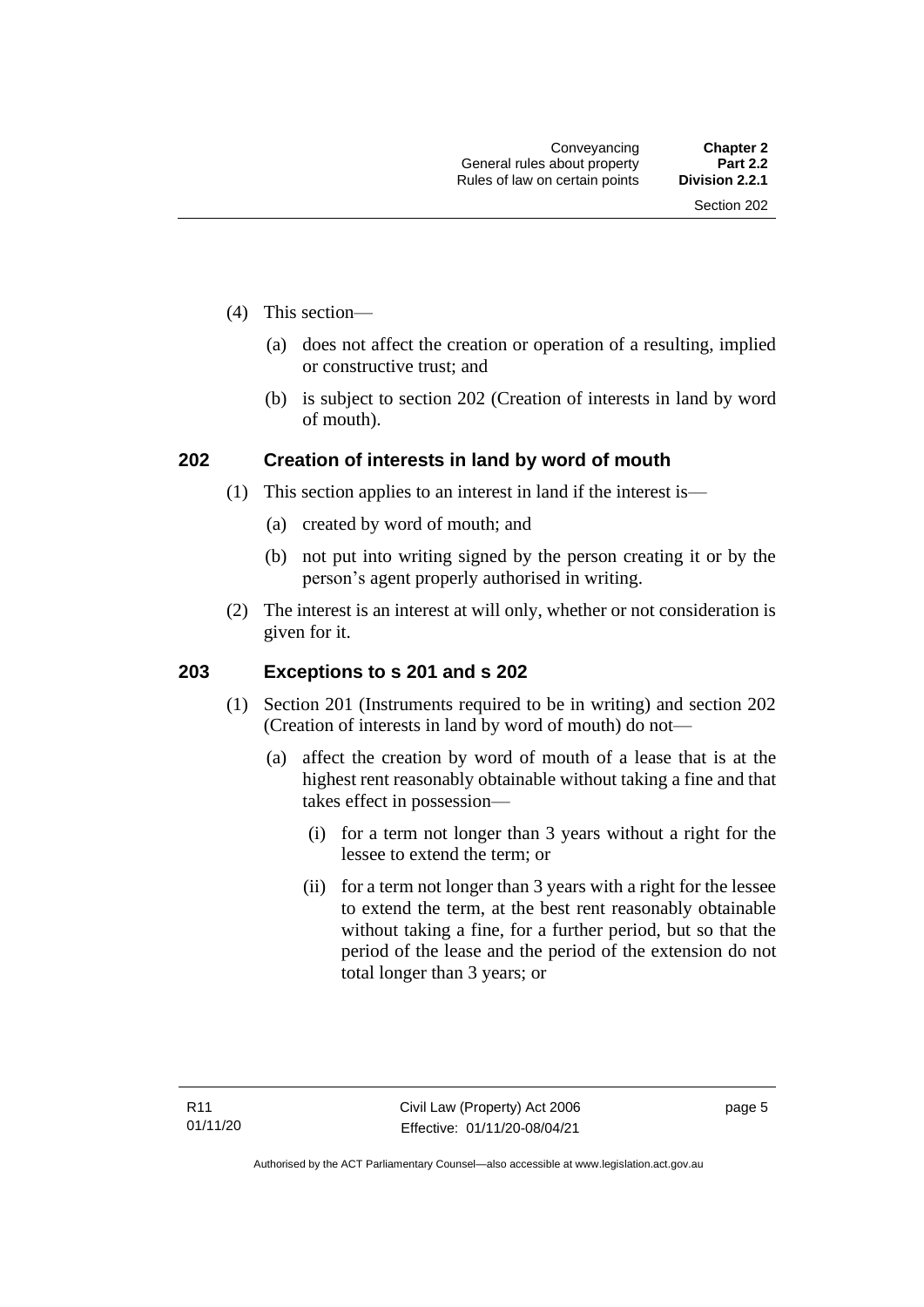(4) This section—

(a) does not affect the creation or operation of a resulting, implied or constructive trust; and

(b) is subject to section 202 (Creation of interests in land by word of mouth).

## 202 Creation of interests in land by word of mouth

(1) This section applies to an interest in land if the interest is—

(a) created by word of mouth; and

(b) not put into writing signed by the person creating it or by the person's agent properly authorised in writing.

(2) The interest is an interest at will only, whether or not consideration is given for it.

## 203 Exceptions to s 201 and s 202

(1) Section 201 (Instruments required to be in writing) and section 202 (Creation of interests in land by word of mouth) do not—

(a) affect the creation by word of mouth of a lease that is at the highest rent reasonably obtainable without taking a fine and that takes effect in possession—

(i) for a term not longer than 3 years without a right for the lessee to extend the term; or

(ii) for a term not longer than 3 years with a right for the lessee to extend the term, at the best rent reasonably obtainable without taking a fine, for a further period, but so that the period of the lease and the period of the extension do not total longer than 3 years; or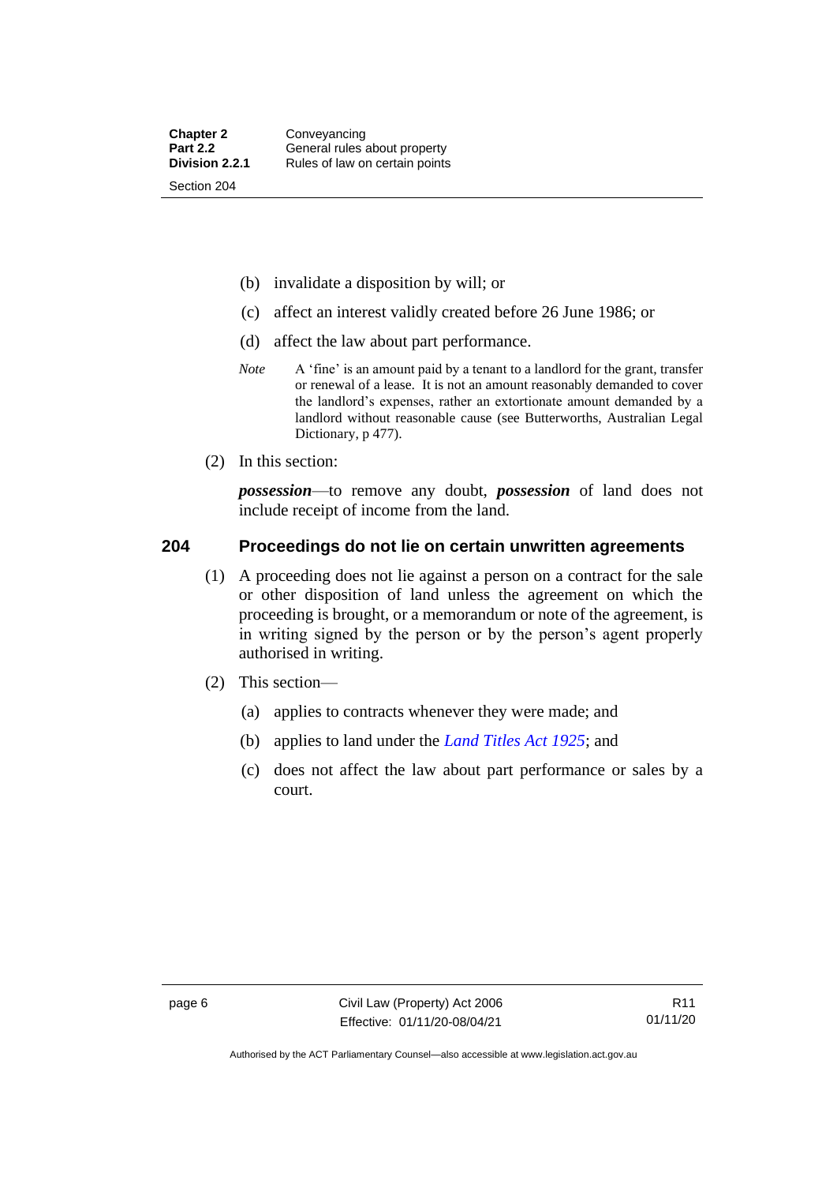(b) invalidate a disposition by will; or

(c) affect an interest validly created before 26 June 1986; or

(d) affect the law about part performance.

*Note* A 'fine' is an amount paid by a tenant to a landlord for the grant, transfer or renewal of a lease. It is not an amount reasonably demanded to cover the landlord's expenses, rather an extortionate amount demanded by a landlord without reasonable cause (see Butterworths, Australian Legal Dictionary, p 477).

(2) In this section:

***possession***—to remove any doubt, ***possession*** of land does not include receipt of income from the land.

## 204 Proceedings do not lie on certain unwritten agreements

(1) A proceeding does not lie against a person on a contract for the sale or other disposition of land unless the agreement on which the proceeding is brought, or a memorandum or note of the agreement, is in writing signed by the person or by the person's agent properly authorised in writing.

(2) This section—

(a) applies to contracts whenever they were made; and

(b) applies to land under the *Land Titles Act 1925*; and

(c) does not affect the law about part performance or sales by a court.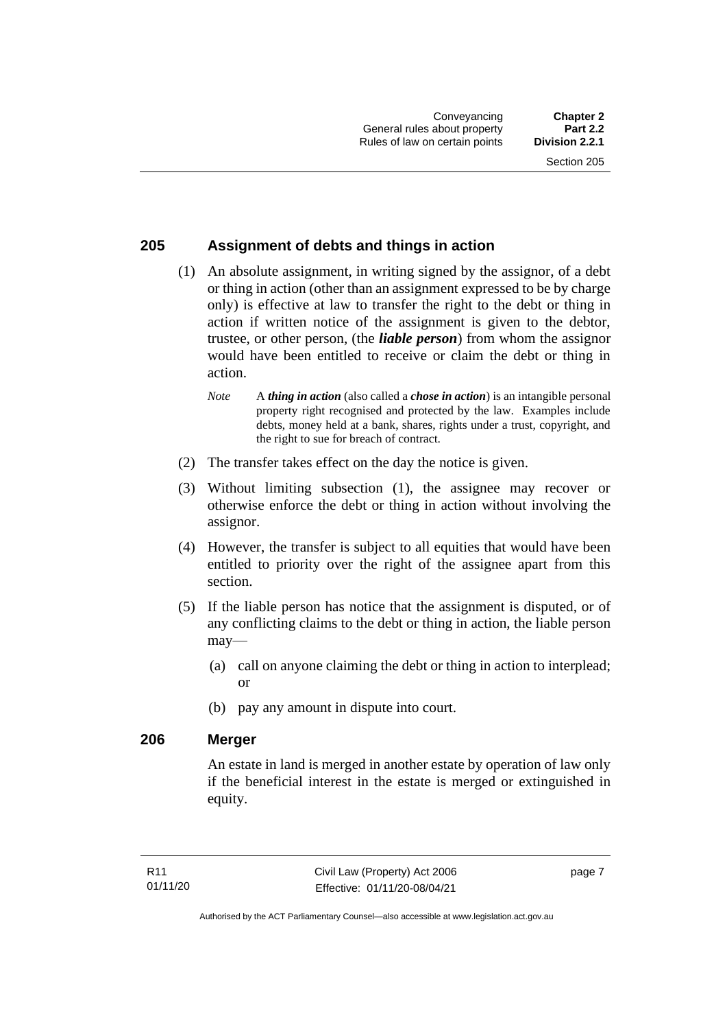## 205 Assignment of debts and things in action

(1) An absolute assignment, in writing signed by the assignor, of a debt or thing in action (other than an assignment expressed to be by charge only) is effective at law to transfer the right to the debt or thing in action if written notice of the assignment is given to the debtor, trustee, or other person, (the ***liable person***) from whom the assignor would have been entitled to receive or claim the debt or thing in action.

*Note* A ***thing in action*** (also called a ***chose in action***) is an intangible personal property right recognised and protected by the law. Examples include debts, money held at a bank, shares, rights under a trust, copyright, and the right to sue for breach of contract.

(2) The transfer takes effect on the day the notice is given.

(3) Without limiting subsection (1), the assignee may recover or otherwise enforce the debt or thing in action without involving the assignor.

(4) However, the transfer is subject to all equities that would have been entitled to priority over the right of the assignee apart from this section.

(5) If the liable person has notice that the assignment is disputed, or of any conflicting claims to the debt or thing in action, the liable person may—

(a) call on anyone claiming the debt or thing in action to interplead; or

(b) pay any amount in dispute into court.

## 206 Merger

An estate in land is merged in another estate by operation of law only if the beneficial interest in the estate is merged or extinguished in equity.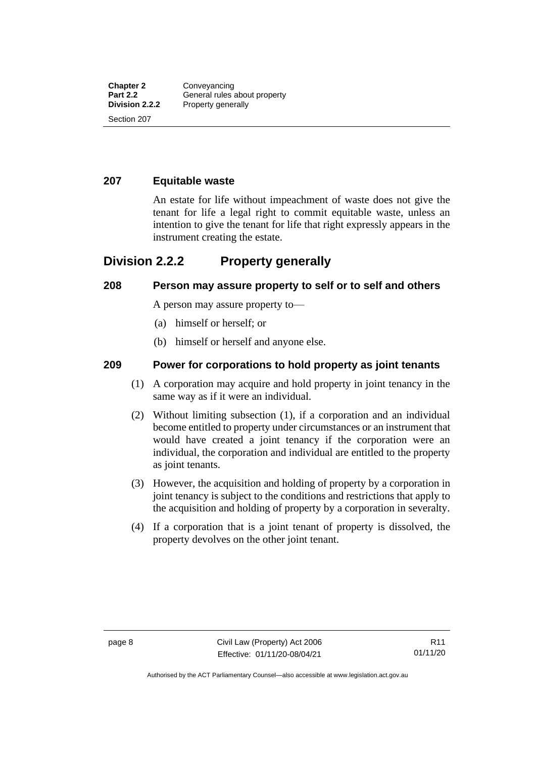### 207 Equitable waste

An estate for life without impeachment of waste does not give the tenant for life a legal right to commit equitable waste, unless an intention to give the tenant for life that right expressly appears in the instrument creating the estate.

## Division 2.2.2 Property generally

### 208 Person may assure property to self or to self and others

A person may assure property to—

(a) himself or herself; or

(b) himself or herself and anyone else.

### 209 Power for corporations to hold property as joint tenants

(1) A corporation may acquire and hold property in joint tenancy in the same way as if it were an individual.

(2) Without limiting subsection (1), if a corporation and an individual become entitled to property under circumstances or an instrument that would have created a joint tenancy if the corporation were an individual, the corporation and individual are entitled to the property as joint tenants.

(3) However, the acquisition and holding of property by a corporation in joint tenancy is subject to the conditions and restrictions that apply to the acquisition and holding of property by a corporation in severalty.

(4) If a corporation that is a joint tenant of property is dissolved, the property devolves on the other joint tenant.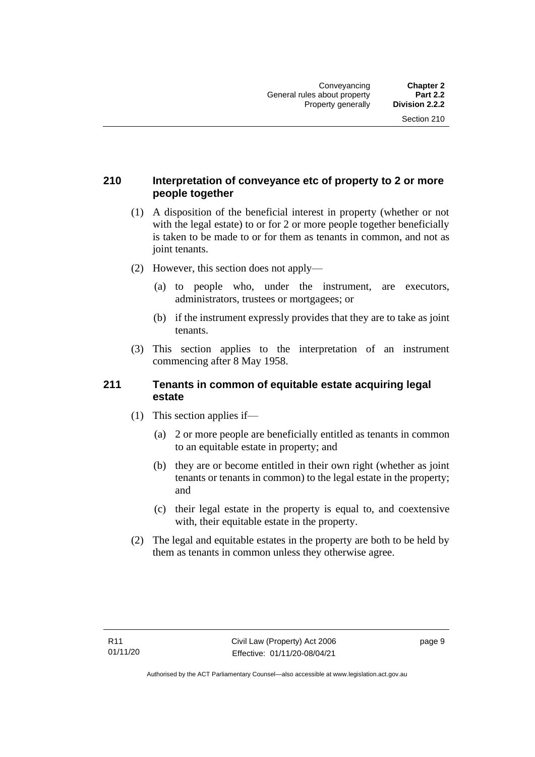## 210 Interpretation of conveyance etc of property to 2 or more people together

(1) A disposition of the beneficial interest in property (whether or not with the legal estate) to or for 2 or more people together beneficially is taken to be made to or for them as tenants in common, and not as joint tenants.

(2) However, this section does not apply—

(a) to people who, under the instrument, are executors, administrators, trustees or mortgagees; or

(b) if the instrument expressly provides that they are to take as joint tenants.

(3) This section applies to the interpretation of an instrument commencing after 8 May 1958.

## 211 Tenants in common of equitable estate acquiring legal estate

(1) This section applies if—

(a) 2 or more people are beneficially entitled as tenants in common to an equitable estate in property; and

(b) they are or become entitled in their own right (whether as joint tenants or tenants in common) to the legal estate in the property; and

(c) their legal estate in the property is equal to, and coextensive with, their equitable estate in the property.

(2) The legal and equitable estates in the property are both to be held by them as tenants in common unless they otherwise agree.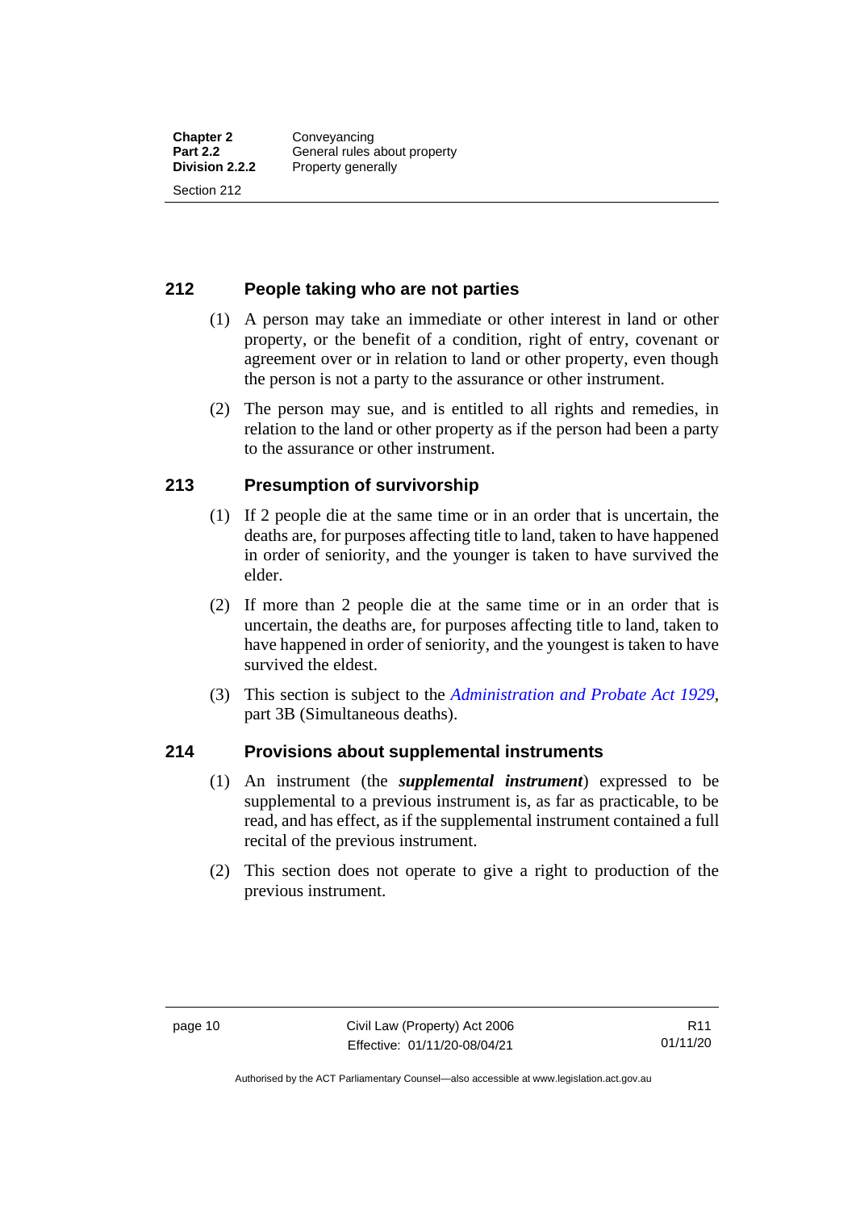## 212 People taking who are not parties

(1) A person may take an immediate or other interest in land or other property, or the benefit of a condition, right of entry, covenant or agreement over or in relation to land or other property, even though the person is not a party to the assurance or other instrument.

(2) The person may sue, and is entitled to all rights and remedies, in relation to the land or other property as if the person had been a party to the assurance or other instrument.

## 213 Presumption of survivorship

(1) If 2 people die at the same time or in an order that is uncertain, the deaths are, for purposes affecting title to land, taken to have happened in order of seniority, and the younger is taken to have survived the elder.

(2) If more than 2 people die at the same time or in an order that is uncertain, the deaths are, for purposes affecting title to land, taken to have happened in order of seniority, and the youngest is taken to have survived the eldest.

(3) This section is subject to the *Administration and Probate Act 1929*, part 3B (Simultaneous deaths).

## 214 Provisions about supplemental instruments

(1) An instrument (the ***supplemental instrument***) expressed to be supplemental to a previous instrument is, as far as practicable, to be read, and has effect, as if the supplemental instrument contained a full recital of the previous instrument.

(2) This section does not operate to give a right to production of the previous instrument.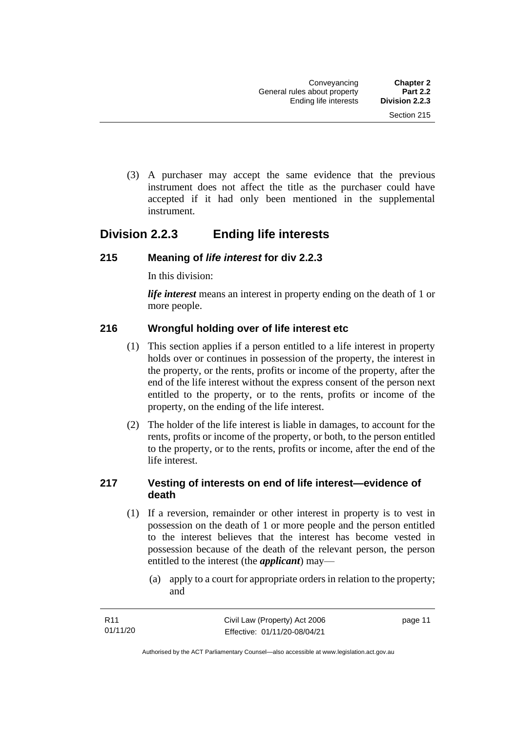(3) A purchaser may accept the same evidence that the previous instrument does not affect the title as the purchaser could have accepted if it had only been mentioned in the supplemental instrument.

## Division 2.2.3 Ending life interests

### 215 Meaning of *life interest* for div 2.2.3

In this division:

***life interest*** means an interest in property ending on the death of 1 or more people.

### 216 Wrongful holding over of life interest etc

(1) This section applies if a person entitled to a life interest in property holds over or continues in possession of the property, the interest in the property, or the rents, profits or income of the property, after the end of the life interest without the express consent of the person next entitled to the property, or to the rents, profits or income of the property, on the ending of the life interest.

(2) The holder of the life interest is liable in damages, to account for the rents, profits or income of the property, or both, to the person entitled to the property, or to the rents, profits or income, after the end of the life interest.

### 217 Vesting of interests on end of life interest—evidence of death

(1) If a reversion, remainder or other interest in property is to vest in possession on the death of 1 or more people and the person entitled to the interest believes that the interest has become vested in possession because of the death of the relevant person, the person entitled to the interest (the ***applicant***) may—

(a) apply to a court for appropriate orders in relation to the property; and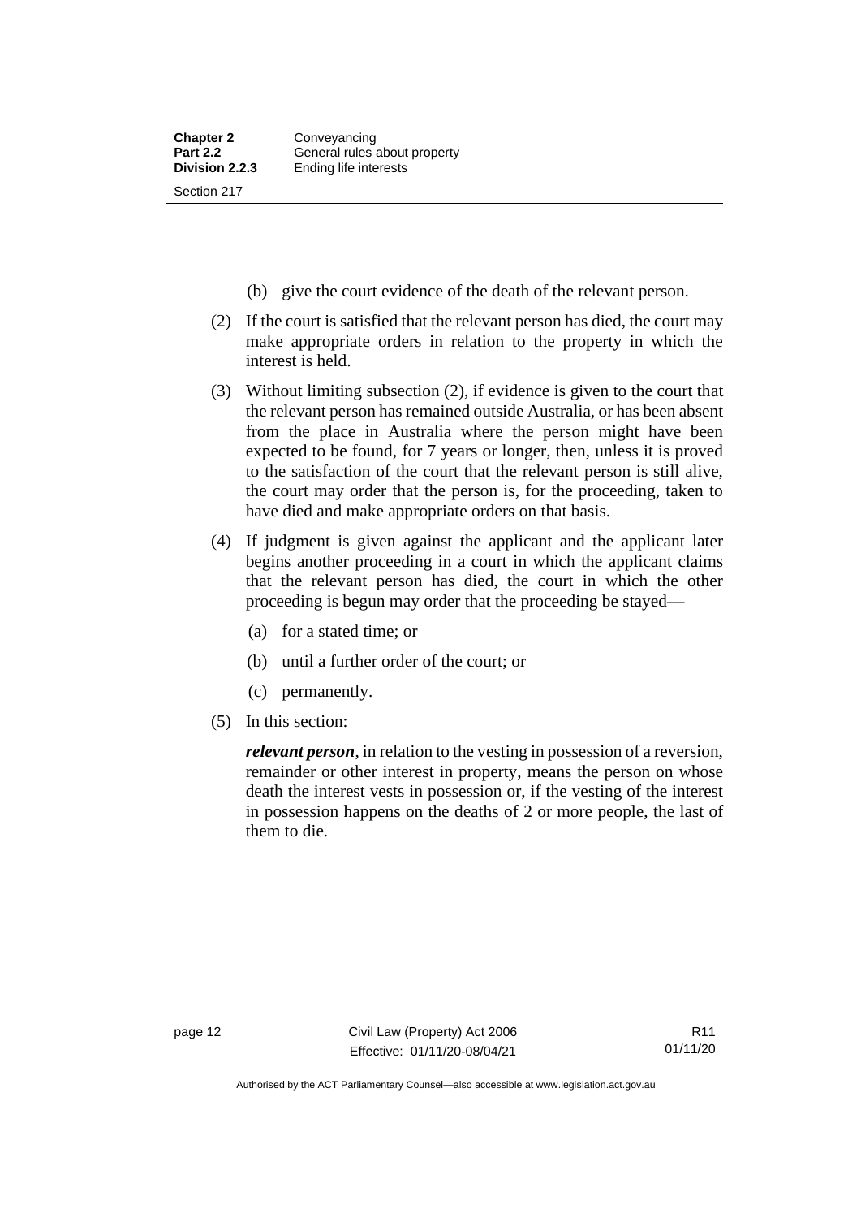(b) give the court evidence of the death of the relevant person.

(2) If the court is satisfied that the relevant person has died, the court may make appropriate orders in relation to the property in which the interest is held.

(3) Without limiting subsection (2), if evidence is given to the court that the relevant person has remained outside Australia, or has been absent from the place in Australia where the person might have been expected to be found, for 7 years or longer, then, unless it is proved to the satisfaction of the court that the relevant person is still alive, the court may order that the person is, for the proceeding, taken to have died and make appropriate orders on that basis.

(4) If judgment is given against the applicant and the applicant later begins another proceeding in a court in which the applicant claims that the relevant person has died, the court in which the other proceeding is begun may order that the proceeding be stayed—

(a) for a stated time; or

(b) until a further order of the court; or

(c) permanently.

(5) In this section:

***relevant person***, in relation to the vesting in possession of a reversion, remainder or other interest in property, means the person on whose death the interest vests in possession or, if the vesting of the interest in possession happens on the deaths of 2 or more people, the last of them to die.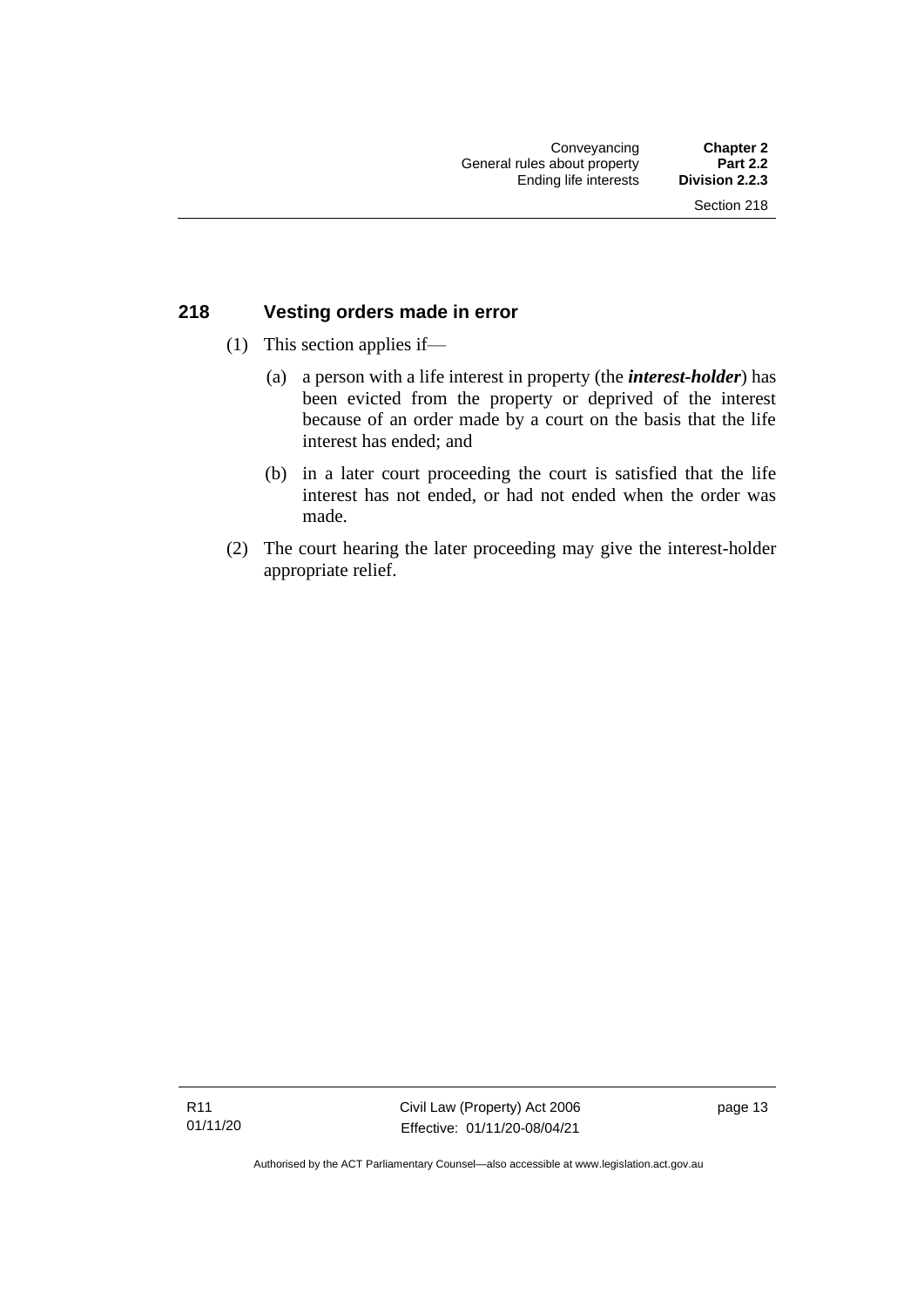## 218 Vesting orders made in error

(1) This section applies if—

(a) a person with a life interest in property (the ***interest-holder***) has been evicted from the property or deprived of the interest because of an order made by a court on the basis that the life interest has ended; and

(b) in a later court proceeding the court is satisfied that the life interest has not ended, or had not ended when the order was made.

(2) The court hearing the later proceeding may give the interest-holder appropriate relief.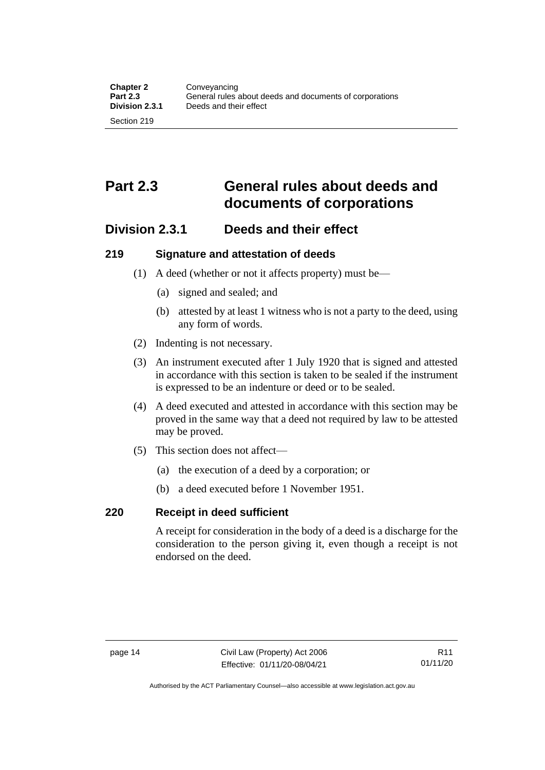# Part 2.3 General rules about deeds and documents of corporations

## Division 2.3.1 Deeds and their effect

### 219 Signature and attestation of deeds

(1) A deed (whether or not it affects property) must be—

(a) signed and sealed; and

(b) attested by at least 1 witness who is not a party to the deed, using any form of words.

(2) Indenting is not necessary.

(3) An instrument executed after 1 July 1920 that is signed and attested in accordance with this section is taken to be sealed if the instrument is expressed to be an indenture or deed or to be sealed.

(4) A deed executed and attested in accordance with this section may be proved in the same way that a deed not required by law to be attested may be proved.

(5) This section does not affect—

(a) the execution of a deed by a corporation; or

(b) a deed executed before 1 November 1951.

### 220 Receipt in deed sufficient

A receipt for consideration in the body of a deed is a discharge for the consideration to the person giving it, even though a receipt is not endorsed on the deed.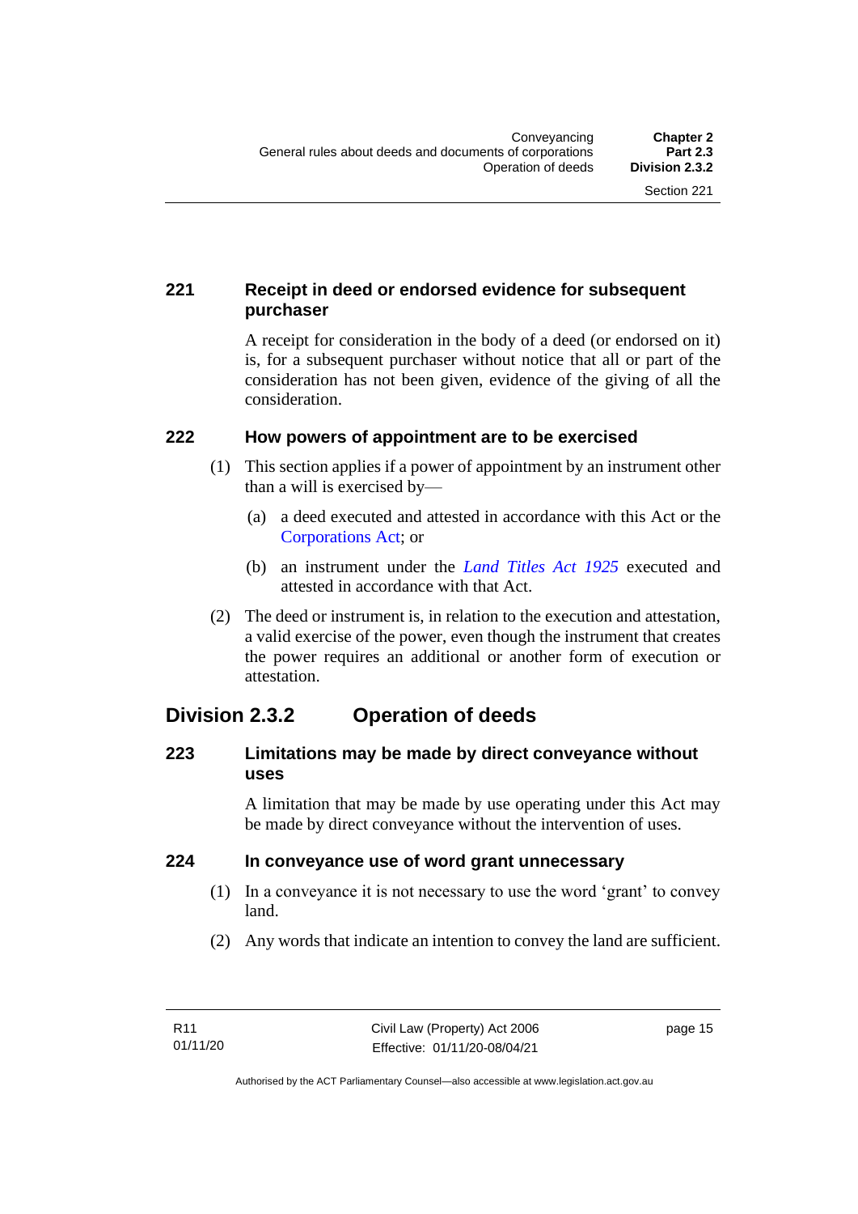### 221 Receipt in deed or endorsed evidence for subsequent purchaser

A receipt for consideration in the body of a deed (or endorsed on it) is, for a subsequent purchaser without notice that all or part of the consideration has not been given, evidence of the giving of all the consideration.

### 222 How powers of appointment are to be exercised

(1) This section applies if a power of appointment by an instrument other than a will is exercised by—

(a) a deed executed and attested in accordance with this Act or the Corporations Act; or

(b) an instrument under the *Land Titles Act 1925* executed and attested in accordance with that Act.

(2) The deed or instrument is, in relation to the execution and attestation, a valid exercise of the power, even though the instrument that creates the power requires an additional or another form of execution or attestation.

## Division 2.3.2 Operation of deeds

### 223 Limitations may be made by direct conveyance without uses

A limitation that may be made by use operating under this Act may be made by direct conveyance without the intervention of uses.

### 224 In conveyance use of word grant unnecessary

(1) In a conveyance it is not necessary to use the word 'grant' to convey land.

(2) Any words that indicate an intention to convey the land are sufficient.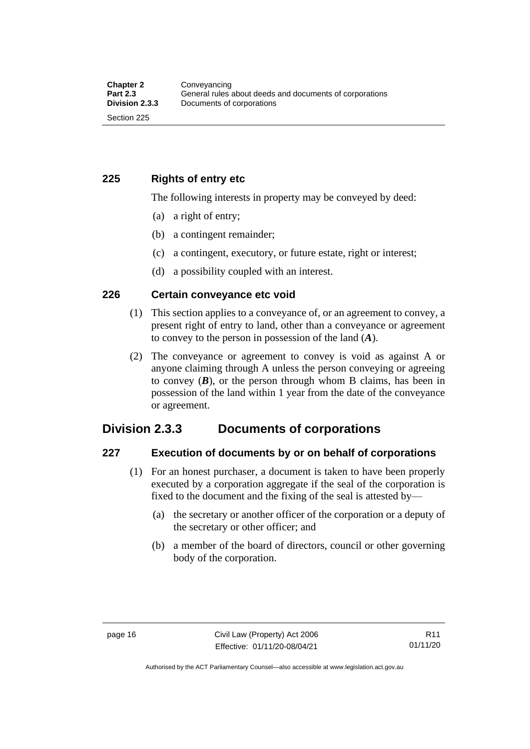### 225 Rights of entry etc

The following interests in property may be conveyed by deed:

(a) a right of entry;

(b) a contingent remainder;

(c) a contingent, executory, or future estate, right or interest;

(d) a possibility coupled with an interest.

### 226 Certain conveyance etc void

(1) This section applies to a conveyance of, or an agreement to convey, a present right of entry to land, other than a conveyance or agreement to convey to the person in possession of the land (***A***).

(2) The conveyance or agreement to convey is void as against A or anyone claiming through A unless the person conveying or agreeing to convey (***B***), or the person through whom B claims, has been in possession of the land within 1 year from the date of the conveyance or agreement.

## Division 2.3.3 Documents of corporations

### 227 Execution of documents by or on behalf of corporations

(1) For an honest purchaser, a document is taken to have been properly executed by a corporation aggregate if the seal of the corporation is fixed to the document and the fixing of the seal is attested by—

(a) the secretary or another officer of the corporation or a deputy of the secretary or other officer; and

(b) a member of the board of directors, council or other governing body of the corporation.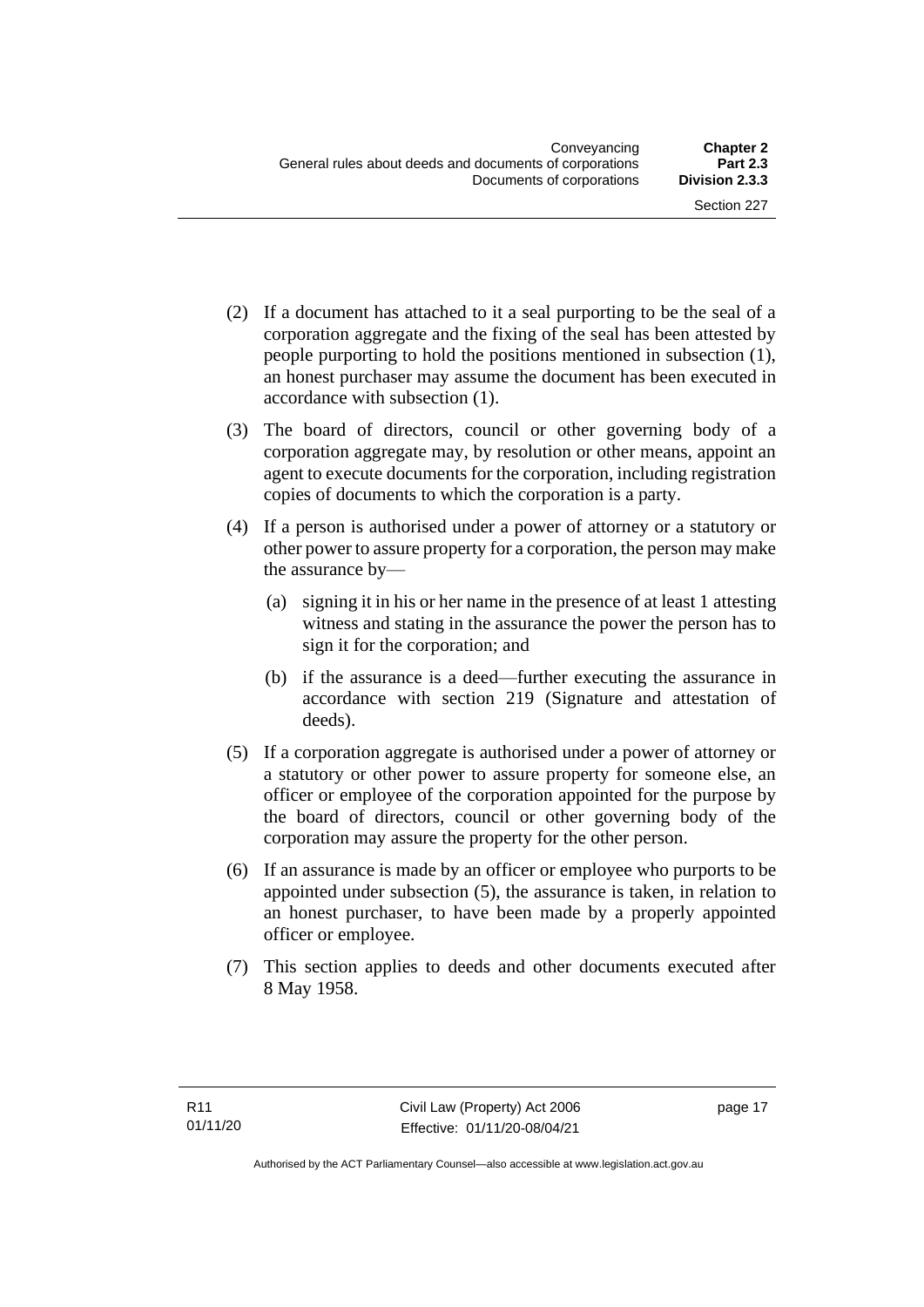(2) If a document has attached to it a seal purporting to be the seal of a corporation aggregate and the fixing of the seal has been attested by people purporting to hold the positions mentioned in subsection (1), an honest purchaser may assume the document has been executed in accordance with subsection (1).

(3) The board of directors, council or other governing body of a corporation aggregate may, by resolution or other means, appoint an agent to execute documents for the corporation, including registration copies of documents to which the corporation is a party.

(4) If a person is authorised under a power of attorney or a statutory or other power to assure property for a corporation, the person may make the assurance by—

   (a) signing it in his or her name in the presence of at least 1 attesting witness and stating in the assurance the power the person has to sign it for the corporation; and

   (b) if the assurance is a deed—further executing the assurance in accordance with section 219 (Signature and attestation of deeds).

(5) If a corporation aggregate is authorised under a power of attorney or a statutory or other power to assure property for someone else, an officer or employee of the corporation appointed for the purpose by the board of directors, council or other governing body of the corporation may assure the property for the other person.

(6) If an assurance is made by an officer or employee who purports to be appointed under subsection (5), the assurance is taken, in relation to an honest purchaser, to have been made by a properly appointed officer or employee.

(7) This section applies to deeds and other documents executed after 8 May 1958.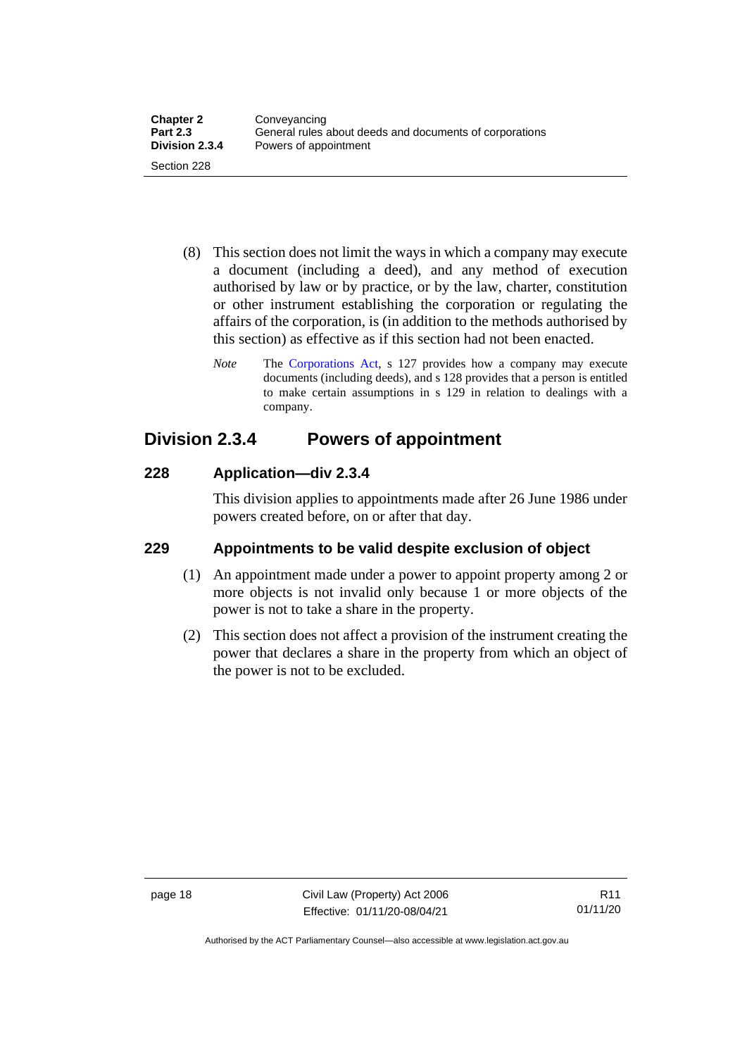(8) This section does not limit the ways in which a company may execute a document (including a deed), and any method of execution authorised by law or by practice, or by the law, charter, constitution or other instrument establishing the corporation or regulating the affairs of the corporation, is (in addition to the methods authorised by this section) as effective as if this section had not been enacted.

*Note* The Corporations Act, s 127 provides how a company may execute documents (including deeds), and s 128 provides that a person is entitled to make certain assumptions in s 129 in relation to dealings with a company.

## Division 2.3.4 Powers of appointment

### 228 Application—div 2.3.4

This division applies to appointments made after 26 June 1986 under powers created before, on or after that day.

### 229 Appointments to be valid despite exclusion of object

(1) An appointment made under a power to appoint property among 2 or more objects is not invalid only because 1 or more objects of the power is not to take a share in the property.

(2) This section does not affect a provision of the instrument creating the power that declares a share in the property from which an object of the power is not to be excluded.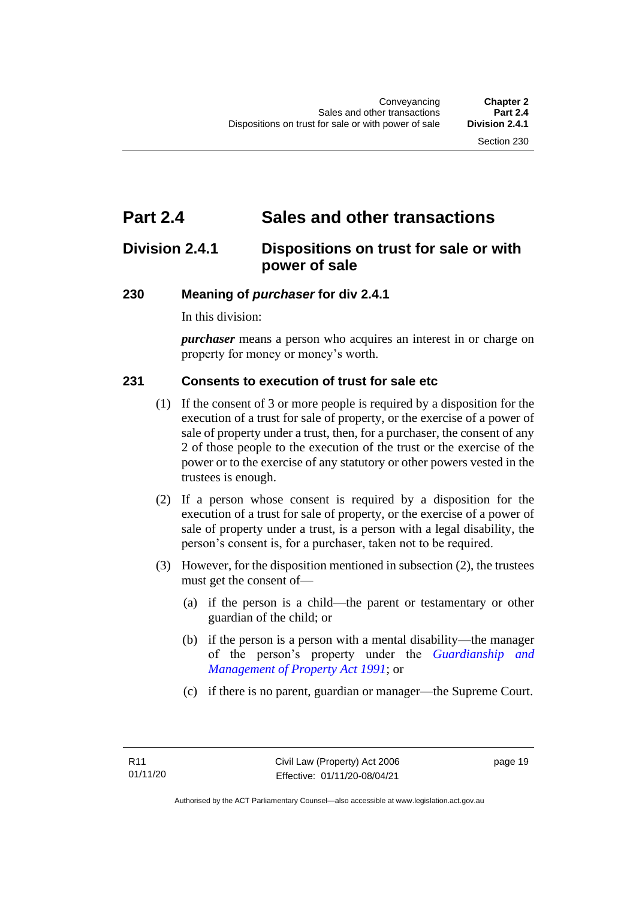# Part 2.4 Sales and other transactions

## Division 2.4.1 Dispositions on trust for sale or with power of sale

### 230 Meaning of *purchaser* for div 2.4.1

In this division:

***purchaser*** means a person who acquires an interest in or charge on property for money or money's worth.

### 231 Consents to execution of trust for sale etc

(1) If the consent of 3 or more people is required by a disposition for the execution of a trust for sale of property, or the exercise of a power of sale of property under a trust, then, for a purchaser, the consent of any 2 of those people to the execution of the trust or the exercise of the power or to the exercise of any statutory or other powers vested in the trustees is enough.

(2) If a person whose consent is required by a disposition for the execution of a trust for sale of property, or the exercise of a power of sale of property under a trust, is a person with a legal disability, the person's consent is, for a purchaser, taken not to be required.

(3) However, for the disposition mentioned in subsection (2), the trustees must get the consent of—

- (a) if the person is a child—the parent or testamentary or other guardian of the child; or
- (b) if the person is a person with a mental disability—the manager of the person's property under the *Guardianship and Management of Property Act 1991*; or
- (c) if there is no parent, guardian or manager—the Supreme Court.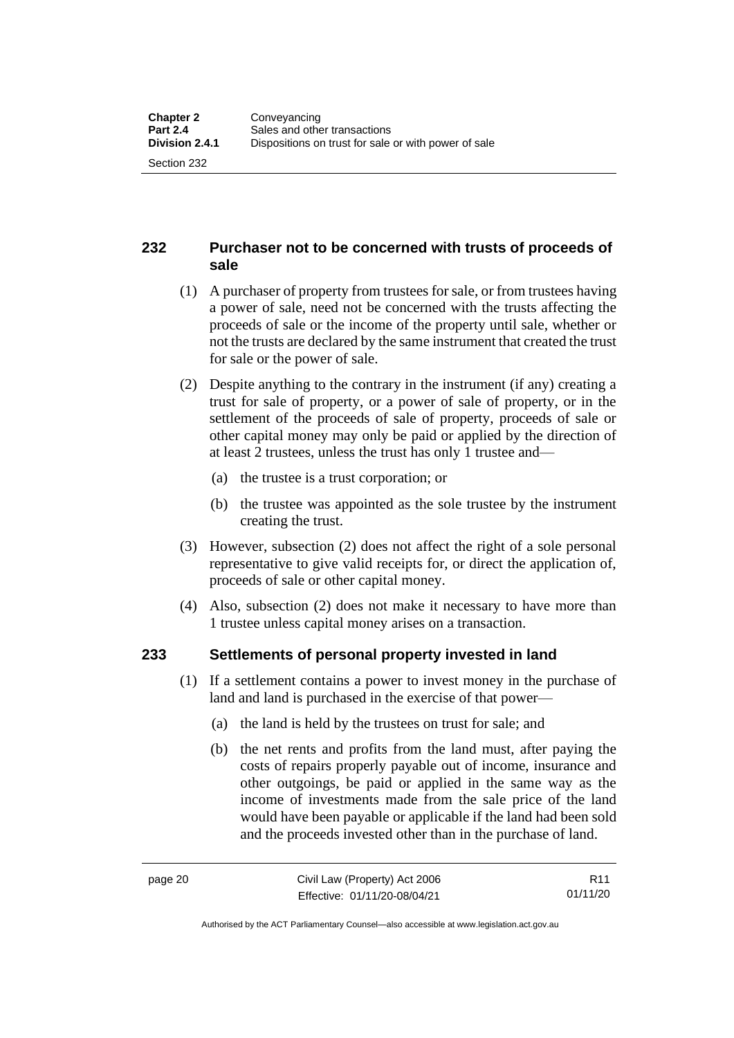## 232 Purchaser not to be concerned with trusts of proceeds of sale

(1) A purchaser of property from trustees for sale, or from trustees having a power of sale, need not be concerned with the trusts affecting the proceeds of sale or the income of the property until sale, whether or not the trusts are declared by the same instrument that created the trust for sale or the power of sale.

(2) Despite anything to the contrary in the instrument (if any) creating a trust for sale of property, or a power of sale of property, or in the settlement of the proceeds of sale of property, proceeds of sale or other capital money may only be paid or applied by the direction of at least 2 trustees, unless the trust has only 1 trustee and—

(a) the trustee is a trust corporation; or

(b) the trustee was appointed as the sole trustee by the instrument creating the trust.

(3) However, subsection (2) does not affect the right of a sole personal representative to give valid receipts for, or direct the application of, proceeds of sale or other capital money.

(4) Also, subsection (2) does not make it necessary to have more than 1 trustee unless capital money arises on a transaction.

## 233 Settlements of personal property invested in land

(1) If a settlement contains a power to invest money in the purchase of land and land is purchased in the exercise of that power—

(a) the land is held by the trustees on trust for sale; and

(b) the net rents and profits from the land must, after paying the costs of repairs properly payable out of income, insurance and other outgoings, be paid or applied in the same way as the income of investments made from the sale price of the land would have been payable or applicable if the land had been sold and the proceeds invested other than in the purchase of land.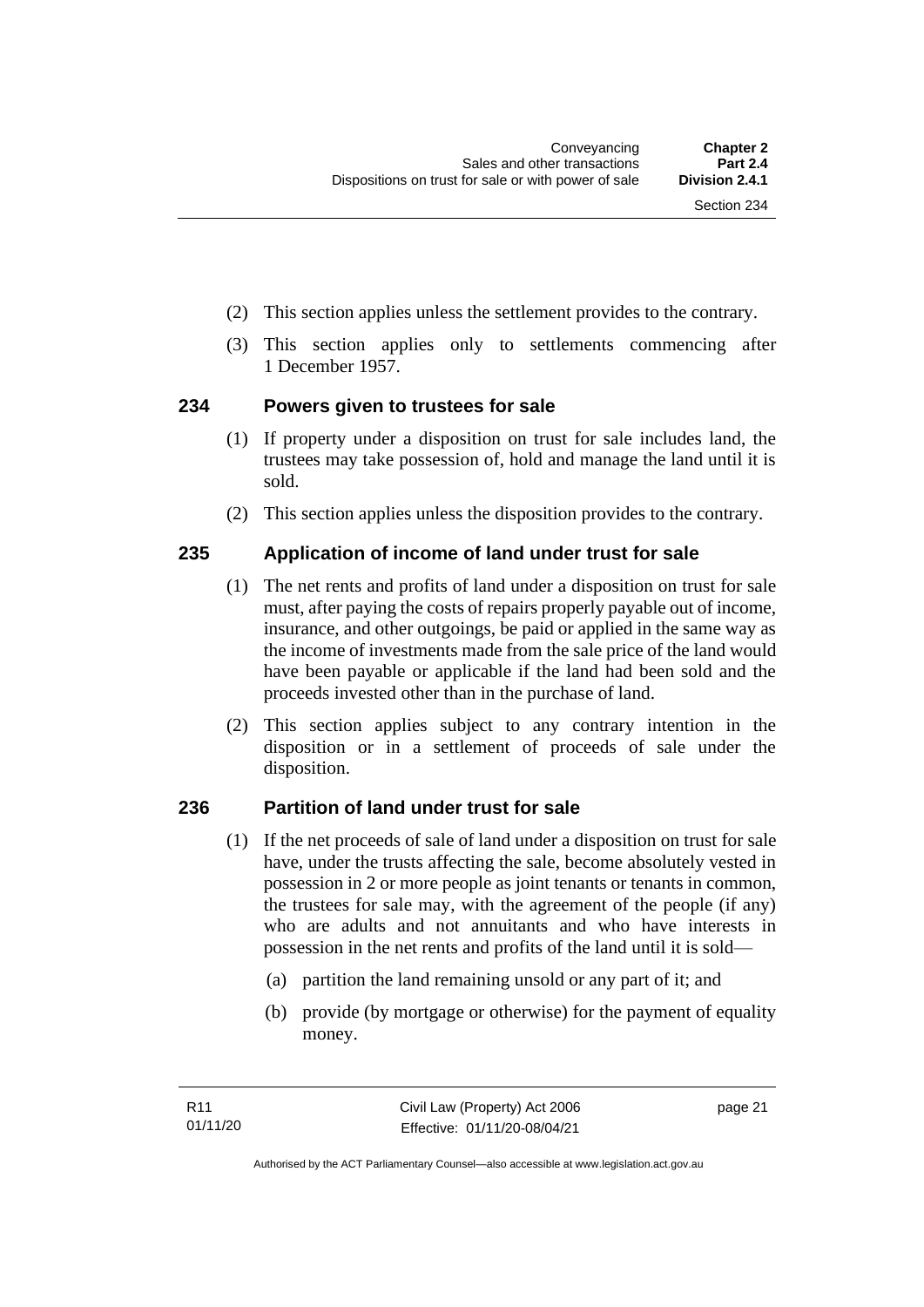(2) This section applies unless the settlement provides to the contrary.

(3) This section applies only to settlements commencing after 1 December 1957.

### 234 Powers given to trustees for sale

(1) If property under a disposition on trust for sale includes land, the trustees may take possession of, hold and manage the land until it is sold.

(2) This section applies unless the disposition provides to the contrary.

### 235 Application of income of land under trust for sale

(1) The net rents and profits of land under a disposition on trust for sale must, after paying the costs of repairs properly payable out of income, insurance, and other outgoings, be paid or applied in the same way as the income of investments made from the sale price of the land would have been payable or applicable if the land had been sold and the proceeds invested other than in the purchase of land.

(2) This section applies subject to any contrary intention in the disposition or in a settlement of proceeds of sale under the disposition.

### 236 Partition of land under trust for sale

(1) If the net proceeds of sale of land under a disposition on trust for sale have, under the trusts affecting the sale, become absolutely vested in possession in 2 or more people as joint tenants or tenants in common, the trustees for sale may, with the agreement of the people (if any) who are adults and not annuitants and who have interests in possession in the net rents and profits of the land until it is sold—

(a) partition the land remaining unsold or any part of it; and

(b) provide (by mortgage or otherwise) for the payment of equality money.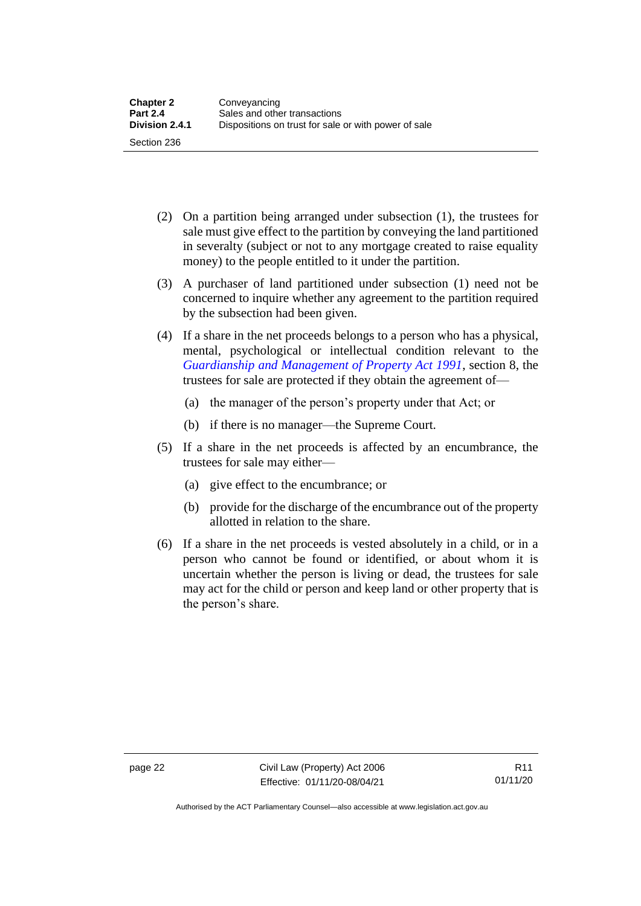(2) On a partition being arranged under subsection (1), the trustees for sale must give effect to the partition by conveying the land partitioned in severalty (subject or not to any mortgage created to raise equality money) to the people entitled to it under the partition.

(3) A purchaser of land partitioned under subsection (1) need not be concerned to inquire whether any agreement to the partition required by the subsection had been given.

(4) If a share in the net proceeds belongs to a person who has a physical, mental, psychological or intellectual condition relevant to the *Guardianship and Management of Property Act 1991*, section 8, the trustees for sale are protected if they obtain the agreement of—

  (a) the manager of the person's property under that Act; or

  (b) if there is no manager—the Supreme Court.

(5) If a share in the net proceeds is affected by an encumbrance, the trustees for sale may either—

  (a) give effect to the encumbrance; or

  (b) provide for the discharge of the encumbrance out of the property allotted in relation to the share.

(6) If a share in the net proceeds is vested absolutely in a child, or in a person who cannot be found or identified, or about whom it is uncertain whether the person is living or dead, the trustees for sale may act for the child or person and keep land or other property that is the person's share.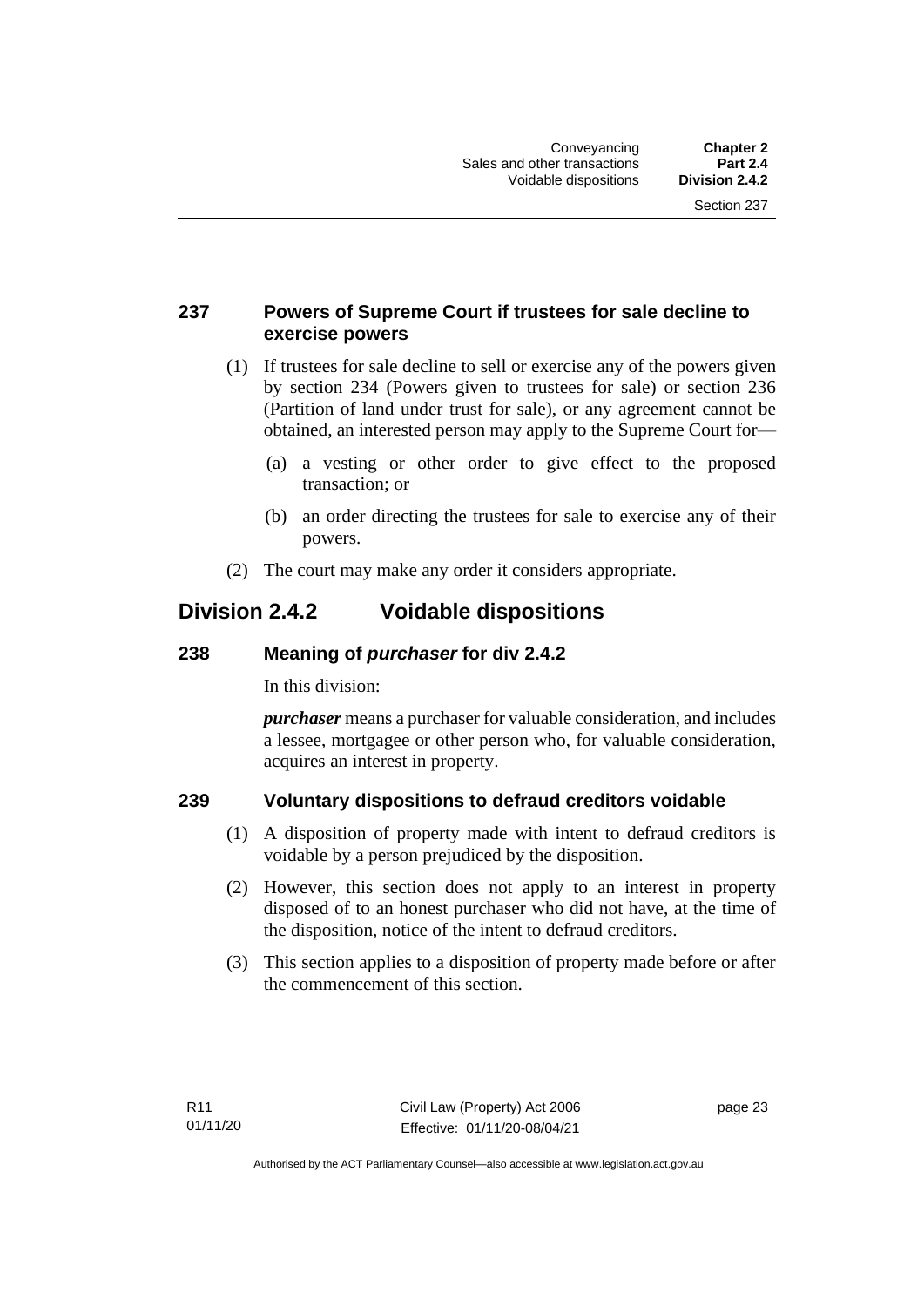### 237 Powers of Supreme Court if trustees for sale decline to exercise powers

(1) If trustees for sale decline to sell or exercise any of the powers given by section 234 (Powers given to trustees for sale) or section 236 (Partition of land under trust for sale), or any agreement cannot be obtained, an interested person may apply to the Supreme Court for—

(a) a vesting or other order to give effect to the proposed transaction; or

(b) an order directing the trustees for sale to exercise any of their powers.

(2) The court may make any order it considers appropriate.

## Division 2.4.2 Voidable dispositions

### 238 Meaning of *purchaser* for div 2.4.2

In this division:

***purchaser*** means a purchaser for valuable consideration, and includes a lessee, mortgagee or other person who, for valuable consideration, acquires an interest in property.

### 239 Voluntary dispositions to defraud creditors voidable

(1) A disposition of property made with intent to defraud creditors is voidable by a person prejudiced by the disposition.

(2) However, this section does not apply to an interest in property disposed of to an honest purchaser who did not have, at the time of the disposition, notice of the intent to defraud creditors.

(3) This section applies to a disposition of property made before or after the commencement of this section.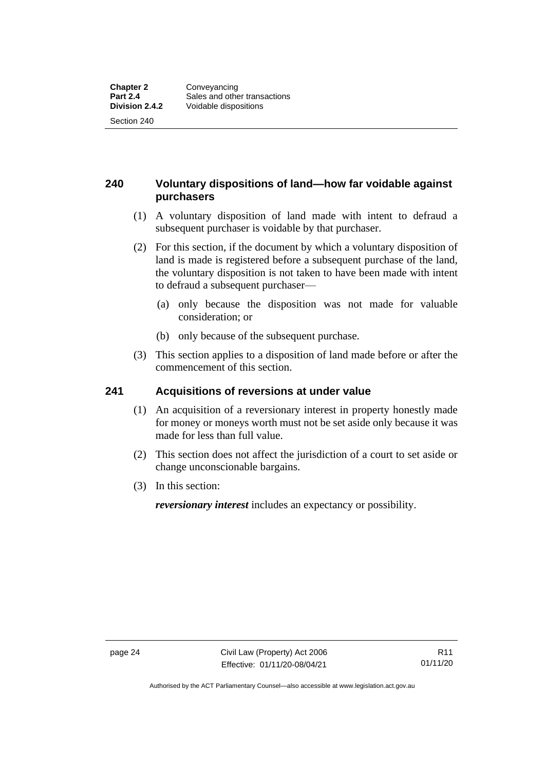## 240 Voluntary dispositions of land—how far voidable against purchasers

(1) A voluntary disposition of land made with intent to defraud a subsequent purchaser is voidable by that purchaser.

(2) For this section, if the document by which a voluntary disposition of land is made is registered before a subsequent purchase of the land, the voluntary disposition is not taken to have been made with intent to defraud a subsequent purchaser—

(a) only because the disposition was not made for valuable consideration; or

(b) only because of the subsequent purchase.

(3) This section applies to a disposition of land made before or after the commencement of this section.

## 241 Acquisitions of reversions at under value

(1) An acquisition of a reversionary interest in property honestly made for money or moneys worth must not be set aside only because it was made for less than full value.

(2) This section does not affect the jurisdiction of a court to set aside or change unconscionable bargains.

(3) In this section:

***reversionary interest*** includes an expectancy or possibility.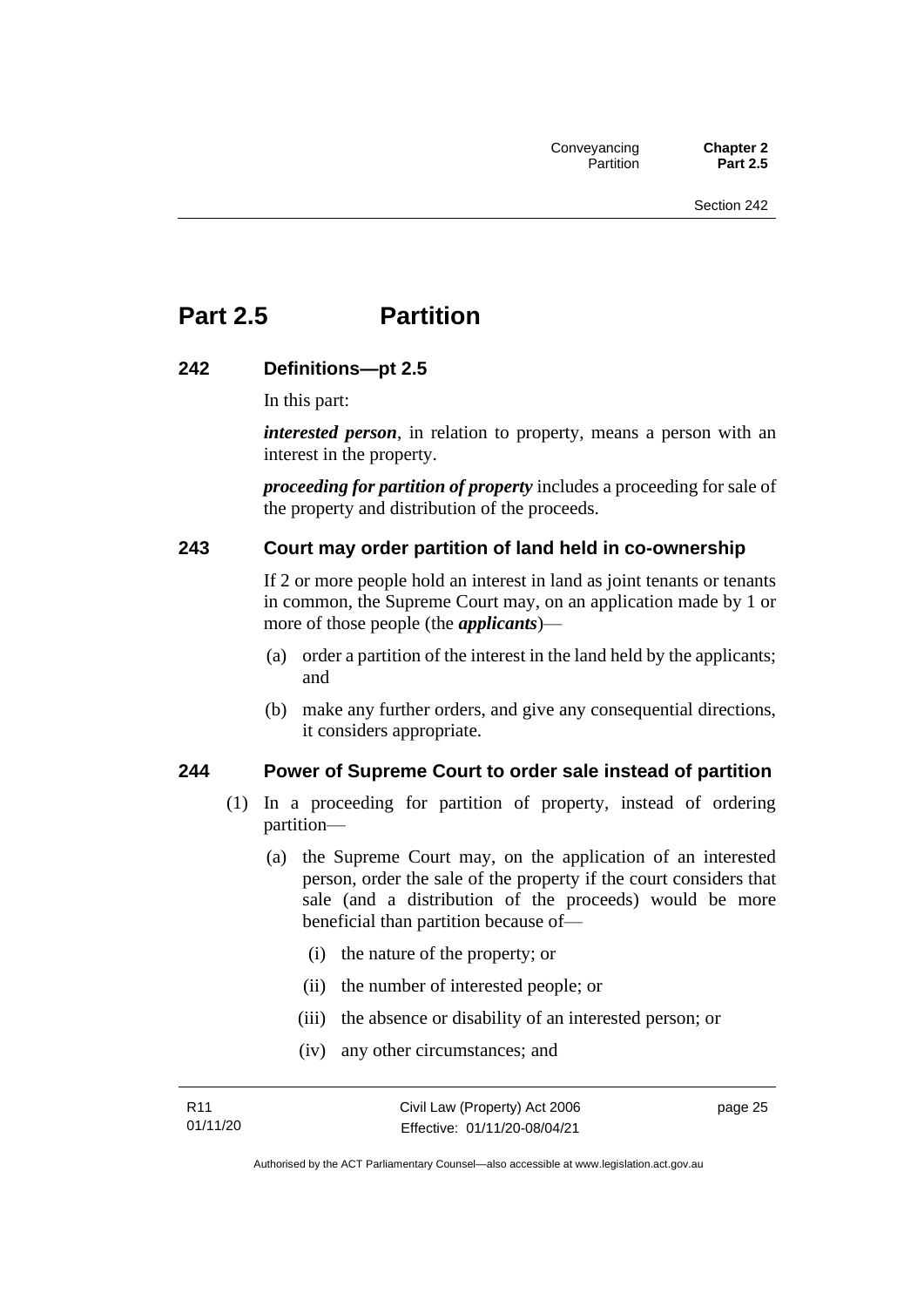# Part 2.5 Partition

## 242 Definitions—pt 2.5

In this part:

***interested person***, in relation to property, means a person with an interest in the property.

***proceeding for partition of property*** includes a proceeding for sale of the property and distribution of the proceeds.

## 243 Court may order partition of land held in co-ownership

If 2 or more people hold an interest in land as joint tenants or tenants in common, the Supreme Court may, on an application made by 1 or more of those people (the ***applicants***)—

(a) order a partition of the interest in the land held by the applicants; and

(b) make any further orders, and give any consequential directions, it considers appropriate.

## 244 Power of Supreme Court to order sale instead of partition

(1) In a proceeding for partition of property, instead of ordering partition—

(a) the Supreme Court may, on the application of an interested person, order the sale of the property if the court considers that sale (and a distribution of the proceeds) would be more beneficial than partition because of—

(i) the nature of the property; or

(ii) the number of interested people; or

(iii) the absence or disability of an interested person; or

(iv) any other circumstances; and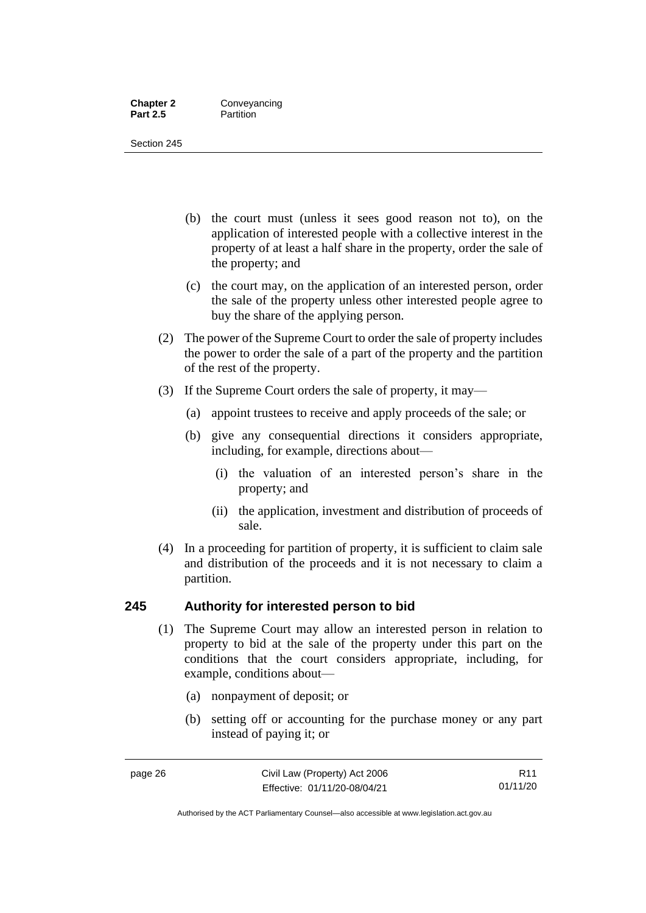(b) the court must (unless it sees good reason not to), on the application of interested people with a collective interest in the property of at least a half share in the property, order the sale of the property; and

(c) the court may, on the application of an interested person, order the sale of the property unless other interested people agree to buy the share of the applying person.

(2) The power of the Supreme Court to order the sale of property includes the power to order the sale of a part of the property and the partition of the rest of the property.

(3) If the Supreme Court orders the sale of property, it may—

(a) appoint trustees to receive and apply proceeds of the sale; or

(b) give any consequential directions it considers appropriate, including, for example, directions about—

(i) the valuation of an interested person's share in the property; and

(ii) the application, investment and distribution of proceeds of sale.

(4) In a proceeding for partition of property, it is sufficient to claim sale and distribution of the proceeds and it is not necessary to claim a partition.

## 245 Authority for interested person to bid

(1) The Supreme Court may allow an interested person in relation to property to bid at the sale of the property under this part on the conditions that the court considers appropriate, including, for example, conditions about—

(a) nonpayment of deposit; or

(b) setting off or accounting for the purchase money or any part instead of paying it; or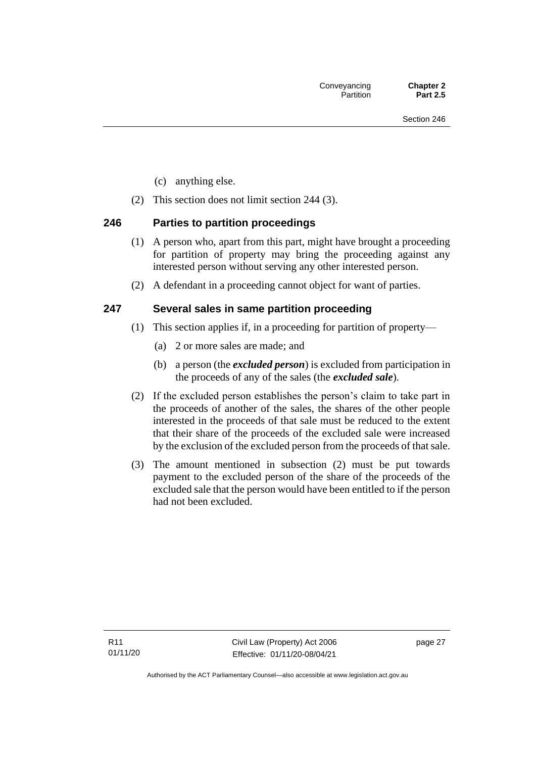(c) anything else.

(2) This section does not limit section 244 (3).

### 246 Parties to partition proceedings

(1) A person who, apart from this part, might have brought a proceeding for partition of property may bring the proceeding against any interested person without serving any other interested person.

(2) A defendant in a proceeding cannot object for want of parties.

### 247 Several sales in same partition proceeding

(1) This section applies if, in a proceeding for partition of property—

(a) 2 or more sales are made; and

(b) a person (the ***excluded person***) is excluded from participation in the proceeds of any of the sales (the ***excluded sale***).

(2) If the excluded person establishes the person's claim to take part in the proceeds of another of the sales, the shares of the other people interested in the proceeds of that sale must be reduced to the extent that their share of the proceeds of the excluded sale were increased by the exclusion of the excluded person from the proceeds of that sale.

(3) The amount mentioned in subsection (2) must be put towards payment to the excluded person of the share of the proceeds of the excluded sale that the person would have been entitled to if the person had not been excluded.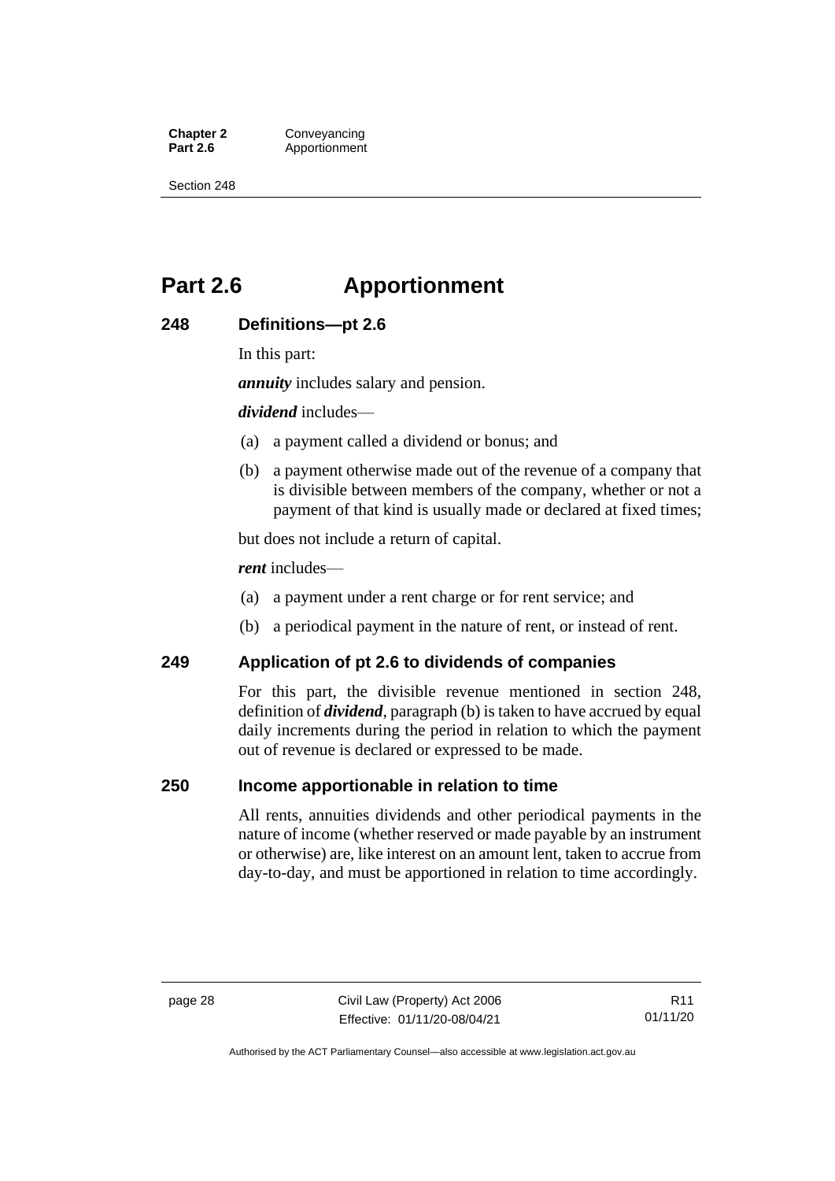# Part 2.6 Apportionment

## 248 Definitions—pt 2.6

In this part:

***annuity*** includes salary and pension.

***dividend*** includes—

(a) a payment called a dividend or bonus; and

(b) a payment otherwise made out of the revenue of a company that is divisible between members of the company, whether or not a payment of that kind is usually made or declared at fixed times;

but does not include a return of capital.

***rent*** includes—

(a) a payment under a rent charge or for rent service; and

(b) a periodical payment in the nature of rent, or instead of rent.

## 249 Application of pt 2.6 to dividends of companies

For this part, the divisible revenue mentioned in section 248, definition of ***dividend***, paragraph (b) is taken to have accrued by equal daily increments during the period in relation to which the payment out of revenue is declared or expressed to be made.

## 250 Income apportionable in relation to time

All rents, annuities dividends and other periodical payments in the nature of income (whether reserved or made payable by an instrument or otherwise) are, like interest on an amount lent, taken to accrue from day-to-day, and must be apportioned in relation to time accordingly.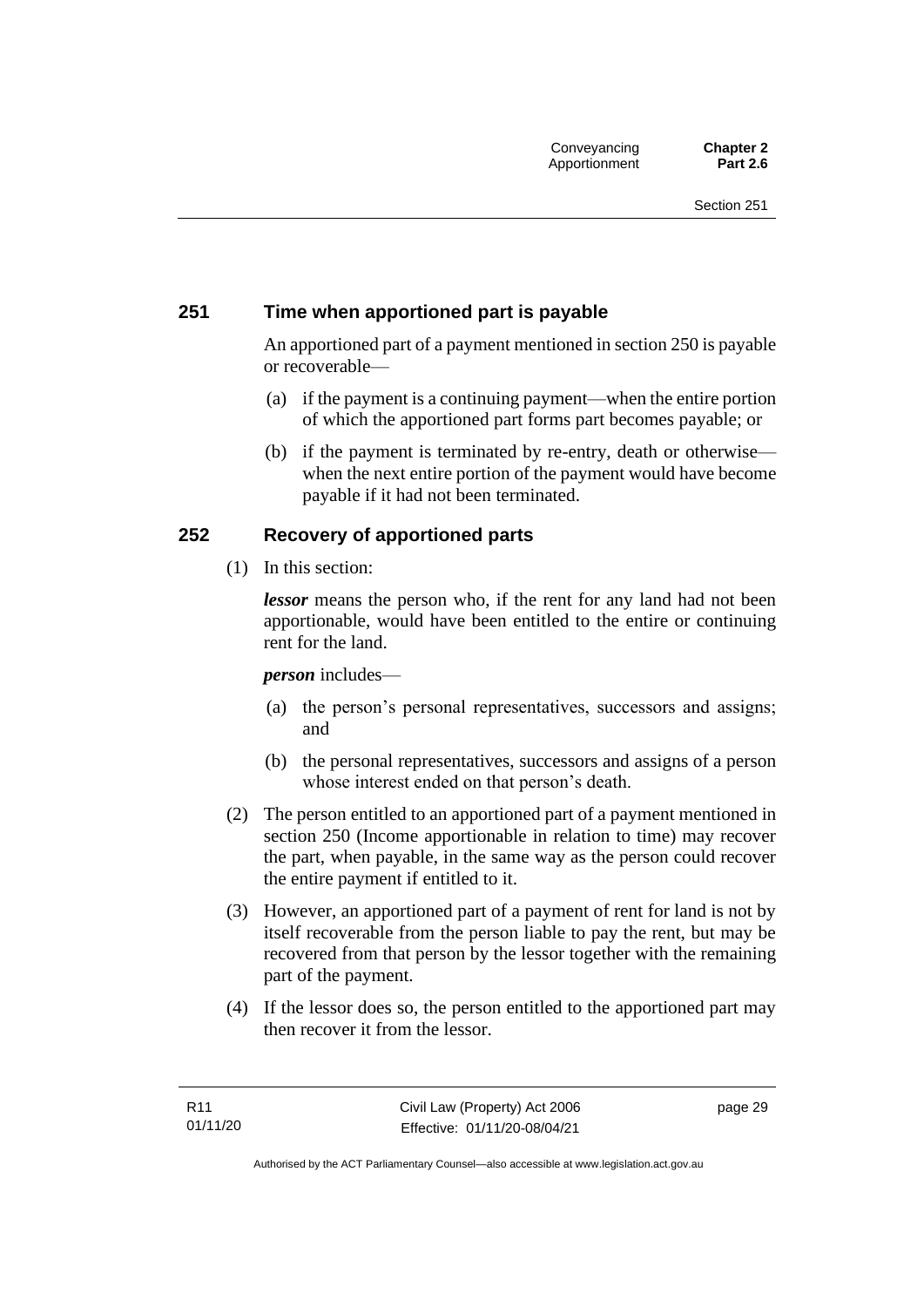## 251 Time when apportioned part is payable

An apportioned part of a payment mentioned in section 250 is payable or recoverable—

(a) if the payment is a continuing payment—when the entire portion of which the apportioned part forms part becomes payable; or

(b) if the payment is terminated by re-entry, death or otherwise—when the next entire portion of the payment would have become payable if it had not been terminated.

## 252 Recovery of apportioned parts

(1) In this section:

***lessor*** means the person who, if the rent for any land had not been apportionable, would have been entitled to the entire or continuing rent for the land.

***person*** includes—

(a) the person's personal representatives, successors and assigns; and

(b) the personal representatives, successors and assigns of a person whose interest ended on that person's death.

(2) The person entitled to an apportioned part of a payment mentioned in section 250 (Income apportionable in relation to time) may recover the part, when payable, in the same way as the person could recover the entire payment if entitled to it.

(3) However, an apportioned part of a payment of rent for land is not by itself recoverable from the person liable to pay the rent, but may be recovered from that person by the lessor together with the remaining part of the payment.

(4) If the lessor does so, the person entitled to the apportioned part may then recover it from the lessor.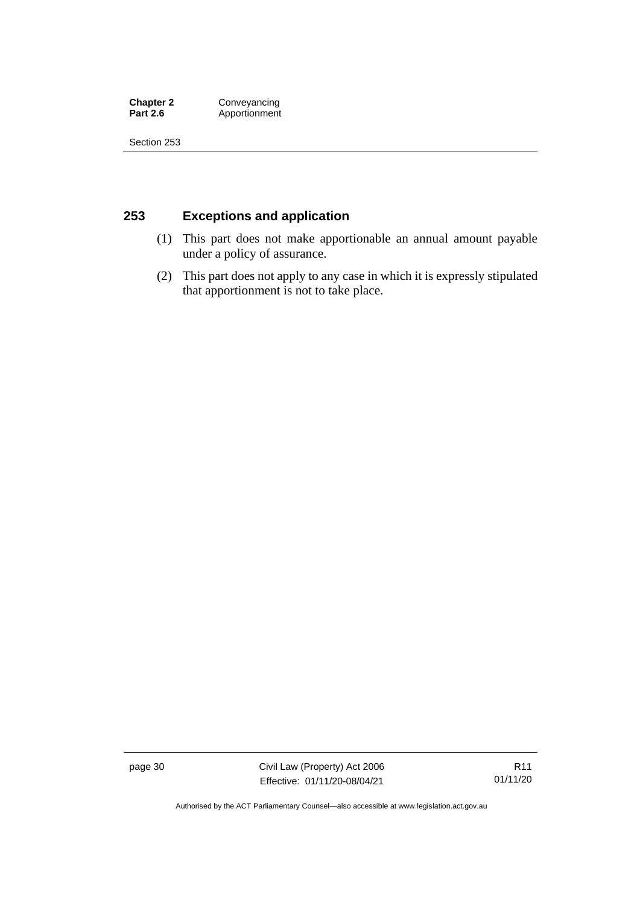## 253 Exceptions and application

(1) This part does not make apportionable an annual amount payable under a policy of assurance.

(2) This part does not apply to any case in which it is expressly stipulated that apportionment is not to take place.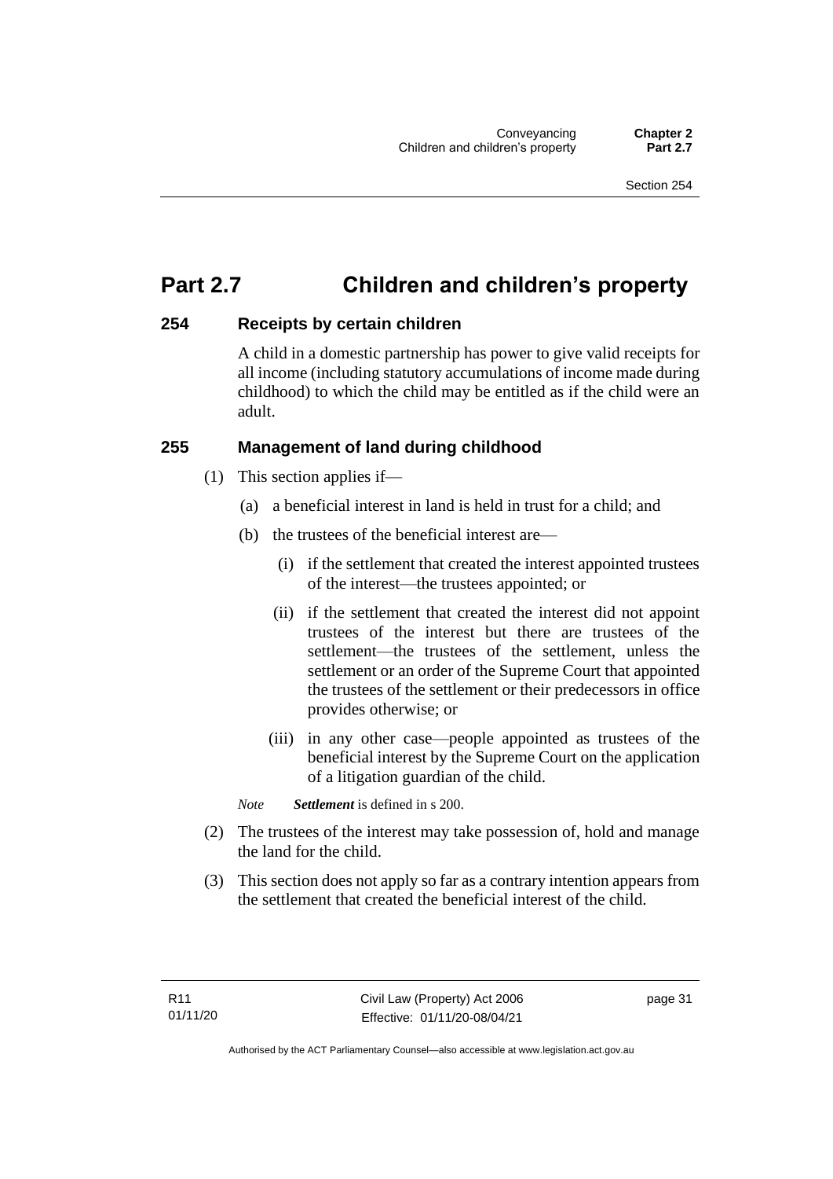# Part 2.7 Children and children's property

### 254 Receipts by certain children

A child in a domestic partnership has power to give valid receipts for all income (including statutory accumulations of income made during childhood) to which the child may be entitled as if the child were an adult.

### 255 Management of land during childhood

(1) This section applies if—

(a) a beneficial interest in land is held in trust for a child; and

(b) the trustees of the beneficial interest are—

(i) if the settlement that created the interest appointed trustees of the interest—the trustees appointed; or

(ii) if the settlement that created the interest did not appoint trustees of the interest but there are trustees of the settlement—the trustees of the settlement, unless the settlement or an order of the Supreme Court that appointed the trustees of the settlement or their predecessors in office provides otherwise; or

(iii) in any other case—people appointed as trustees of the beneficial interest by the Supreme Court on the application of a litigation guardian of the child.

*Note* ***Settlement*** is defined in s 200.

(2) The trustees of the interest may take possession of, hold and manage the land for the child.

(3) This section does not apply so far as a contrary intention appears from the settlement that created the beneficial interest of the child.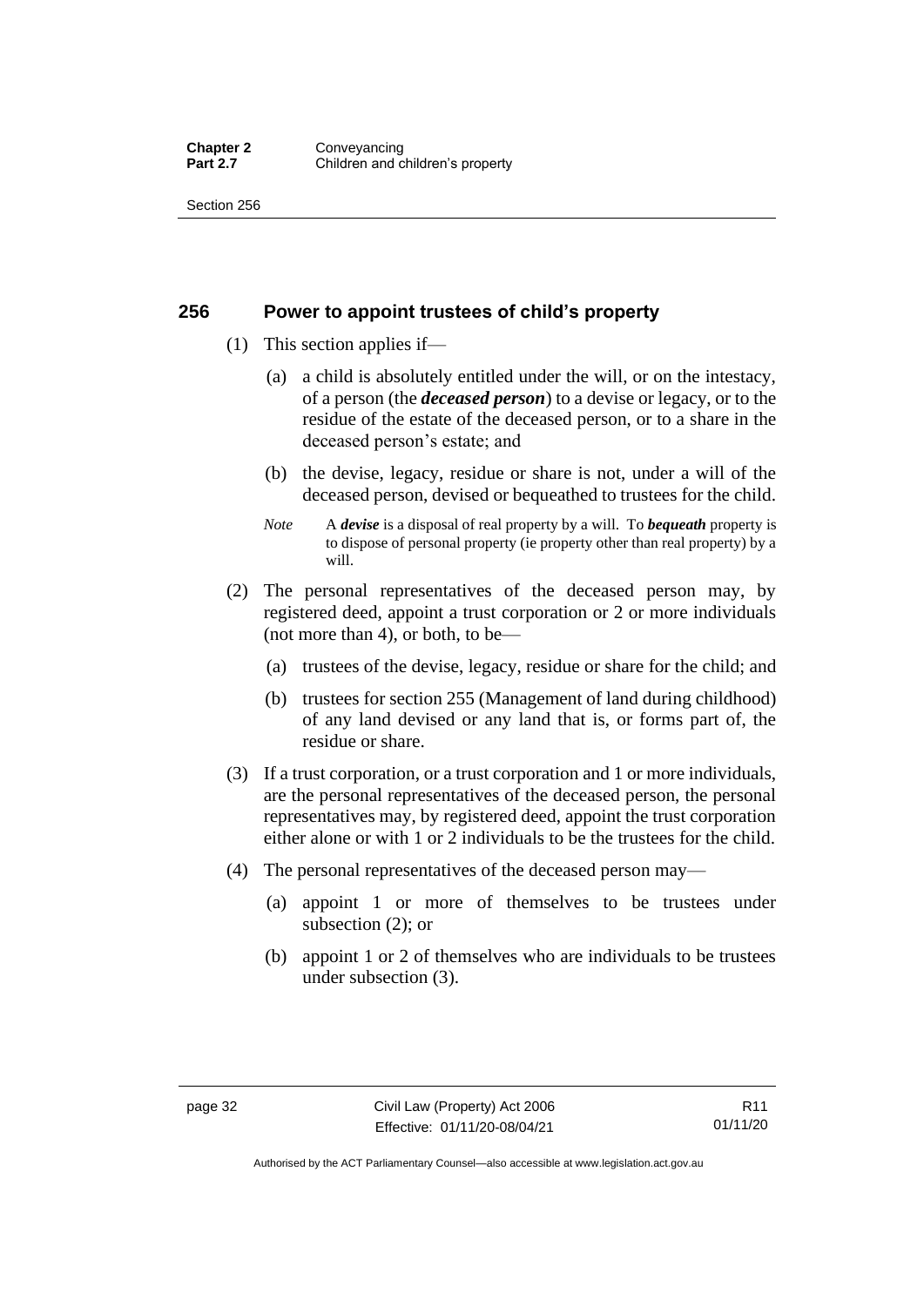## 256 Power to appoint trustees of child's property

(1) This section applies if—

(a) a child is absolutely entitled under the will, or on the intestacy, of a person (the ***deceased person***) to a devise or legacy, or to the residue of the estate of the deceased person, or to a share in the deceased person's estate; and

(b) the devise, legacy, residue or share is not, under a will of the deceased person, devised or bequeathed to trustees for the child.

*Note* A ***devise*** is a disposal of real property by a will. To ***bequeath*** property is to dispose of personal property (ie property other than real property) by a will.

(2) The personal representatives of the deceased person may, by registered deed, appoint a trust corporation or 2 or more individuals (not more than 4), or both, to be—

(a) trustees of the devise, legacy, residue or share for the child; and

(b) trustees for section 255 (Management of land during childhood) of any land devised or any land that is, or forms part of, the residue or share.

(3) If a trust corporation, or a trust corporation and 1 or more individuals, are the personal representatives of the deceased person, the personal representatives may, by registered deed, appoint the trust corporation either alone or with 1 or 2 individuals to be the trustees for the child.

(4) The personal representatives of the deceased person may—

(a) appoint 1 or more of themselves to be trustees under subsection (2); or

(b) appoint 1 or 2 of themselves who are individuals to be trustees under subsection (3).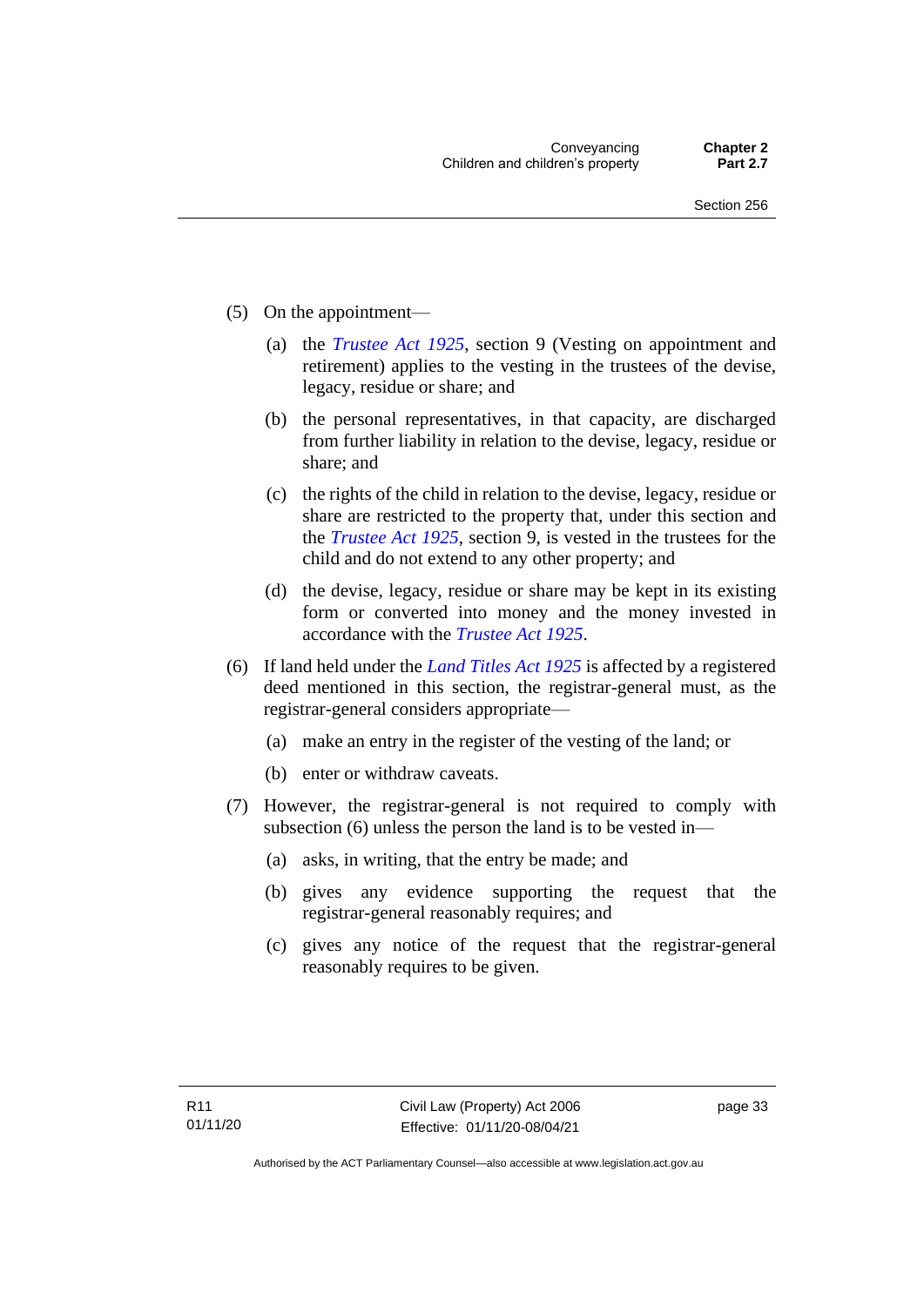(5) On the appointment—

  (a) the *Trustee Act 1925*, section 9 (Vesting on appointment and retirement) applies to the vesting in the trustees of the devise, legacy, residue or share; and

  (b) the personal representatives, in that capacity, are discharged from further liability in relation to the devise, legacy, residue or share; and

  (c) the rights of the child in relation to the devise, legacy, residue or share are restricted to the property that, under this section and the *Trustee Act 1925*, section 9, is vested in the trustees for the child and do not extend to any other property; and

  (d) the devise, legacy, residue or share may be kept in its existing form or converted into money and the money invested in accordance with the *Trustee Act 1925*.

(6) If land held under the *Land Titles Act 1925* is affected by a registered deed mentioned in this section, the registrar-general must, as the registrar-general considers appropriate—

  (a) make an entry in the register of the vesting of the land; or

  (b) enter or withdraw caveats.

(7) However, the registrar-general is not required to comply with subsection (6) unless the person the land is to be vested in—

  (a) asks, in writing, that the entry be made; and

  (b) gives any evidence supporting the request that the registrar-general reasonably requires; and

  (c) gives any notice of the request that the registrar-general reasonably requires to be given.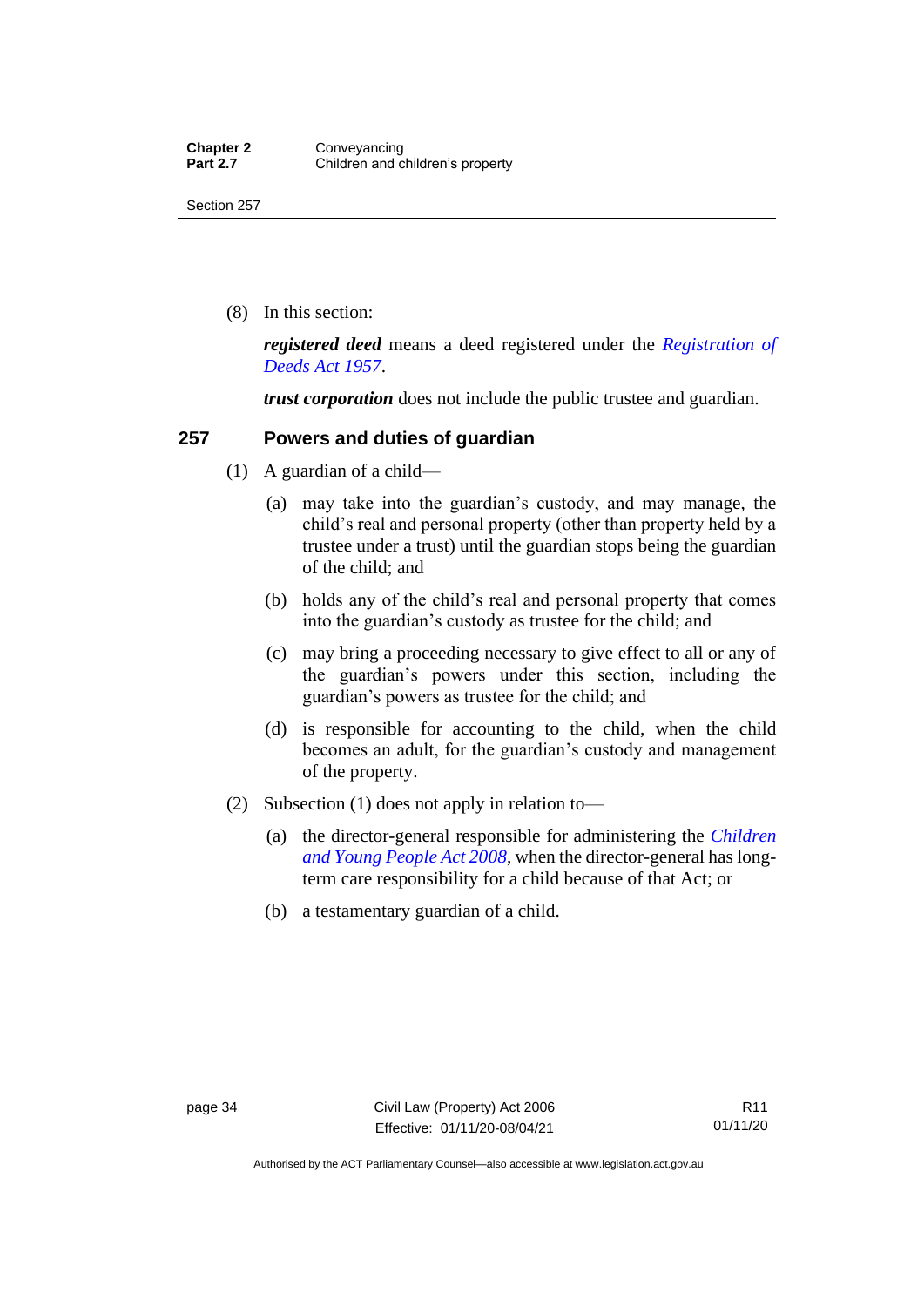(8) In this section:

***registered deed*** means a deed registered under the *Registration of Deeds Act 1957*.

***trust corporation*** does not include the public trustee and guardian.

### 257 Powers and duties of guardian

(1) A guardian of a child—

(a) may take into the guardian's custody, and may manage, the child's real and personal property (other than property held by a trustee under a trust) until the guardian stops being the guardian of the child; and

(b) holds any of the child's real and personal property that comes into the guardian's custody as trustee for the child; and

(c) may bring a proceeding necessary to give effect to all or any of the guardian's powers under this section, including the guardian's powers as trustee for the child; and

(d) is responsible for accounting to the child, when the child becomes an adult, for the guardian's custody and management of the property.

(2) Subsection (1) does not apply in relation to—

(a) the director-general responsible for administering the *Children and Young People Act 2008*, when the director-general has long-term care responsibility for a child because of that Act; or

(b) a testamentary guardian of a child.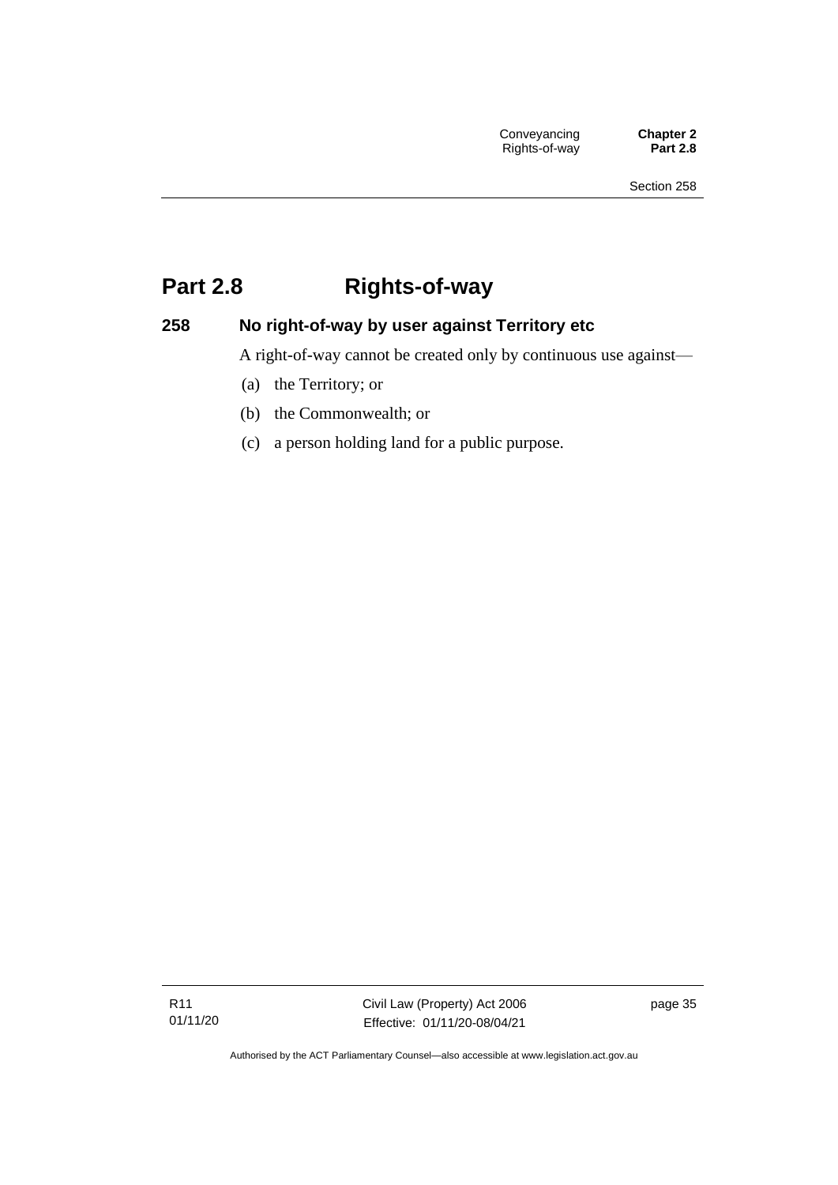# Part 2.8 Rights-of-way

## 258 No right-of-way by user against Territory etc

A right-of-way cannot be created only by continuous use against—

(a) the Territory; or

(b) the Commonwealth; or

(c) a person holding land for a public purpose.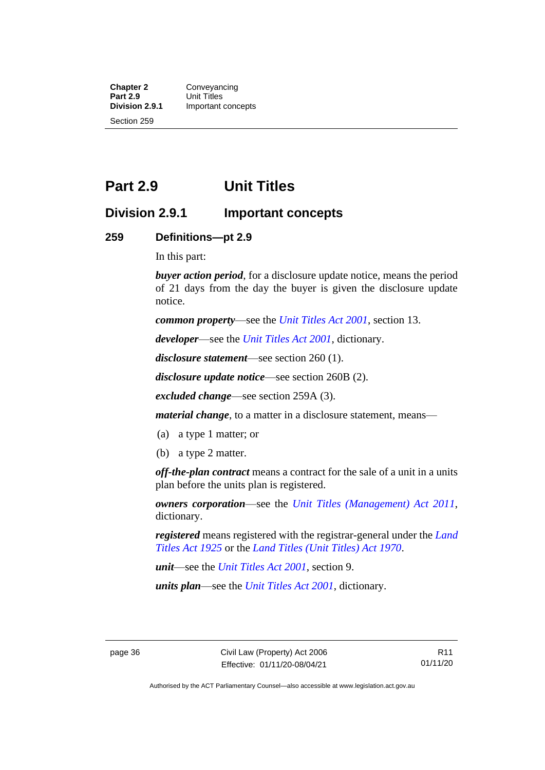# Part 2.9 Unit Titles

## Division 2.9.1 Important concepts

### 259 Definitions—pt 2.9

In this part:

***buyer action period***, for a disclosure update notice, means the period of 21 days from the day the buyer is given the disclosure update notice.

***common property***—see the *Unit Titles Act 2001*, section 13.

***developer***—see the *Unit Titles Act 2001*, dictionary.

***disclosure statement***—see section 260 (1).

***disclosure update notice***—see section 260B (2).

***excluded change***—see section 259A (3).

***material change***, to a matter in a disclosure statement, means—

(a) a type 1 matter; or

(b) a type 2 matter.

***off-the-plan contract*** means a contract for the sale of a unit in a units plan before the units plan is registered.

***owners corporation***—see the *Unit Titles (Management) Act 2011*, dictionary.

***registered*** means registered with the registrar-general under the *Land Titles Act 1925* or the *Land Titles (Unit Titles) Act 1970*.

***unit***—see the *Unit Titles Act 2001*, section 9.

***units plan***—see the *Unit Titles Act 2001*, dictionary.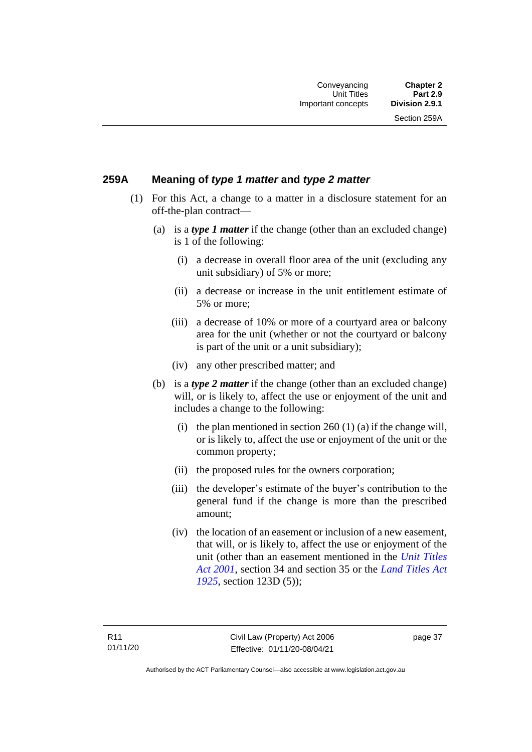## 259A Meaning of *type 1 matter* and *type 2 matter*

(1) For this Act, a change to a matter in a disclosure statement for an off-the-plan contract—

(a) is a ***type 1 matter*** if the change (other than an excluded change) is 1 of the following:

(i) a decrease in overall floor area of the unit (excluding any unit subsidiary) of 5% or more;

(ii) a decrease or increase in the unit entitlement estimate of 5% or more;

(iii) a decrease of 10% or more of a courtyard area or balcony area for the unit (whether or not the courtyard or balcony is part of the unit or a unit subsidiary);

(iv) any other prescribed matter; and

(b) is a ***type 2 matter*** if the change (other than an excluded change) will, or is likely to, affect the use or enjoyment of the unit and includes a change to the following:

(i) the plan mentioned in section 260 (1) (a) if the change will, or is likely to, affect the use or enjoyment of the unit or the common property;

(ii) the proposed rules for the owners corporation;

(iii) the developer's estimate of the buyer's contribution to the general fund if the change is more than the prescribed amount;

(iv) the location of an easement or inclusion of a new easement, that will, or is likely to, affect the use or enjoyment of the unit (other than an easement mentioned in the *Unit Titles Act 2001*, section 34 and section 35 or the *Land Titles Act 1925*, section 123D (5));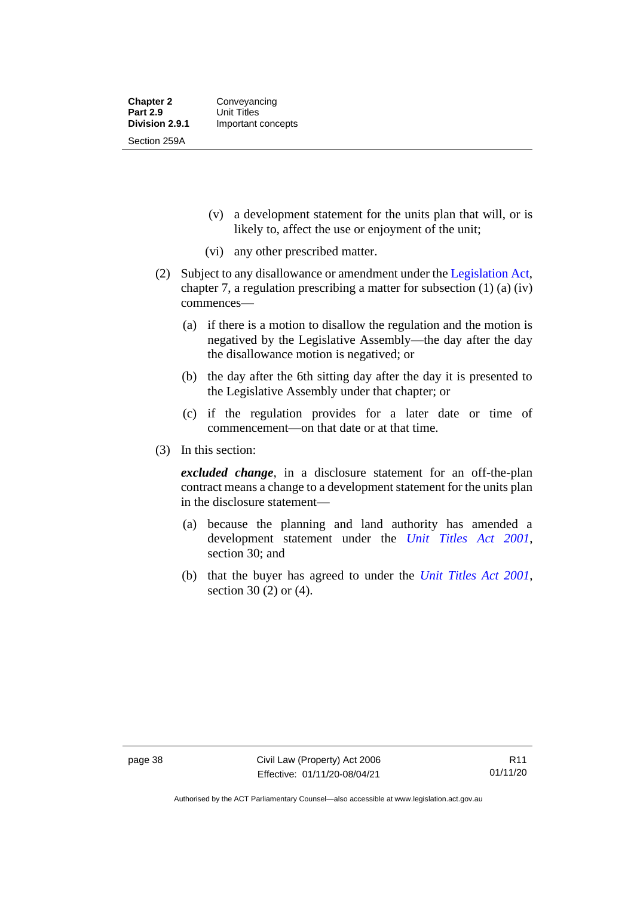(v) a development statement for the units plan that will, or is likely to, affect the use or enjoyment of the unit;

(vi) any other prescribed matter.

(2) Subject to any disallowance or amendment under the Legislation Act, chapter 7, a regulation prescribing a matter for subsection (1) (a) (iv) commences—

(a) if there is a motion to disallow the regulation and the motion is negatived by the Legislative Assembly—the day after the day the disallowance motion is negatived; or

(b) the day after the 6th sitting day after the day it is presented to the Legislative Assembly under that chapter; or

(c) if the regulation provides for a later date or time of commencement—on that date or at that time.

(3) In this section:

***excluded change***, in a disclosure statement for an off-the-plan contract means a change to a development statement for the units plan in the disclosure statement—

(a) because the planning and land authority has amended a development statement under the *Unit Titles Act 2001*, section 30; and

(b) that the buyer has agreed to under the *Unit Titles Act 2001*, section 30 (2) or (4).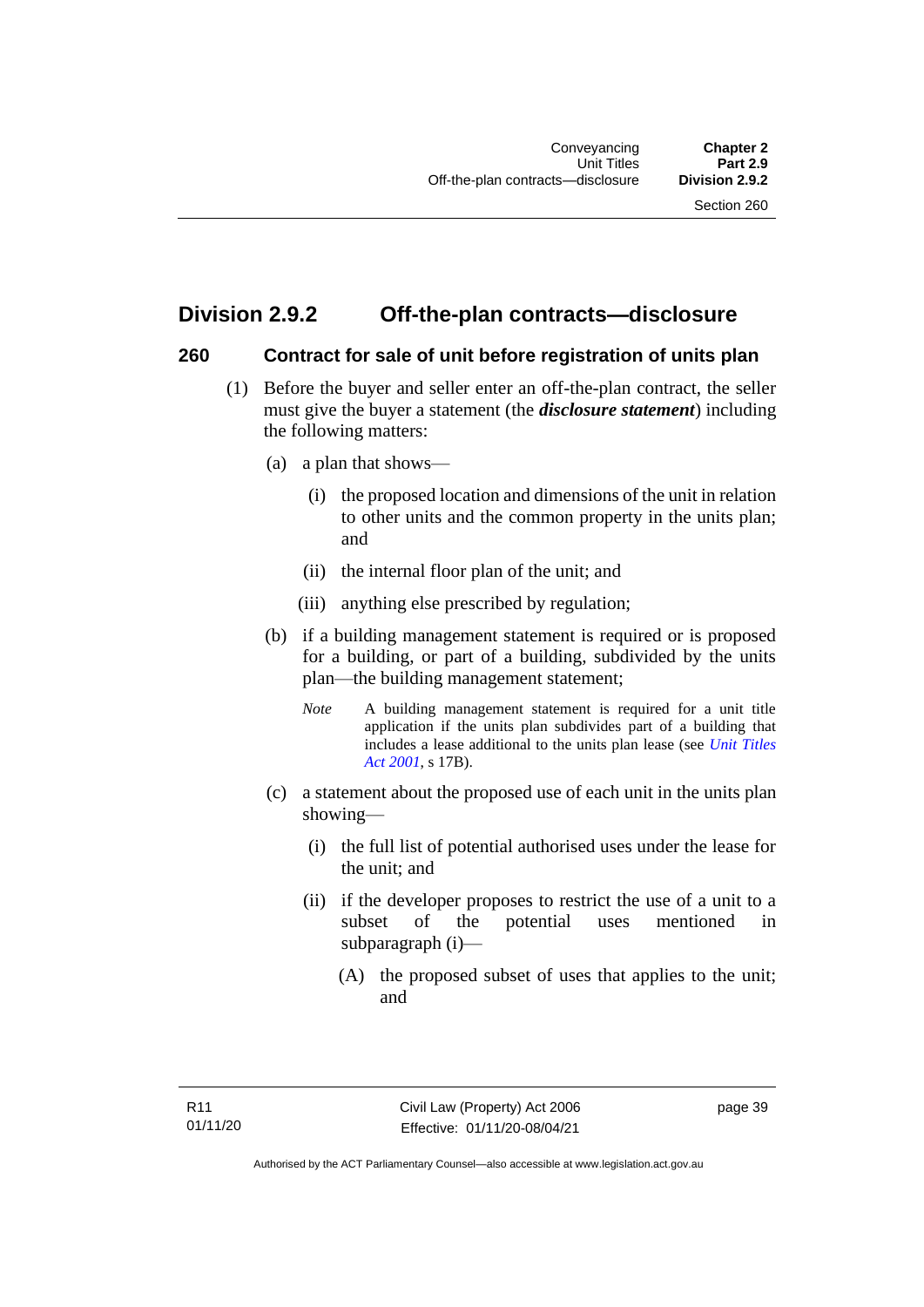## Division 2.9.2 Off-the-plan contracts—disclosure

### 260 Contract for sale of unit before registration of units plan

(1) Before the buyer and seller enter an off-the-plan contract, the seller must give the buyer a statement (the ***disclosure statement***) including the following matters:

(a) a plan that shows—

(i) the proposed location and dimensions of the unit in relation to other units and the common property in the units plan; and

(ii) the internal floor plan of the unit; and

(iii) anything else prescribed by regulation;

(b) if a building management statement is required or is proposed for a building, or part of a building, subdivided by the units plan—the building management statement;

*Note* A building management statement is required for a unit title application if the units plan subdivides part of a building that includes a lease additional to the units plan lease (see *Unit Titles Act 2001*, s 17B).

(c) a statement about the proposed use of each unit in the units plan showing—

(i) the full list of potential authorised uses under the lease for the unit; and

(ii) if the developer proposes to restrict the use of a unit to a subset of the potential uses mentioned in subparagraph (i)—

(A) the proposed subset of uses that applies to the unit; and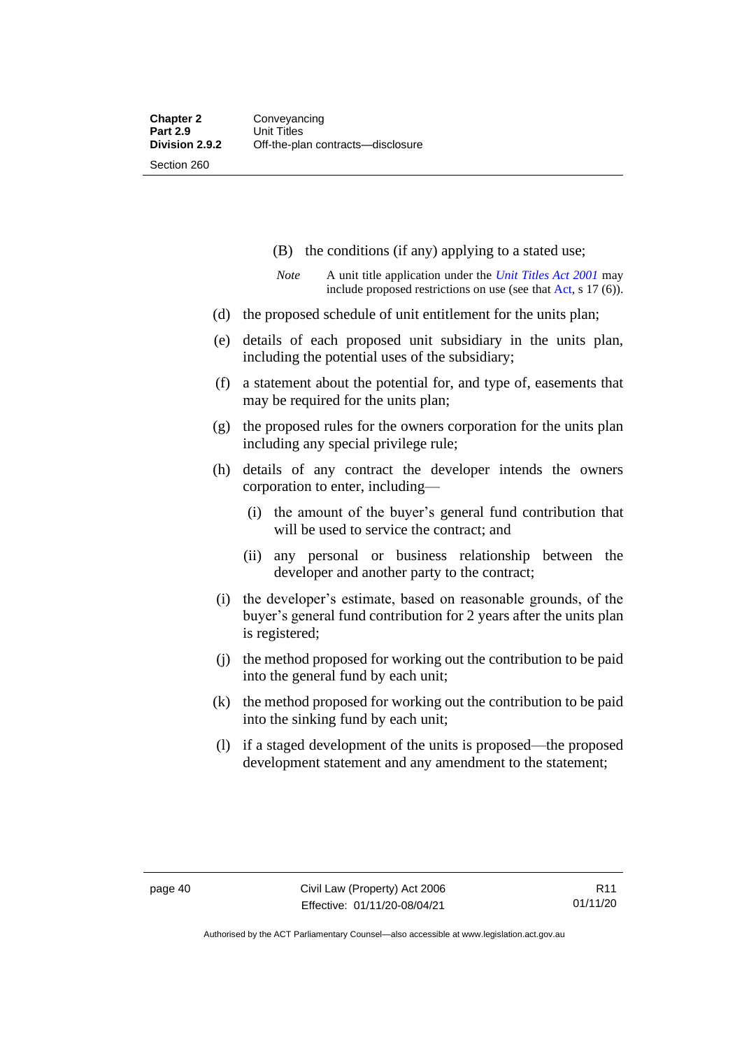(B) the conditions (if any) applying to a stated use;

*Note* A unit title application under the *Unit Titles Act 2001* may include proposed restrictions on use (see that Act, s 17 (6)).

(d) the proposed schedule of unit entitlement for the units plan;

(e) details of each proposed unit subsidiary in the units plan, including the potential uses of the subsidiary;

(f) a statement about the potential for, and type of, easements that may be required for the units plan;

(g) the proposed rules for the owners corporation for the units plan including any special privilege rule;

(h) details of any contract the developer intends the owners corporation to enter, including—

(i) the amount of the buyer's general fund contribution that will be used to service the contract; and

(ii) any personal or business relationship between the developer and another party to the contract;

(i) the developer's estimate, based on reasonable grounds, of the buyer's general fund contribution for 2 years after the units plan is registered;

(j) the method proposed for working out the contribution to be paid into the general fund by each unit;

(k) the method proposed for working out the contribution to be paid into the sinking fund by each unit;

(l) if a staged development of the units is proposed—the proposed development statement and any amendment to the statement;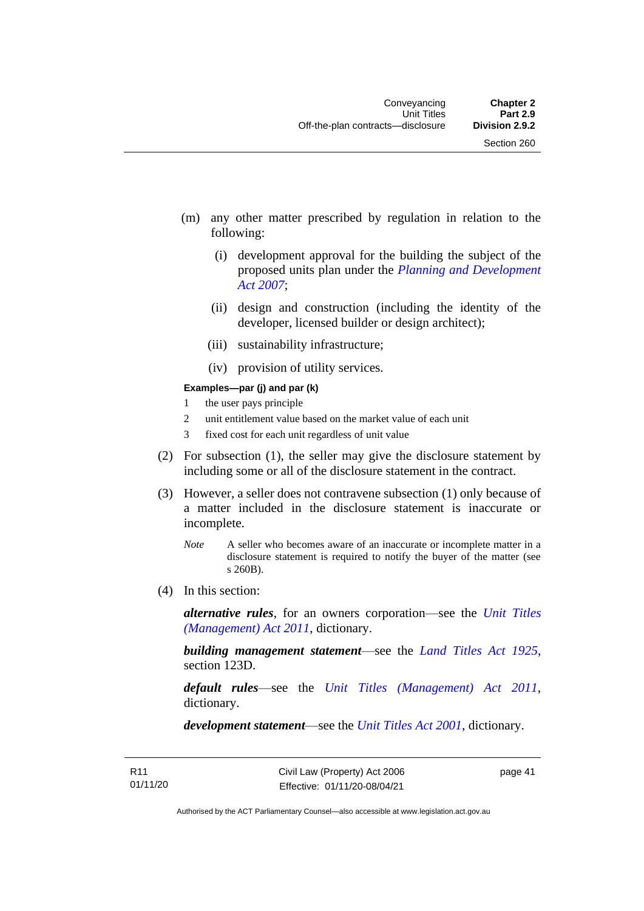(m) any other matter prescribed by regulation in relation to the following:

   (i) development approval for the building the subject of the proposed units plan under the *Planning and Development Act 2007*;

   (ii) design and construction (including the identity of the developer, licensed builder or design architect);

   (iii) sustainability infrastructure;

   (iv) provision of utility services.

**Examples—par (j) and par (k)**

1 the user pays principle
2 unit entitlement value based on the market value of each unit
3 fixed cost for each unit regardless of unit value

(2) For subsection (1), the seller may give the disclosure statement by including some or all of the disclosure statement in the contract.

(3) However, a seller does not contravene subsection (1) only because of a matter included in the disclosure statement is inaccurate or incomplete.

*Note* A seller who becomes aware of an inaccurate or incomplete matter in a disclosure statement is required to notify the buyer of the matter (see s 260B).

(4) In this section:

***alternative rules***, for an owners corporation—see the *Unit Titles (Management) Act 2011*, dictionary.

***building management statement***—see the *Land Titles Act 1925*, section 123D.

***default rules***—see the *Unit Titles (Management) Act 2011*, dictionary.

***development statement***—see the *Unit Titles Act 2001*, dictionary.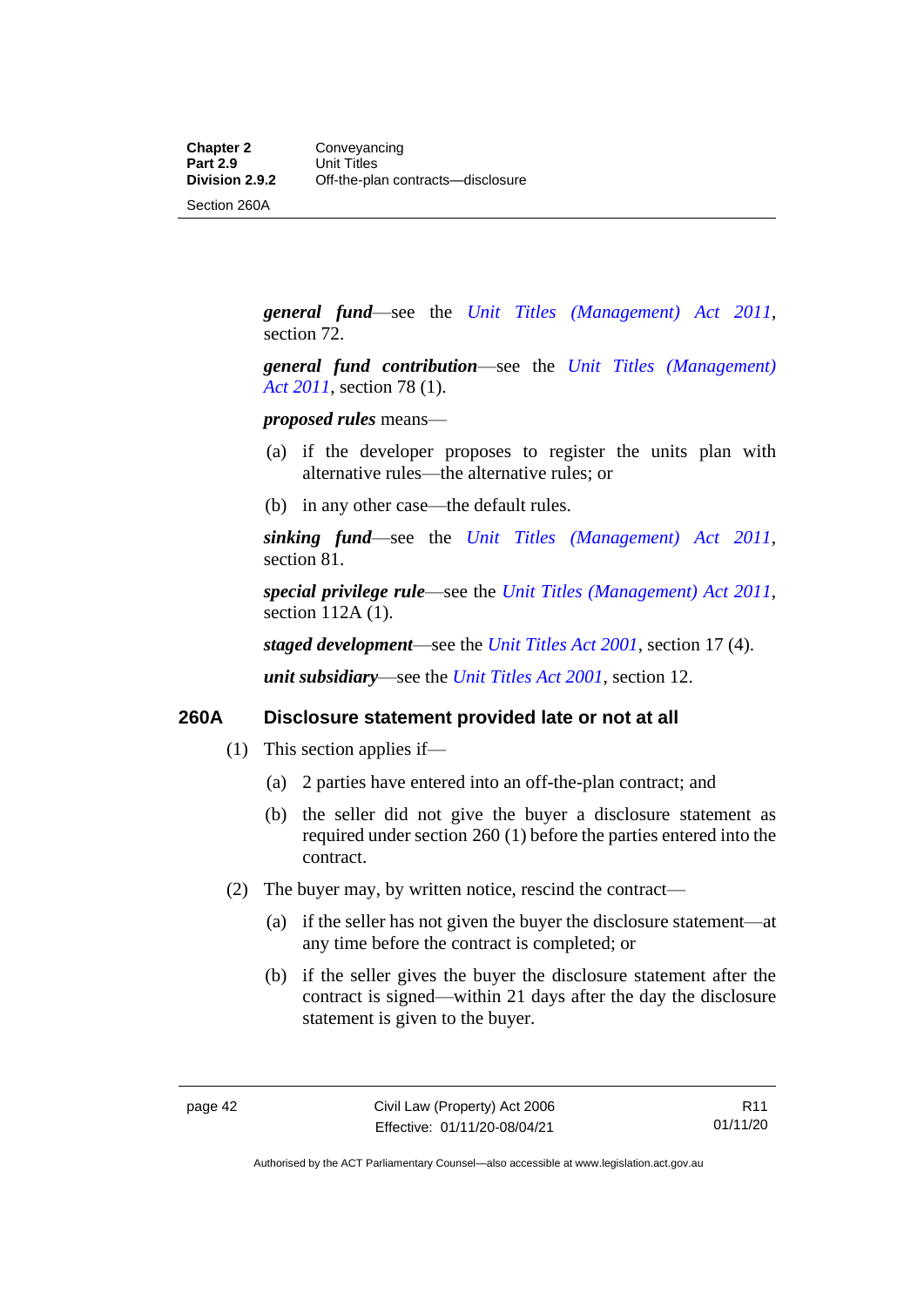***general fund***—see the *Unit Titles (Management) Act 2011*, section 72.

***general fund contribution***—see the *Unit Titles (Management) Act 2011*, section 78 (1).

***proposed rules*** means—

(a) if the developer proposes to register the units plan with alternative rules—the alternative rules; or

(b) in any other case—the default rules.

***sinking fund***—see the *Unit Titles (Management) Act 2011*, section 81.

***special privilege rule***—see the *Unit Titles (Management) Act 2011*, section 112A (1).

***staged development***—see the *Unit Titles Act 2001*, section 17 (4).

***unit subsidiary***—see the *Unit Titles Act 2001*, section 12.

## 260A Disclosure statement provided late or not at all

(1) This section applies if—

(a) 2 parties have entered into an off-the-plan contract; and

(b) the seller did not give the buyer a disclosure statement as required under section 260 (1) before the parties entered into the contract.

(2) The buyer may, by written notice, rescind the contract—

(a) if the seller has not given the buyer the disclosure statement—at any time before the contract is completed; or

(b) if the seller gives the buyer the disclosure statement after the contract is signed—within 21 days after the day the disclosure statement is given to the buyer.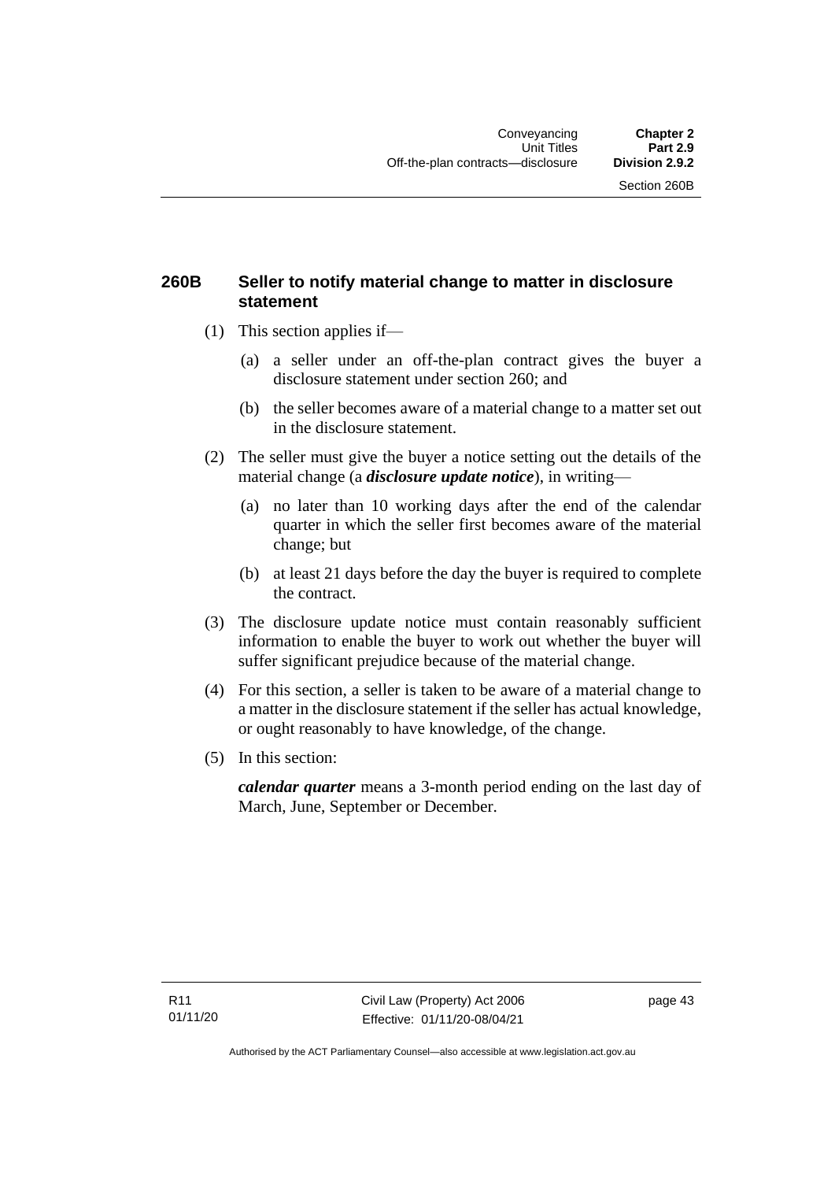## 260B Seller to notify material change to matter in disclosure statement

(1) This section applies if—

  (a) a seller under an off-the-plan contract gives the buyer a disclosure statement under section 260; and

  (b) the seller becomes aware of a material change to a matter set out in the disclosure statement.

(2) The seller must give the buyer a notice setting out the details of the material change (a ***disclosure update notice***), in writing—

  (a) no later than 10 working days after the end of the calendar quarter in which the seller first becomes aware of the material change; but

  (b) at least 21 days before the day the buyer is required to complete the contract.

(3) The disclosure update notice must contain reasonably sufficient information to enable the buyer to work out whether the buyer will suffer significant prejudice because of the material change.

(4) For this section, a seller is taken to be aware of a material change to a matter in the disclosure statement if the seller has actual knowledge, or ought reasonably to have knowledge, of the change.

(5) In this section:

***calendar quarter*** means a 3-month period ending on the last day of March, June, September or December.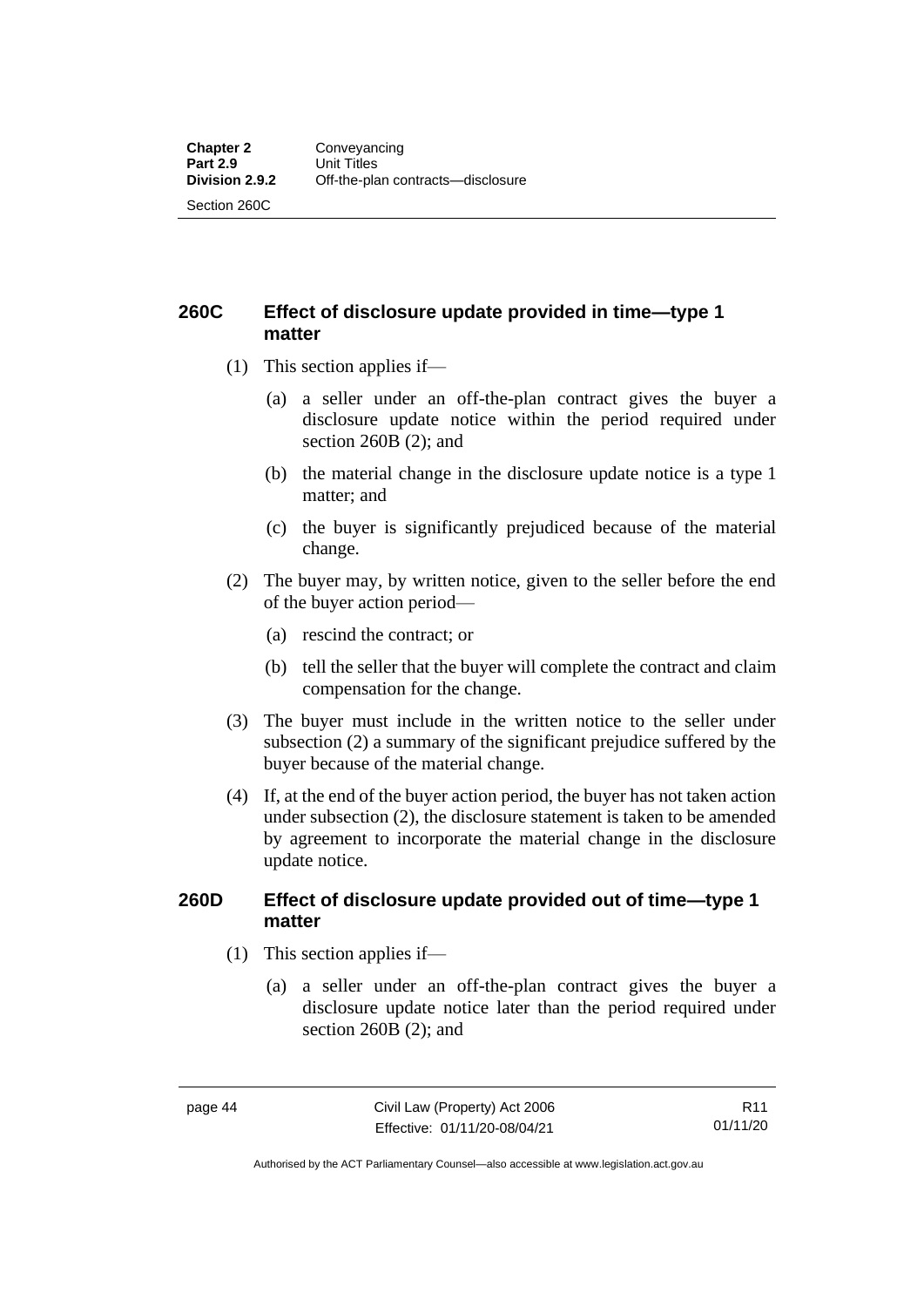## 260C Effect of disclosure update provided in time—type 1 matter

(1) This section applies if—

(a) a seller under an off-the-plan contract gives the buyer a disclosure update notice within the period required under section 260B (2); and

(b) the material change in the disclosure update notice is a type 1 matter; and

(c) the buyer is significantly prejudiced because of the material change.

(2) The buyer may, by written notice, given to the seller before the end of the buyer action period—

(a) rescind the contract; or

(b) tell the seller that the buyer will complete the contract and claim compensation for the change.

(3) The buyer must include in the written notice to the seller under subsection (2) a summary of the significant prejudice suffered by the buyer because of the material change.

(4) If, at the end of the buyer action period, the buyer has not taken action under subsection (2), the disclosure statement is taken to be amended by agreement to incorporate the material change in the disclosure update notice.

## 260D Effect of disclosure update provided out of time—type 1 matter

(1) This section applies if—

(a) a seller under an off-the-plan contract gives the buyer a disclosure update notice later than the period required under section 260B (2); and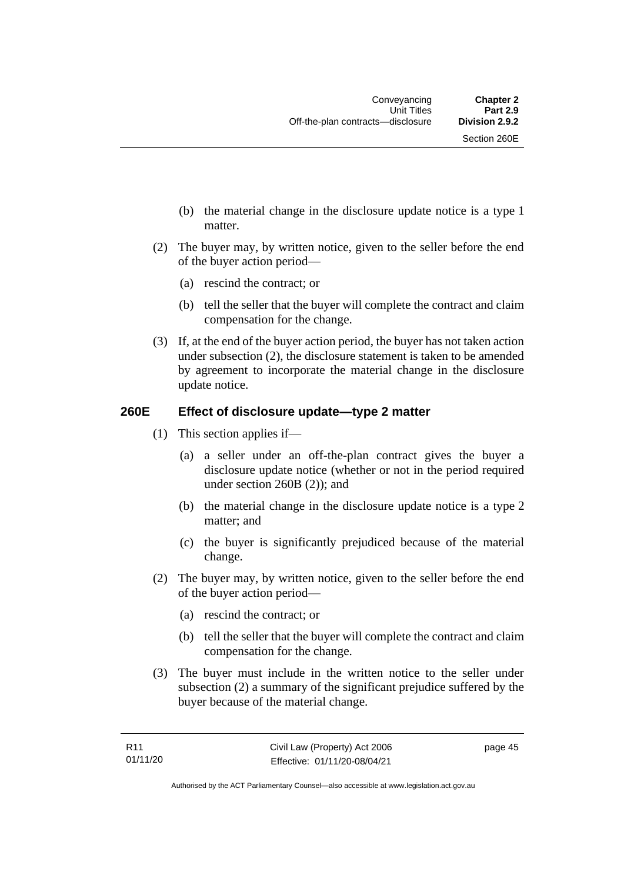(b) the material change in the disclosure update notice is a type 1 matter.

(2) The buyer may, by written notice, given to the seller before the end of the buyer action period—

(a) rescind the contract; or

(b) tell the seller that the buyer will complete the contract and claim compensation for the change.

(3) If, at the end of the buyer action period, the buyer has not taken action under subsection (2), the disclosure statement is taken to be amended by agreement to incorporate the material change in the disclosure update notice.

## 260E Effect of disclosure update—type 2 matter

(1) This section applies if—

(a) a seller under an off-the-plan contract gives the buyer a disclosure update notice (whether or not in the period required under section 260B (2)); and

(b) the material change in the disclosure update notice is a type 2 matter; and

(c) the buyer is significantly prejudiced because of the material change.

(2) The buyer may, by written notice, given to the seller before the end of the buyer action period—

(a) rescind the contract; or

(b) tell the seller that the buyer will complete the contract and claim compensation for the change.

(3) The buyer must include in the written notice to the seller under subsection (2) a summary of the significant prejudice suffered by the buyer because of the material change.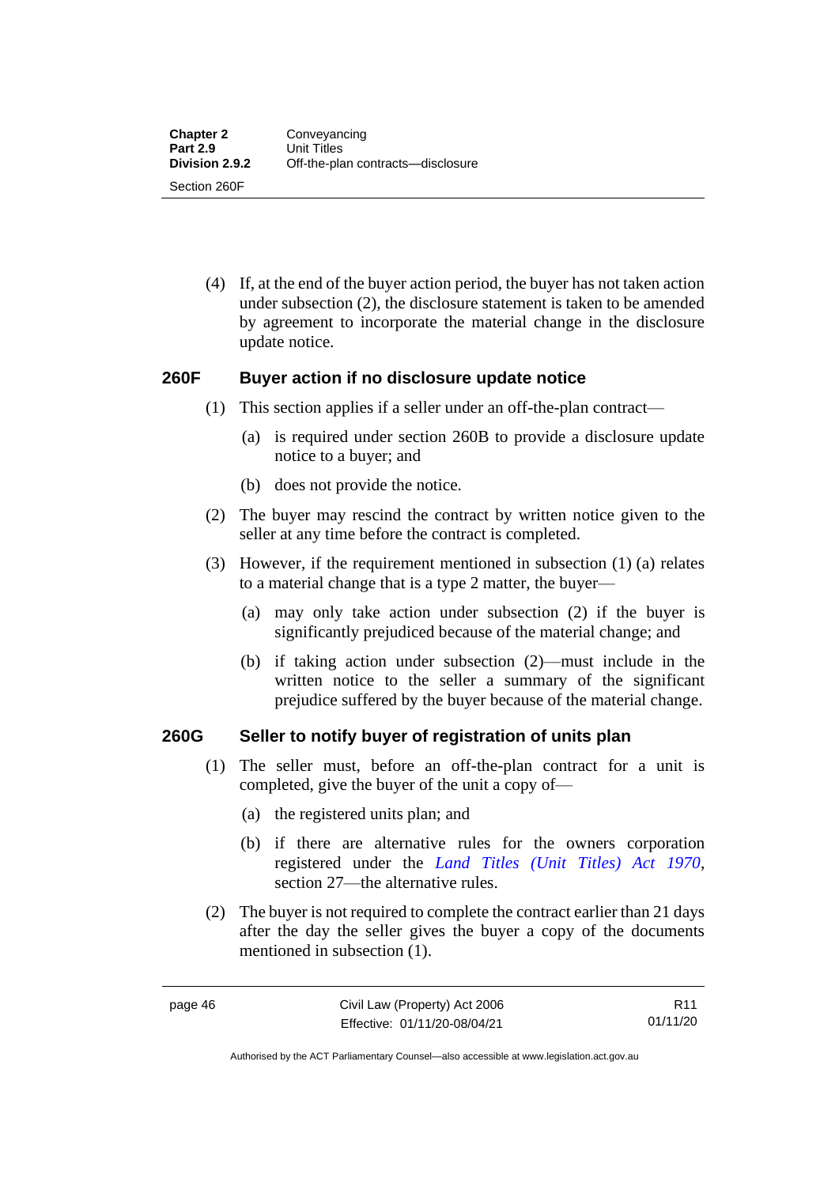(4) If, at the end of the buyer action period, the buyer has not taken action under subsection (2), the disclosure statement is taken to be amended by agreement to incorporate the material change in the disclosure update notice.

### 260F Buyer action if no disclosure update notice

(1) This section applies if a seller under an off-the-plan contract—

(a) is required under section 260B to provide a disclosure update notice to a buyer; and

(b) does not provide the notice.

(2) The buyer may rescind the contract by written notice given to the seller at any time before the contract is completed.

(3) However, if the requirement mentioned in subsection (1) (a) relates to a material change that is a type 2 matter, the buyer—

(a) may only take action under subsection (2) if the buyer is significantly prejudiced because of the material change; and

(b) if taking action under subsection (2)—must include in the written notice to the seller a summary of the significant prejudice suffered by the buyer because of the material change.

### 260G Seller to notify buyer of registration of units plan

(1) The seller must, before an off-the-plan contract for a unit is completed, give the buyer of the unit a copy of—

(a) the registered units plan; and

(b) if there are alternative rules for the owners corporation registered under the *Land Titles (Unit Titles) Act 1970*, section 27—the alternative rules.

(2) The buyer is not required to complete the contract earlier than 21 days after the day the seller gives the buyer a copy of the documents mentioned in subsection (1).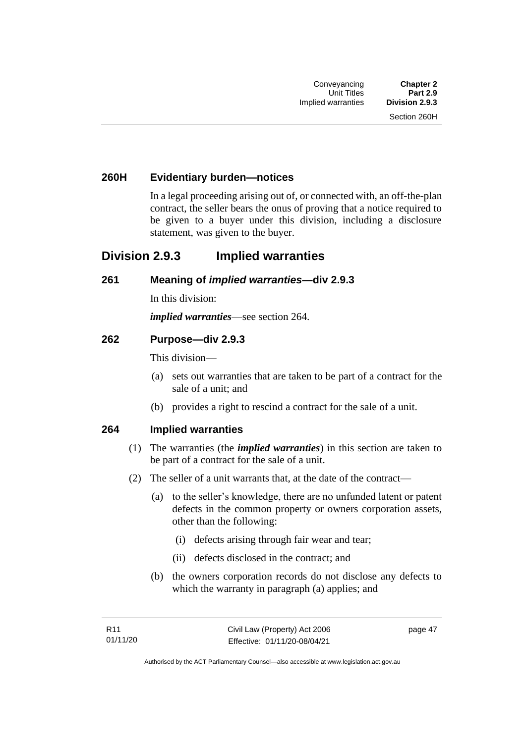### 260H Evidentiary burden—notices

In a legal proceeding arising out of, or connected with, an off-the-plan contract, the seller bears the onus of proving that a notice required to be given to a buyer under this division, including a disclosure statement, was given to the buyer.

## Division 2.9.3 Implied warranties

### 261 Meaning of *implied warranties*—div 2.9.3

In this division:

***implied warranties***—see section 264.

### 262 Purpose—div 2.9.3

This division—

- (a) sets out warranties that are taken to be part of a contract for the sale of a unit; and
- (b) provides a right to rescind a contract for the sale of a unit.

### 264 Implied warranties

(1) The warranties (the ***implied warranties***) in this section are taken to be part of a contract for the sale of a unit.

(2) The seller of a unit warrants that, at the date of the contract—

- (a) to the seller's knowledge, there are no unfunded latent or patent defects in the common property or owners corporation assets, other than the following:
  - (i) defects arising through fair wear and tear;
  - (ii) defects disclosed in the contract; and
- (b) the owners corporation records do not disclose any defects to which the warranty in paragraph (a) applies; and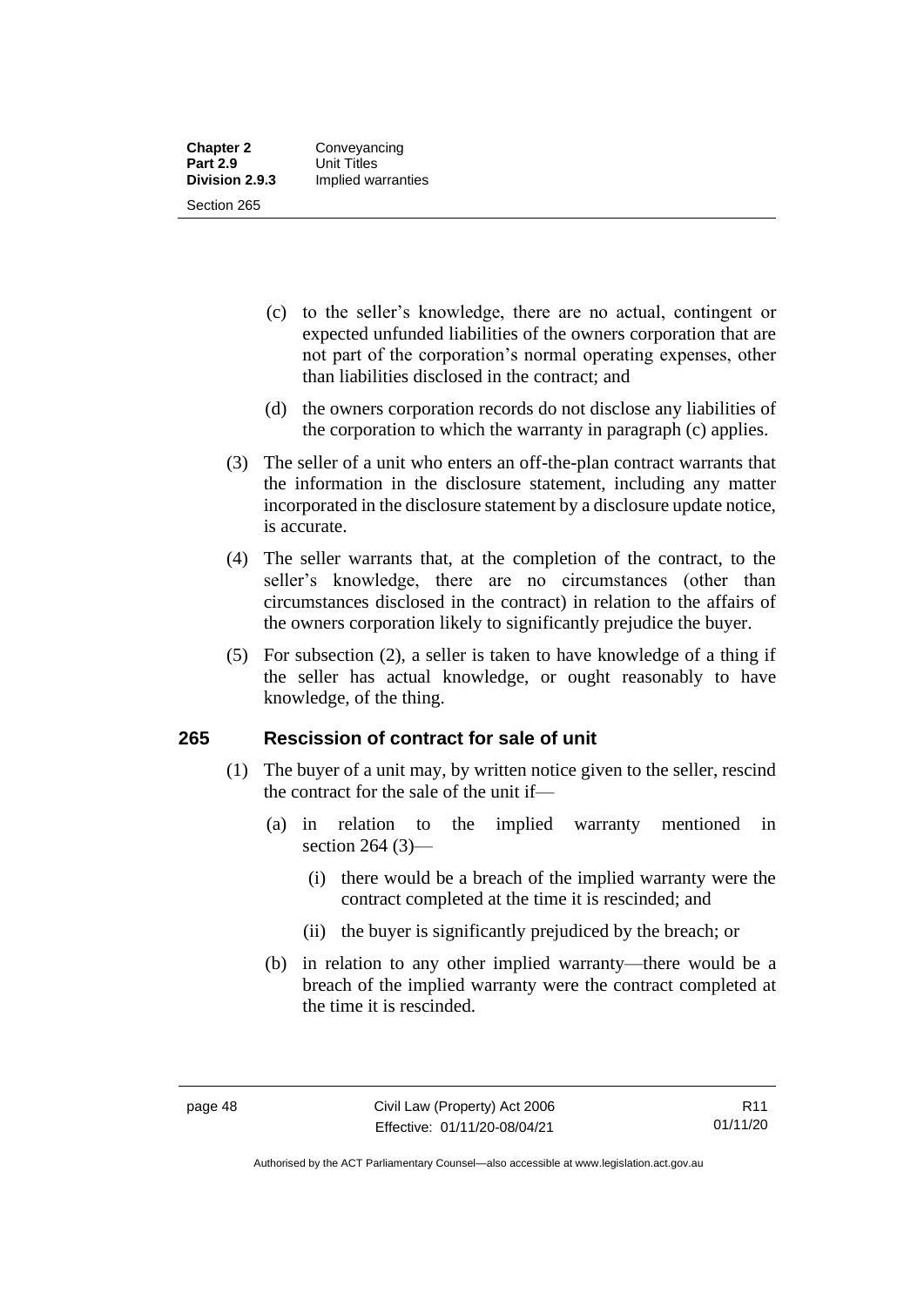(c) to the seller's knowledge, there are no actual, contingent or expected unfunded liabilities of the owners corporation that are not part of the corporation's normal operating expenses, other than liabilities disclosed in the contract; and

(d) the owners corporation records do not disclose any liabilities of the corporation to which the warranty in paragraph (c) applies.

(3) The seller of a unit who enters an off-the-plan contract warrants that the information in the disclosure statement, including any matter incorporated in the disclosure statement by a disclosure update notice, is accurate.

(4) The seller warrants that, at the completion of the contract, to the seller's knowledge, there are no circumstances (other than circumstances disclosed in the contract) in relation to the affairs of the owners corporation likely to significantly prejudice the buyer.

(5) For subsection (2), a seller is taken to have knowledge of a thing if the seller has actual knowledge, or ought reasonably to have knowledge, of the thing.

### 265 Rescission of contract for sale of unit

(1) The buyer of a unit may, by written notice given to the seller, rescind the contract for the sale of the unit if—

(a) in relation to the implied warranty mentioned in section 264 (3)—

(i) there would be a breach of the implied warranty were the contract completed at the time it is rescinded; and

(ii) the buyer is significantly prejudiced by the breach; or

(b) in relation to any other implied warranty—there would be a breach of the implied warranty were the contract completed at the time it is rescinded.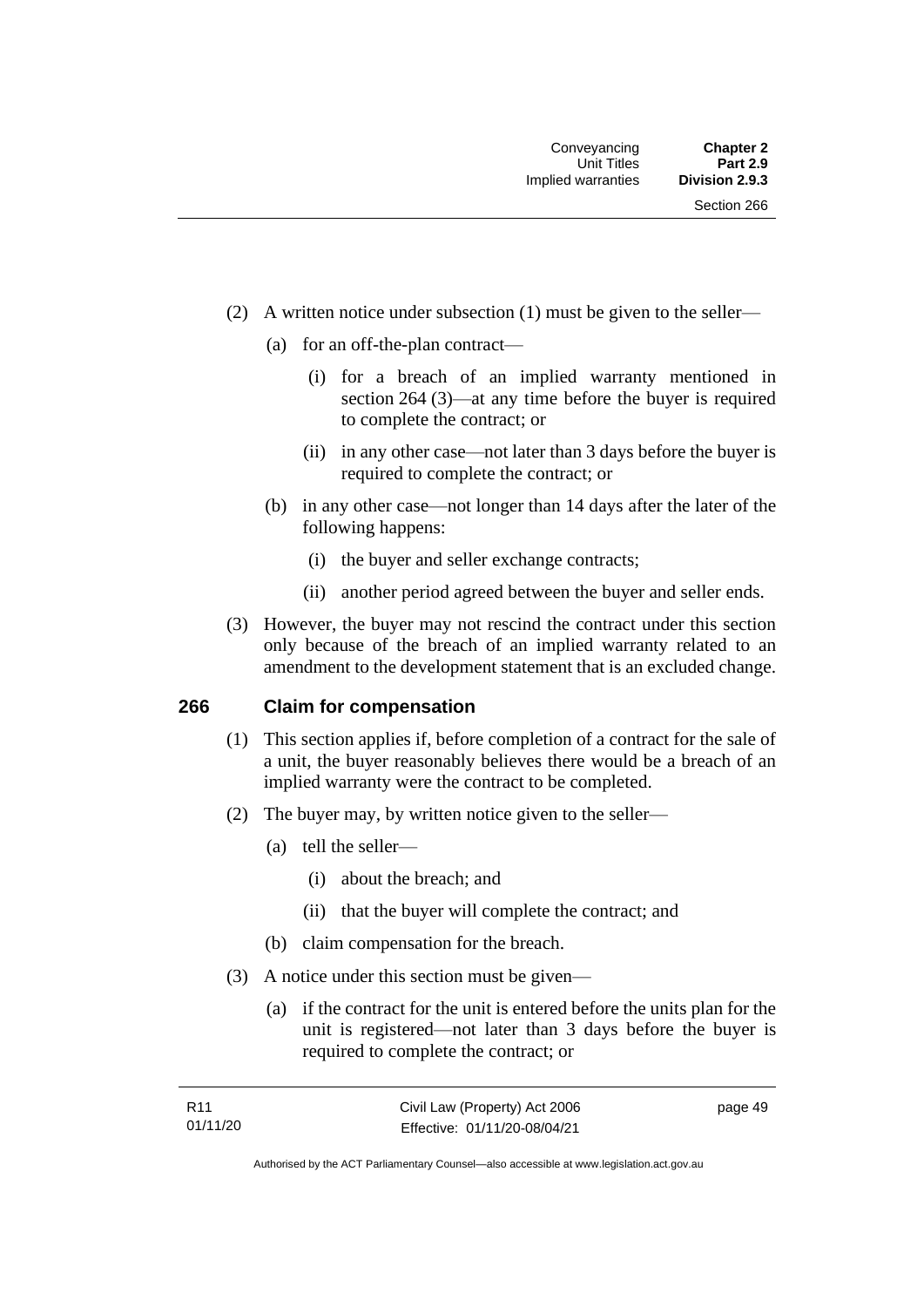(2) A written notice under subsection (1) must be given to the seller—

(a) for an off-the-plan contract—

(i) for a breach of an implied warranty mentioned in section 264 (3)—at any time before the buyer is required to complete the contract; or

(ii) in any other case—not later than 3 days before the buyer is required to complete the contract; or

(b) in any other case—not longer than 14 days after the later of the following happens:

(i) the buyer and seller exchange contracts;

(ii) another period agreed between the buyer and seller ends.

(3) However, the buyer may not rescind the contract under this section only because of the breach of an implied warranty related to an amendment to the development statement that is an excluded change.

## 266 Claim for compensation

(1) This section applies if, before completion of a contract for the sale of a unit, the buyer reasonably believes there would be a breach of an implied warranty were the contract to be completed.

(2) The buyer may, by written notice given to the seller—

(a) tell the seller—

(i) about the breach; and

(ii) that the buyer will complete the contract; and

(b) claim compensation for the breach.

(3) A notice under this section must be given—

(a) if the contract for the unit is entered before the units plan for the unit is registered—not later than 3 days before the buyer is required to complete the contract; or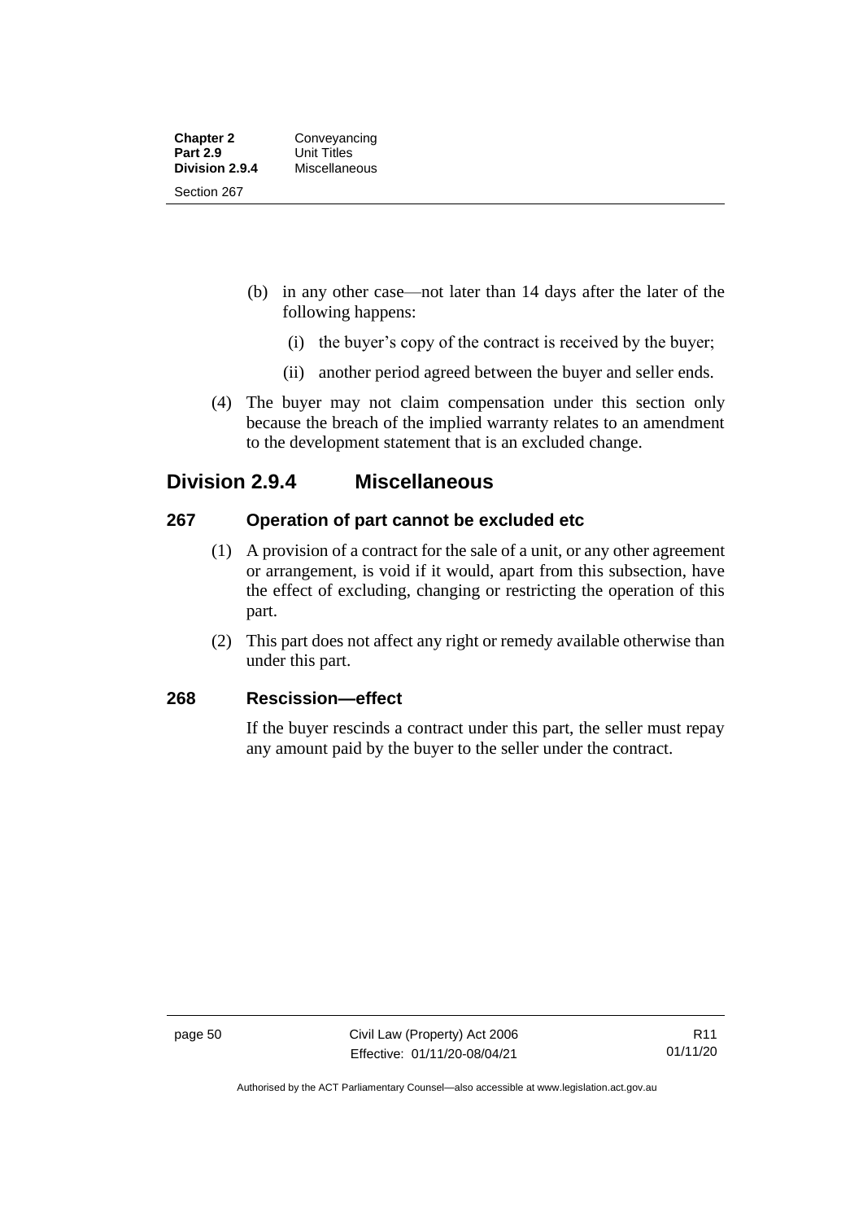(b) in any other case—not later than 14 days after the later of the following happens:

   (i) the buyer's copy of the contract is received by the buyer;

   (ii) another period agreed between the buyer and seller ends.

(4) The buyer may not claim compensation under this section only because the breach of the implied warranty relates to an amendment to the development statement that is an excluded change.

## Division 2.9.4 Miscellaneous

### 267 Operation of part cannot be excluded etc

(1) A provision of a contract for the sale of a unit, or any other agreement or arrangement, is void if it would, apart from this subsection, have the effect of excluding, changing or restricting the operation of this part.

(2) This part does not affect any right or remedy available otherwise than under this part.

### 268 Rescission—effect

If the buyer rescinds a contract under this part, the seller must repay any amount paid by the buyer to the seller under the contract.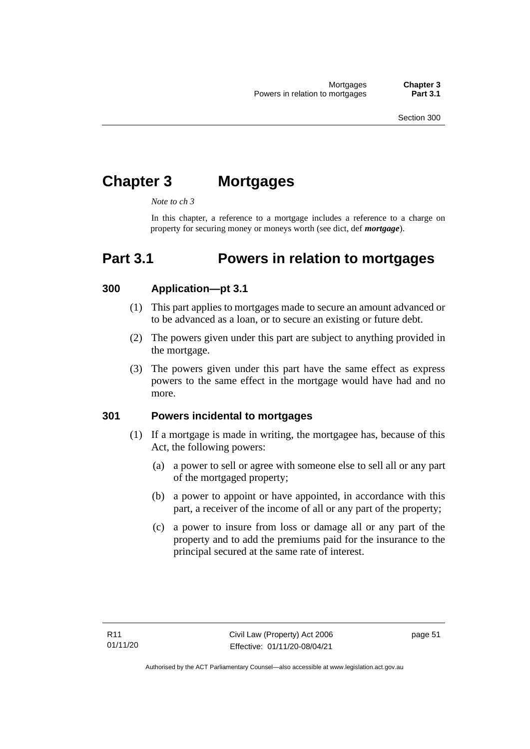# Chapter 3 Mortgages

*Note to ch 3*

In this chapter, a reference to a mortgage includes a reference to a charge on property for securing money or moneys worth (see dict, def ***mortgage***).

# Part 3.1 Powers in relation to mortgages

## 300 Application—pt 3.1

(1) This part applies to mortgages made to secure an amount advanced or to be advanced as a loan, or to secure an existing or future debt.

(2) The powers given under this part are subject to anything provided in the mortgage.

(3) The powers given under this part have the same effect as express powers to the same effect in the mortgage would have had and no more.

## 301 Powers incidental to mortgages

(1) If a mortgage is made in writing, the mortgagee has, because of this Act, the following powers:

(a) a power to sell or agree with someone else to sell all or any part of the mortgaged property;

(b) a power to appoint or have appointed, in accordance with this part, a receiver of the income of all or any part of the property;

(c) a power to insure from loss or damage all or any part of the property and to add the premiums paid for the insurance to the principal secured at the same rate of interest.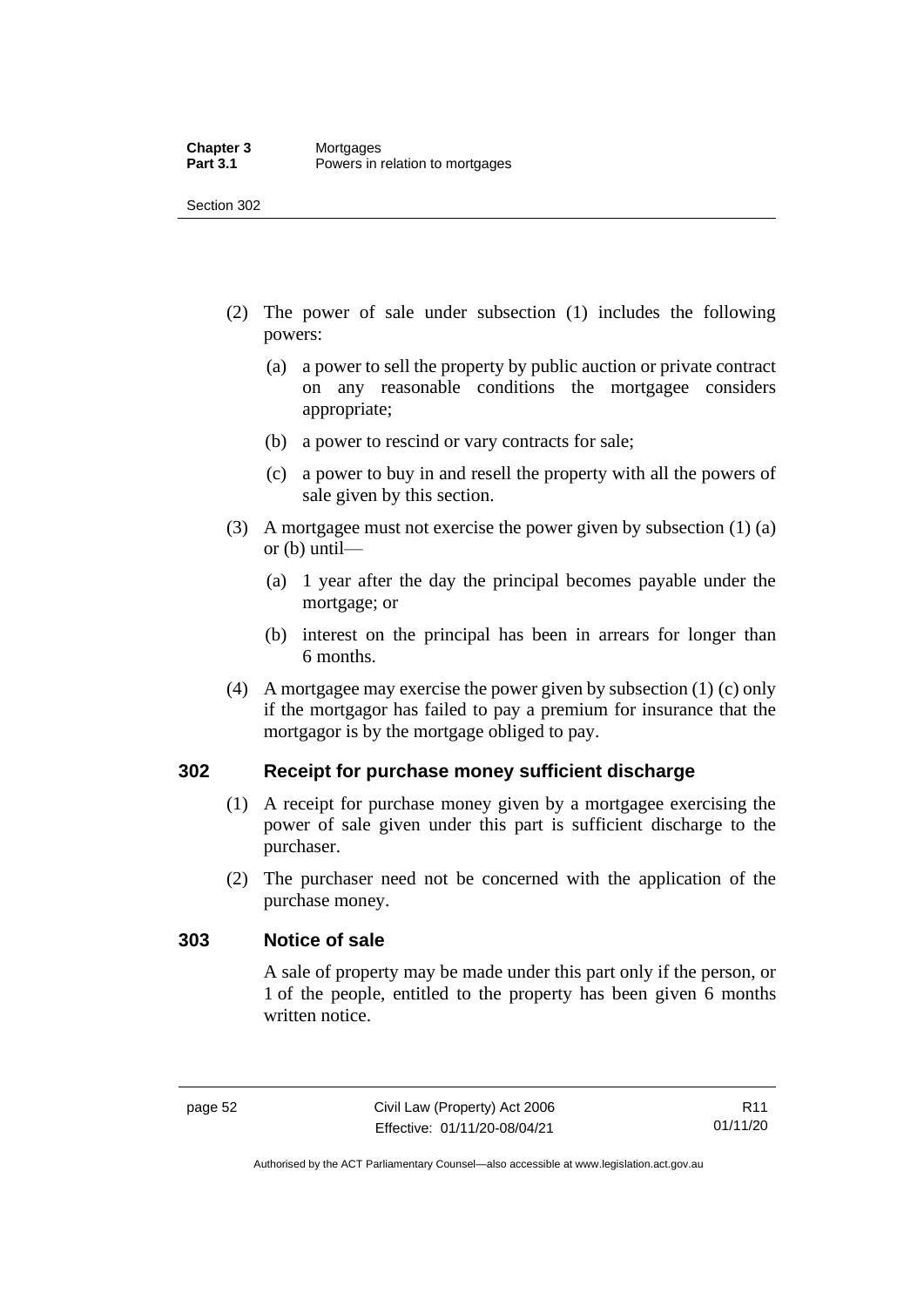(2) The power of sale under subsection (1) includes the following powers:

(a) a power to sell the property by public auction or private contract on any reasonable conditions the mortgagee considers appropriate;

(b) a power to rescind or vary contracts for sale;

(c) a power to buy in and resell the property with all the powers of sale given by this section.

(3) A mortgagee must not exercise the power given by subsection (1) (a) or (b) until—

(a) 1 year after the day the principal becomes payable under the mortgage; or

(b) interest on the principal has been in arrears for longer than 6 months.

(4) A mortgagee may exercise the power given by subsection (1) (c) only if the mortgagor has failed to pay a premium for insurance that the mortgagor is by the mortgage obliged to pay.

## 302 Receipt for purchase money sufficient discharge

(1) A receipt for purchase money given by a mortgagee exercising the power of sale given under this part is sufficient discharge to the purchaser.

(2) The purchaser need not be concerned with the application of the purchase money.

## 303 Notice of sale

A sale of property may be made under this part only if the person, or 1 of the people, entitled to the property has been given 6 months written notice.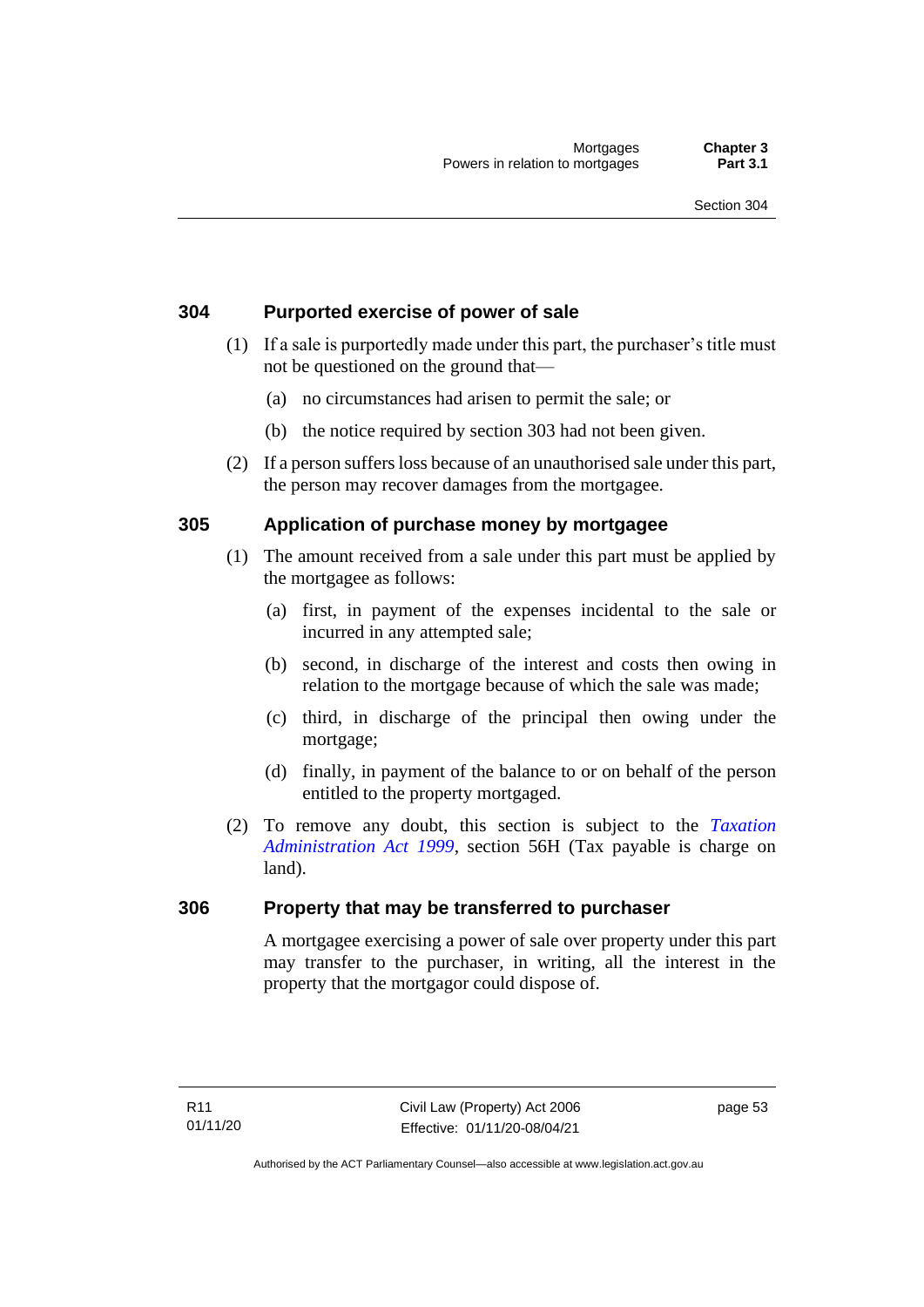## 304 Purported exercise of power of sale

(1) If a sale is purportedly made under this part, the purchaser's title must not be questioned on the ground that—

(a) no circumstances had arisen to permit the sale; or

(b) the notice required by section 303 had not been given.

(2) If a person suffers loss because of an unauthorised sale under this part, the person may recover damages from the mortgagee.

## 305 Application of purchase money by mortgagee

(1) The amount received from a sale under this part must be applied by the mortgagee as follows:

(a) first, in payment of the expenses incidental to the sale or incurred in any attempted sale;

(b) second, in discharge of the interest and costs then owing in relation to the mortgage because of which the sale was made;

(c) third, in discharge of the principal then owing under the mortgage;

(d) finally, in payment of the balance to or on behalf of the person entitled to the property mortgaged.

(2) To remove any doubt, this section is subject to the *Taxation Administration Act 1999*, section 56H (Tax payable is charge on land).

## 306 Property that may be transferred to purchaser

A mortgagee exercising a power of sale over property under this part may transfer to the purchaser, in writing, all the interest in the property that the mortgagor could dispose of.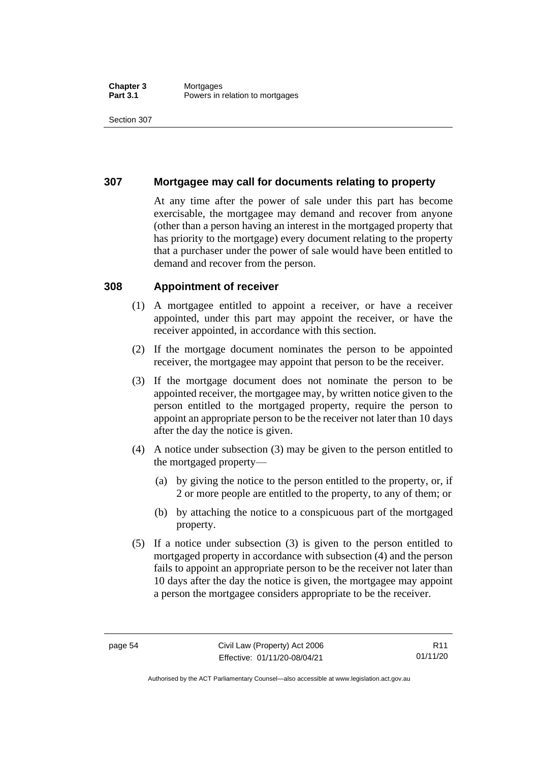## 307 Mortgagee may call for documents relating to property

At any time after the power of sale under this part has become exercisable, the mortgagee may demand and recover from anyone (other than a person having an interest in the mortgaged property that has priority to the mortgage) every document relating to the property that a purchaser under the power of sale would have been entitled to demand and recover from the person.

## 308 Appointment of receiver

(1) A mortgagee entitled to appoint a receiver, or have a receiver appointed, under this part may appoint the receiver, or have the receiver appointed, in accordance with this section.

(2) If the mortgage document nominates the person to be appointed receiver, the mortgagee may appoint that person to be the receiver.

(3) If the mortgage document does not nominate the person to be appointed receiver, the mortgagee may, by written notice given to the person entitled to the mortgaged property, require the person to appoint an appropriate person to be the receiver not later than 10 days after the day the notice is given.

(4) A notice under subsection (3) may be given to the person entitled to the mortgaged property—

(a) by giving the notice to the person entitled to the property, or, if 2 or more people are entitled to the property, to any of them; or

(b) by attaching the notice to a conspicuous part of the mortgaged property.

(5) If a notice under subsection (3) is given to the person entitled to mortgaged property in accordance with subsection (4) and the person fails to appoint an appropriate person to be the receiver not later than 10 days after the day the notice is given, the mortgagee may appoint a person the mortgagee considers appropriate to be the receiver.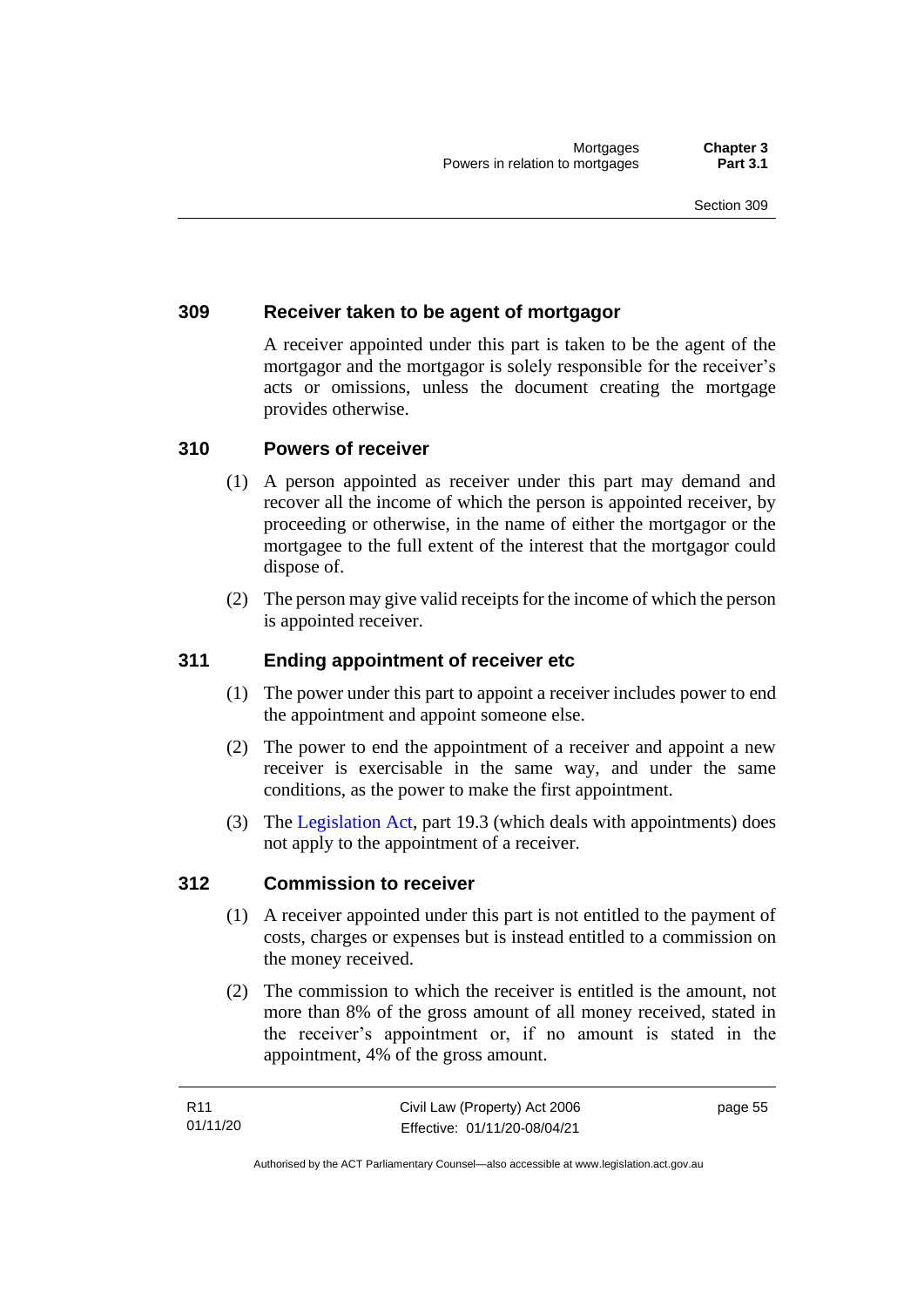### 309 Receiver taken to be agent of mortgagor

A receiver appointed under this part is taken to be the agent of the mortgagor and the mortgagor is solely responsible for the receiver's acts or omissions, unless the document creating the mortgage provides otherwise.

### 310 Powers of receiver

(1) A person appointed as receiver under this part may demand and recover all the income of which the person is appointed receiver, by proceeding or otherwise, in the name of either the mortgagor or the mortgagee to the full extent of the interest that the mortgagor could dispose of.

(2) The person may give valid receipts for the income of which the person is appointed receiver.

### 311 Ending appointment of receiver etc

(1) The power under this part to appoint a receiver includes power to end the appointment and appoint someone else.

(2) The power to end the appointment of a receiver and appoint a new receiver is exercisable in the same way, and under the same conditions, as the power to make the first appointment.

(3) The Legislation Act, part 19.3 (which deals with appointments) does not apply to the appointment of a receiver.

### 312 Commission to receiver

(1) A receiver appointed under this part is not entitled to the payment of costs, charges or expenses but is instead entitled to a commission on the money received.

(2) The commission to which the receiver is entitled is the amount, not more than 8% of the gross amount of all money received, stated in the receiver's appointment or, if no amount is stated in the appointment, 4% of the gross amount.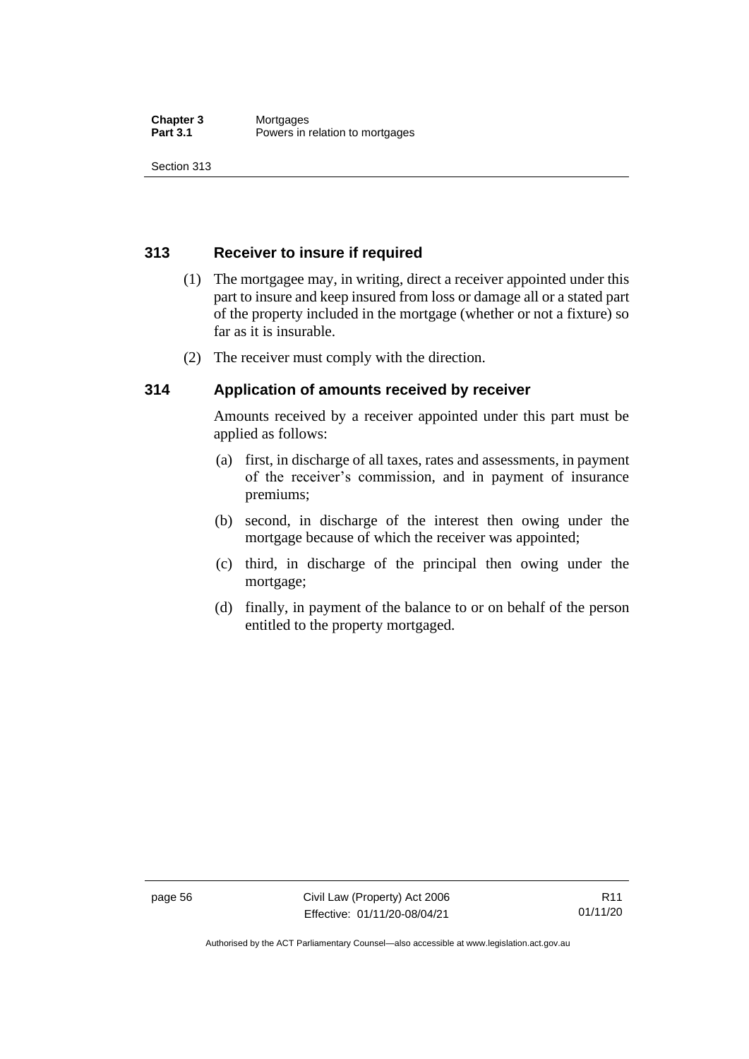### 313 Receiver to insure if required

(1) The mortgagee may, in writing, direct a receiver appointed under this part to insure and keep insured from loss or damage all or a stated part of the property included in the mortgage (whether or not a fixture) so far as it is insurable.

(2) The receiver must comply with the direction.

### 314 Application of amounts received by receiver

Amounts received by a receiver appointed under this part must be applied as follows:

(a) first, in discharge of all taxes, rates and assessments, in payment of the receiver's commission, and in payment of insurance premiums;

(b) second, in discharge of the interest then owing under the mortgage because of which the receiver was appointed;

(c) third, in discharge of the principal then owing under the mortgage;

(d) finally, in payment of the balance to or on behalf of the person entitled to the property mortgaged.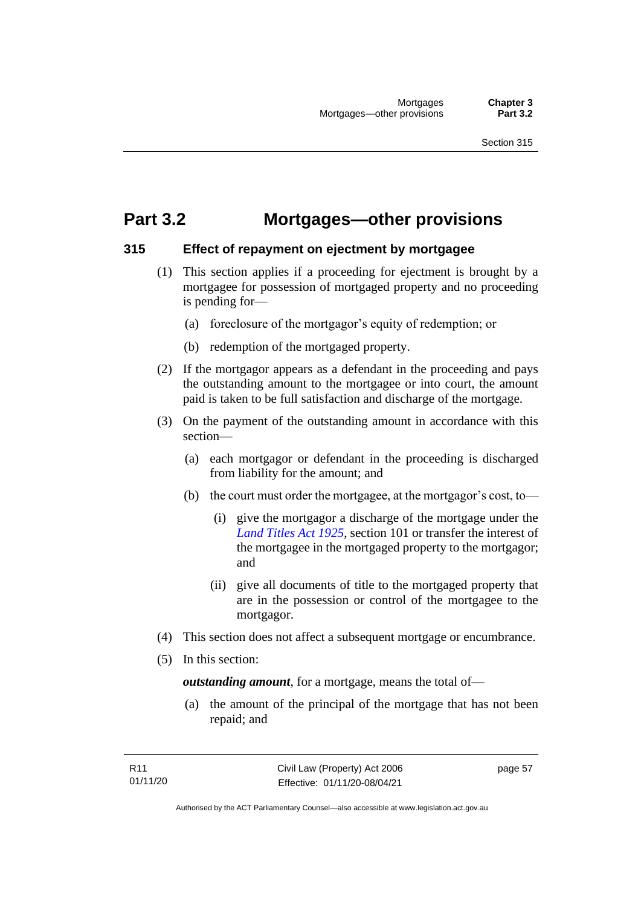# Part 3.2 Mortgages—other provisions

## 315 Effect of repayment on ejectment by mortgagee

(1) This section applies if a proceeding for ejectment is brought by a mortgagee for possession of mortgaged property and no proceeding is pending for—

(a) foreclosure of the mortgagor's equity of redemption; or

(b) redemption of the mortgaged property.

(2) If the mortgagor appears as a defendant in the proceeding and pays the outstanding amount to the mortgagee or into court, the amount paid is taken to be full satisfaction and discharge of the mortgage.

(3) On the payment of the outstanding amount in accordance with this section—

(a) each mortgagor or defendant in the proceeding is discharged from liability for the amount; and

(b) the court must order the mortgagee, at the mortgagor's cost, to—

(i) give the mortgagor a discharge of the mortgage under the *Land Titles Act 1925*, section 101 or transfer the interest of the mortgagee in the mortgaged property to the mortgagor; and

(ii) give all documents of title to the mortgaged property that are in the possession or control of the mortgagee to the mortgagor.

(4) This section does not affect a subsequent mortgage or encumbrance.

(5) In this section:

***outstanding amount***, for a mortgage, means the total of—

(a) the amount of the principal of the mortgage that has not been repaid; and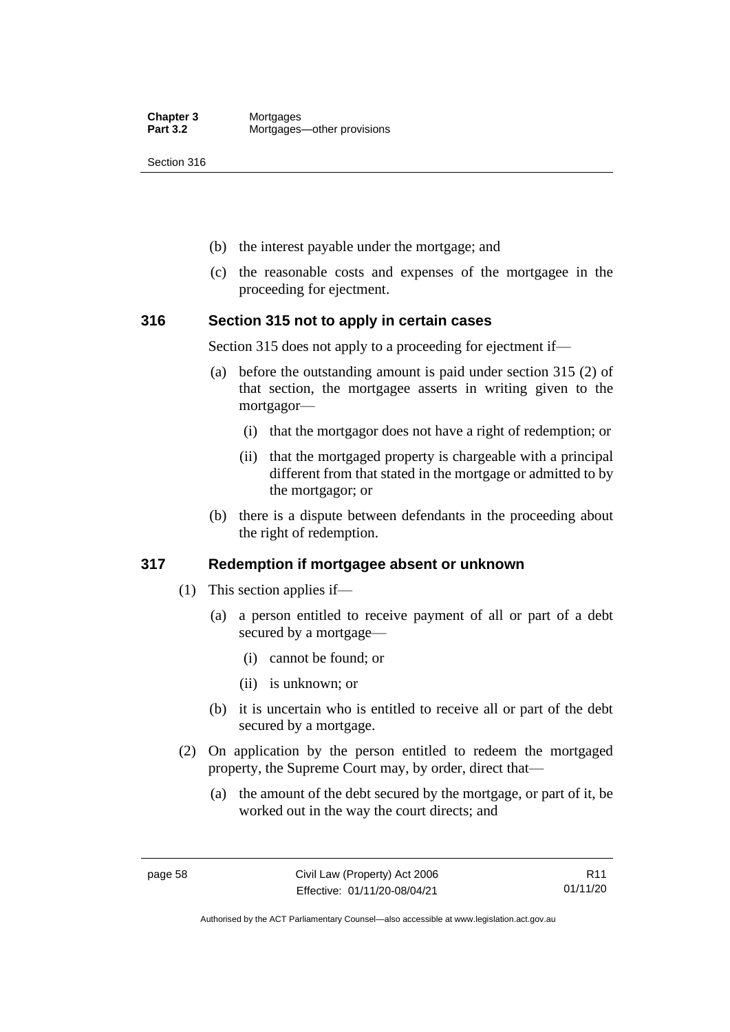- (b) the interest payable under the mortgage; and
- (c) the reasonable costs and expenses of the mortgagee in the proceeding for ejectment.

### 316 Section 315 not to apply in certain cases

Section 315 does not apply to a proceeding for ejectment if—

- (a) before the outstanding amount is paid under section 315 (2) of that section, the mortgagee asserts in writing given to the mortgagor—
  - (i) that the mortgagor does not have a right of redemption; or
  - (ii) that the mortgaged property is chargeable with a principal different from that stated in the mortgage or admitted to by the mortgagor; or
- (b) there is a dispute between defendants in the proceeding about the right of redemption.

### 317 Redemption if mortgagee absent or unknown

(1) This section applies if—

- (a) a person entitled to receive payment of all or part of a debt secured by a mortgage—
  - (i) cannot be found; or
  - (ii) is unknown; or
- (b) it is uncertain who is entitled to receive all or part of the debt secured by a mortgage.

(2) On application by the person entitled to redeem the mortgaged property, the Supreme Court may, by order, direct that—

- (a) the amount of the debt secured by the mortgage, or part of it, be worked out in the way the court directs; and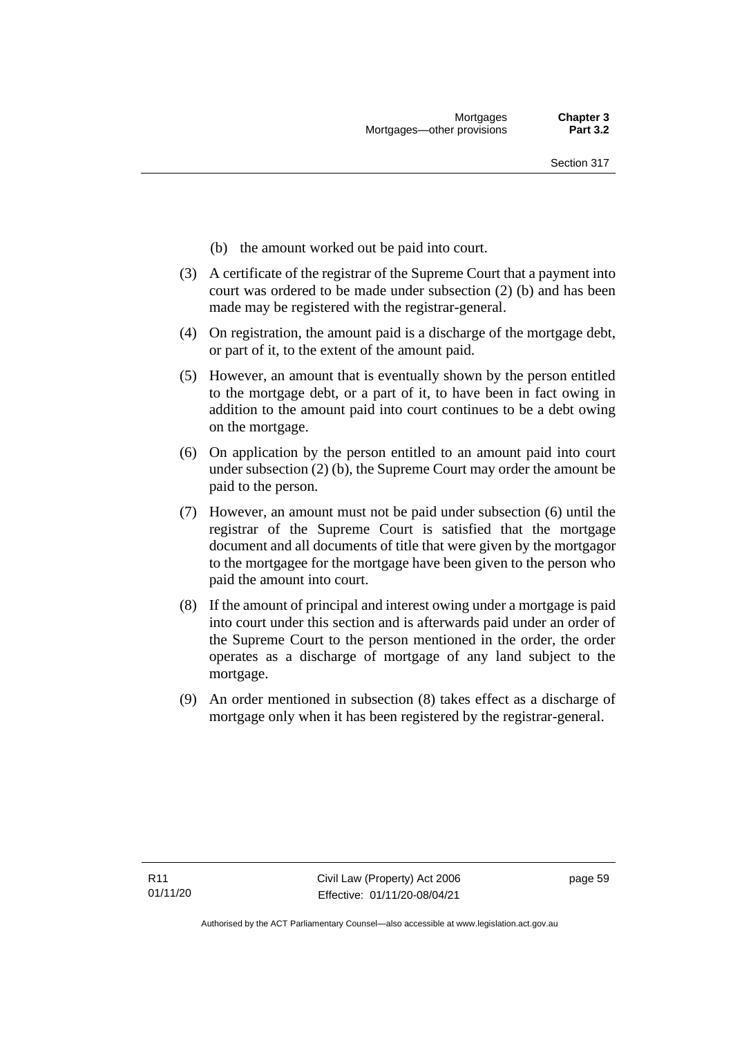(b) the amount worked out be paid into court.

(3) A certificate of the registrar of the Supreme Court that a payment into court was ordered to be made under subsection (2) (b) and has been made may be registered with the registrar-general.

(4) On registration, the amount paid is a discharge of the mortgage debt, or part of it, to the extent of the amount paid.

(5) However, an amount that is eventually shown by the person entitled to the mortgage debt, or a part of it, to have been in fact owing in addition to the amount paid into court continues to be a debt owing on the mortgage.

(6) On application by the person entitled to an amount paid into court under subsection (2) (b), the Supreme Court may order the amount be paid to the person.

(7) However, an amount must not be paid under subsection (6) until the registrar of the Supreme Court is satisfied that the mortgage document and all documents of title that were given by the mortgagor to the mortgagee for the mortgage have been given to the person who paid the amount into court.

(8) If the amount of principal and interest owing under a mortgage is paid into court under this section and is afterwards paid under an order of the Supreme Court to the person mentioned in the order, the order operates as a discharge of mortgage of any land subject to the mortgage.

(9) An order mentioned in subsection (8) takes effect as a discharge of mortgage only when it has been registered by the registrar-general.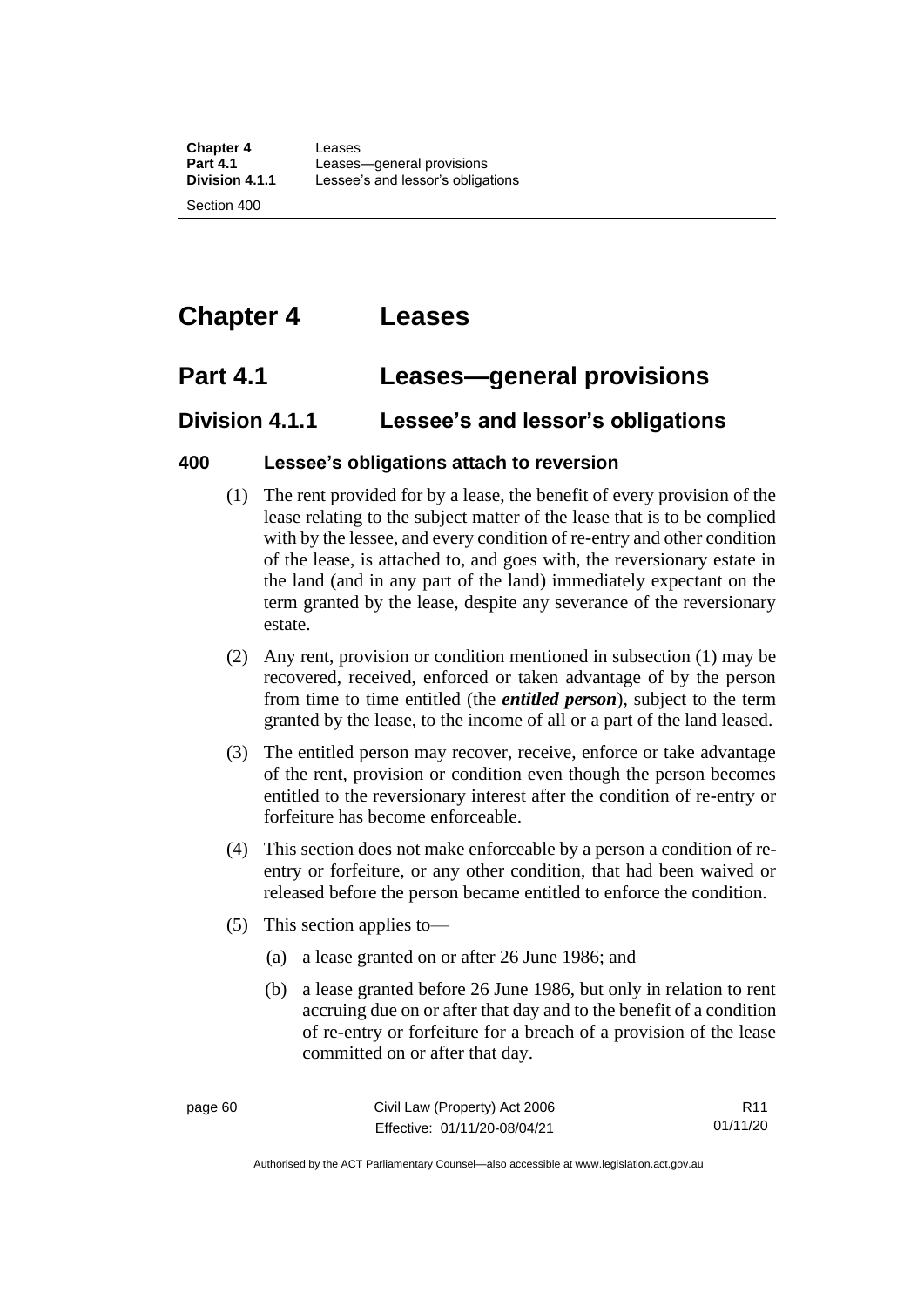# Chapter 4 Leases

## Part 4.1 Leases—general provisions

### Division 4.1.1 Lessee's and lessor's obligations

#### 400 Lessee's obligations attach to reversion

(1) The rent provided for by a lease, the benefit of every provision of the lease relating to the subject matter of the lease that is to be complied with by the lessee, and every condition of re-entry and other condition of the lease, is attached to, and goes with, the reversionary estate in the land (and in any part of the land) immediately expectant on the term granted by the lease, despite any severance of the reversionary estate.

(2) Any rent, provision or condition mentioned in subsection (1) may be recovered, received, enforced or taken advantage of by the person from time to time entitled (the ***entitled person***), subject to the term granted by the lease, to the income of all or a part of the land leased.

(3) The entitled person may recover, receive, enforce or take advantage of the rent, provision or condition even though the person becomes entitled to the reversionary interest after the condition of re-entry or forfeiture has become enforceable.

(4) This section does not make enforceable by a person a condition of re-entry or forfeiture, or any other condition, that had been waived or released before the person became entitled to enforce the condition.

(5) This section applies to—

(a) a lease granted on or after 26 June 1986; and

(b) a lease granted before 26 June 1986, but only in relation to rent accruing due on or after that day and to the benefit of a condition of re-entry or forfeiture for a breach of a provision of the lease committed on or after that day.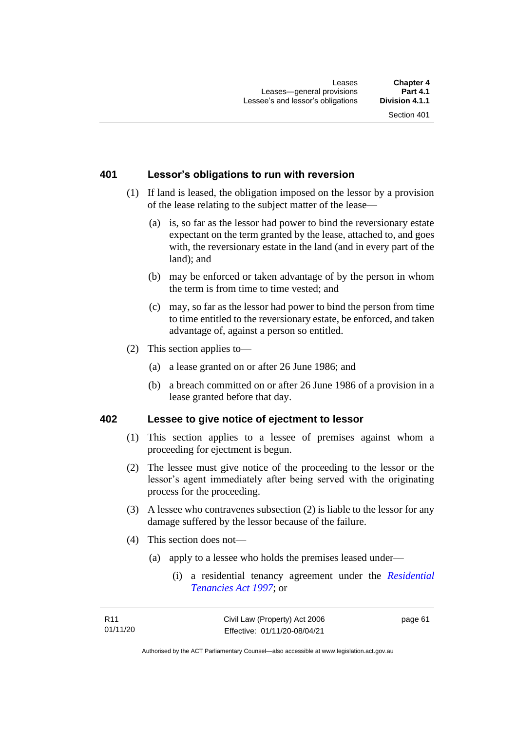### 401 Lessor's obligations to run with reversion

(1) If land is leased, the obligation imposed on the lessor by a provision of the lease relating to the subject matter of the lease—

(a) is, so far as the lessor had power to bind the reversionary estate expectant on the term granted by the lease, attached to, and goes with, the reversionary estate in the land (and in every part of the land); and

(b) may be enforced or taken advantage of by the person in whom the term is from time to time vested; and

(c) may, so far as the lessor had power to bind the person from time to time entitled to the reversionary estate, be enforced, and taken advantage of, against a person so entitled.

(2) This section applies to—

(a) a lease granted on or after 26 June 1986; and

(b) a breach committed on or after 26 June 1986 of a provision in a lease granted before that day.

### 402 Lessee to give notice of ejectment to lessor

(1) This section applies to a lessee of premises against whom a proceeding for ejectment is begun.

(2) The lessee must give notice of the proceeding to the lessor or the lessor's agent immediately after being served with the originating process for the proceeding.

(3) A lessee who contravenes subsection (2) is liable to the lessor for any damage suffered by the lessor because of the failure.

(4) This section does not—

(a) apply to a lessee who holds the premises leased under—

(i) a residential tenancy agreement under the *Residential Tenancies Act 1997*; or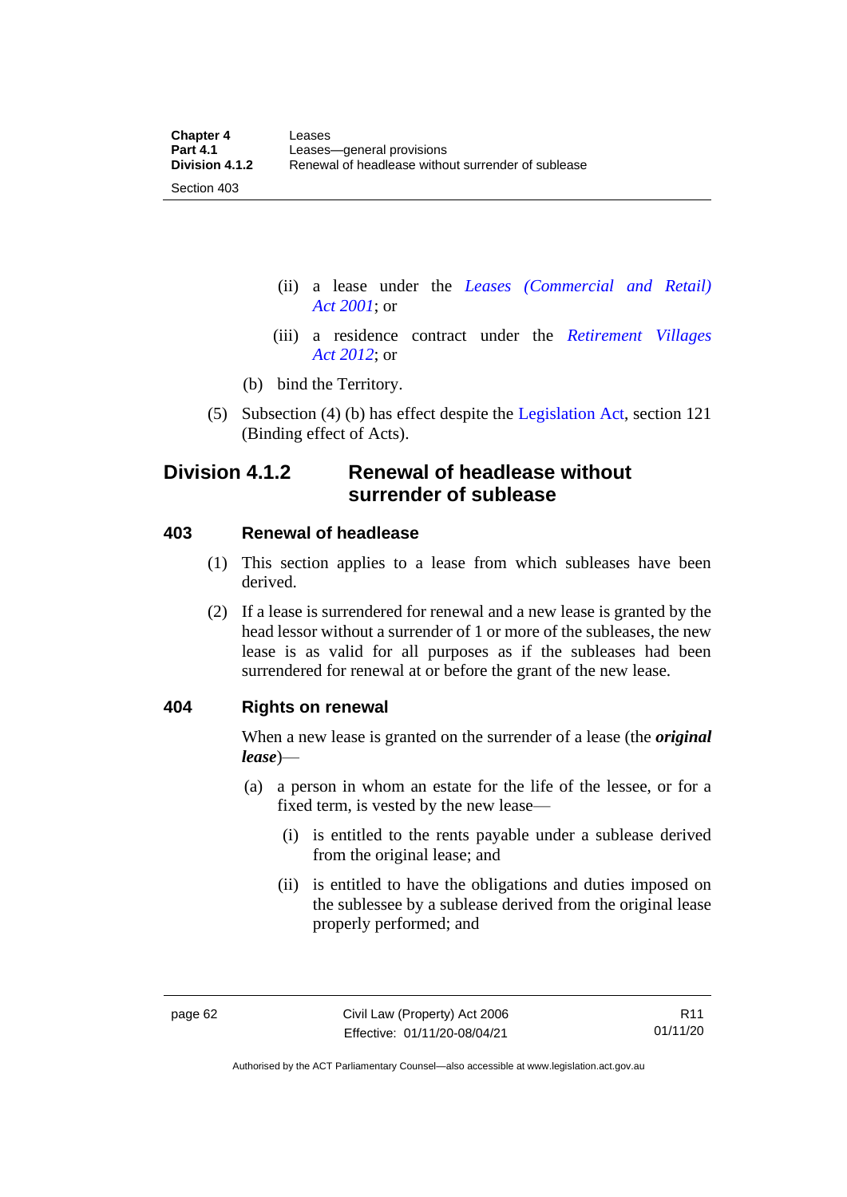(ii) a lease under the *Leases (Commercial and Retail) Act 2001*; or

(iii) a residence contract under the *Retirement Villages Act 2012*; or

(b) bind the Territory.

(5) Subsection (4) (b) has effect despite the Legislation Act, section 121 (Binding effect of Acts).

## Division 4.1.2 Renewal of headlease without surrender of sublease

### 403 Renewal of headlease

(1) This section applies to a lease from which subleases have been derived.

(2) If a lease is surrendered for renewal and a new lease is granted by the head lessor without a surrender of 1 or more of the subleases, the new lease is as valid for all purposes as if the subleases had been surrendered for renewal at or before the grant of the new lease.

### 404 Rights on renewal

When a new lease is granted on the surrender of a lease (the ***original lease***)—

(a) a person in whom an estate for the life of the lessee, or for a fixed term, is vested by the new lease—

(i) is entitled to the rents payable under a sublease derived from the original lease; and

(ii) is entitled to have the obligations and duties imposed on the sublessee by a sublease derived from the original lease properly performed; and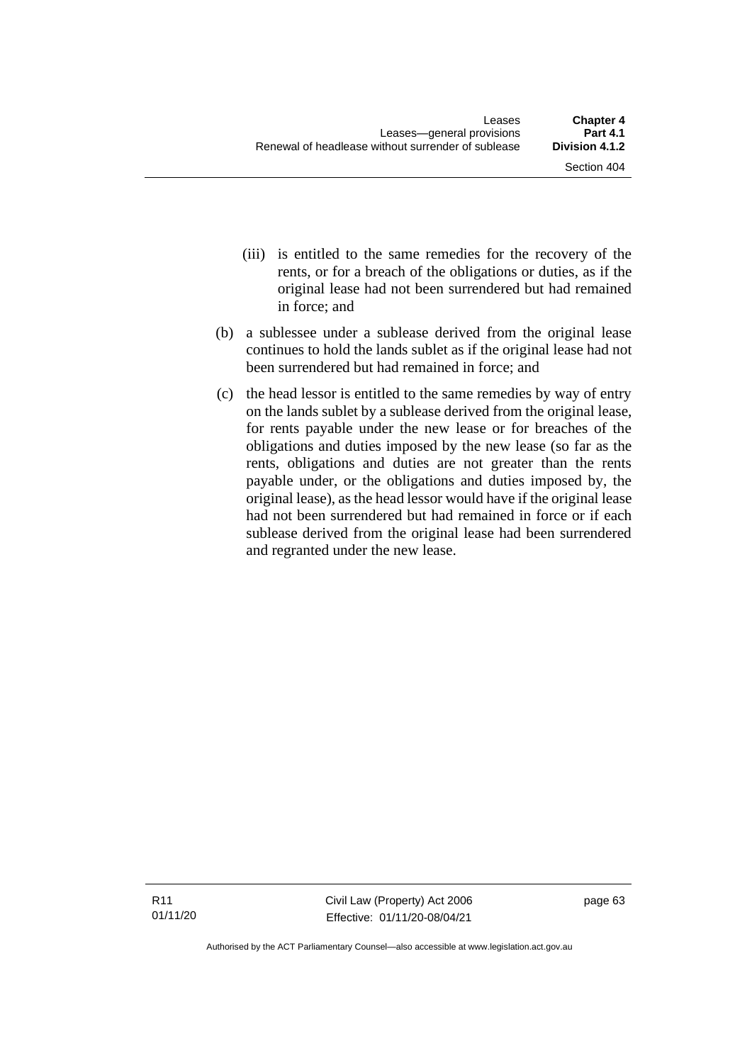(iii) is entitled to the same remedies for the recovery of the rents, or for a breach of the obligations or duties, as if the original lease had not been surrendered but had remained in force; and

(b) a sublessee under a sublease derived from the original lease continues to hold the lands sublet as if the original lease had not been surrendered but had remained in force; and

(c) the head lessor is entitled to the same remedies by way of entry on the lands sublet by a sublease derived from the original lease, for rents payable under the new lease or for breaches of the obligations and duties imposed by the new lease (so far as the rents, obligations and duties are not greater than the rents payable under, or the obligations and duties imposed by, the original lease), as the head lessor would have if the original lease had not been surrendered but had remained in force or if each sublease derived from the original lease had been surrendered and regranted under the new lease.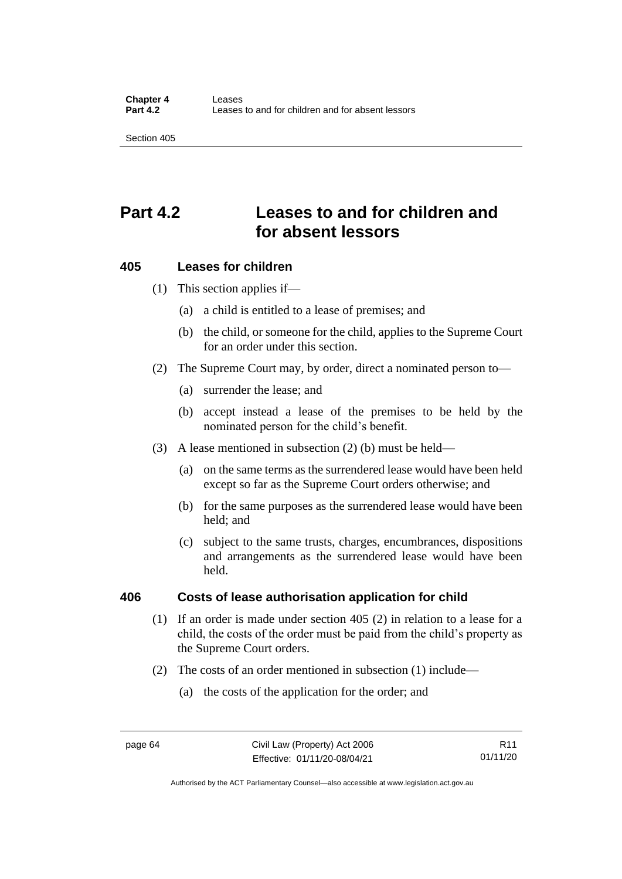# Part 4.2 Leases to and for children and for absent lessors

## 405 Leases for children

(1) This section applies if—

(a) a child is entitled to a lease of premises; and

(b) the child, or someone for the child, applies to the Supreme Court for an order under this section.

(2) The Supreme Court may, by order, direct a nominated person to—

(a) surrender the lease; and

(b) accept instead a lease of the premises to be held by the nominated person for the child's benefit.

(3) A lease mentioned in subsection (2) (b) must be held—

(a) on the same terms as the surrendered lease would have been held except so far as the Supreme Court orders otherwise; and

(b) for the same purposes as the surrendered lease would have been held; and

(c) subject to the same trusts, charges, encumbrances, dispositions and arrangements as the surrendered lease would have been held.

## 406 Costs of lease authorisation application for child

(1) If an order is made under section 405 (2) in relation to a lease for a child, the costs of the order must be paid from the child's property as the Supreme Court orders.

(2) The costs of an order mentioned in subsection (1) include—

(a) the costs of the application for the order; and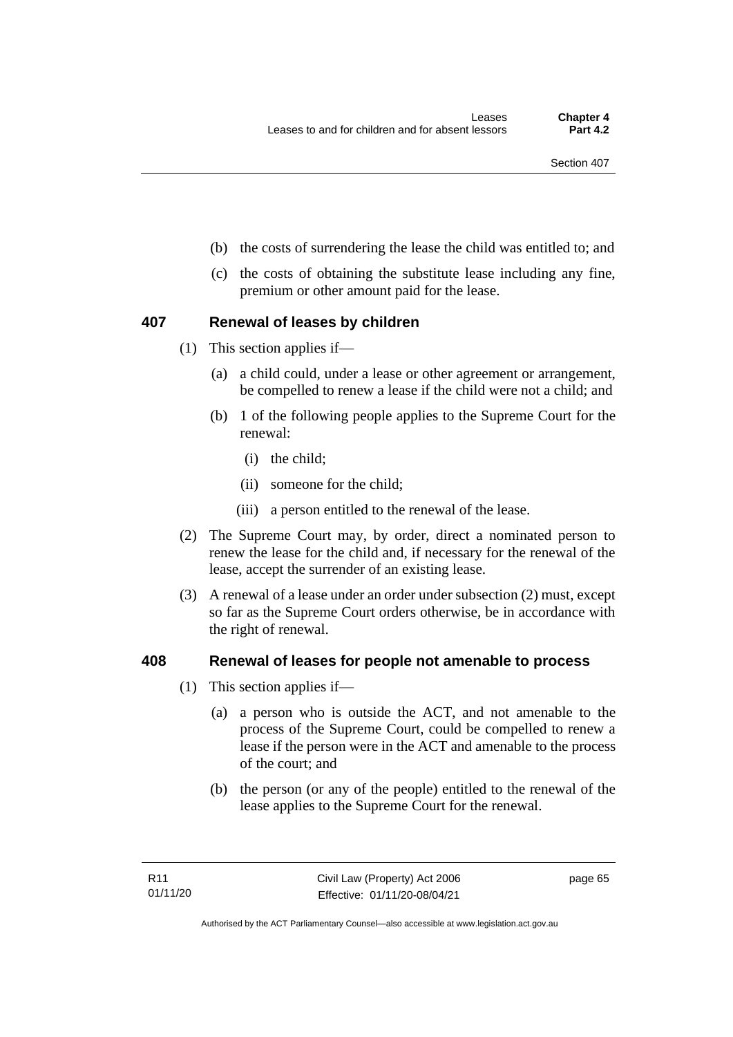(b) the costs of surrendering the lease the child was entitled to; and

(c) the costs of obtaining the substitute lease including any fine, premium or other amount paid for the lease.

## 407 Renewal of leases by children

(1) This section applies if—

(a) a child could, under a lease or other agreement or arrangement, be compelled to renew a lease if the child were not a child; and

(b) 1 of the following people applies to the Supreme Court for the renewal:

(i) the child;

(ii) someone for the child;

(iii) a person entitled to the renewal of the lease.

(2) The Supreme Court may, by order, direct a nominated person to renew the lease for the child and, if necessary for the renewal of the lease, accept the surrender of an existing lease.

(3) A renewal of a lease under an order under subsection (2) must, except so far as the Supreme Court orders otherwise, be in accordance with the right of renewal.

## 408 Renewal of leases for people not amenable to process

(1) This section applies if—

(a) a person who is outside the ACT, and not amenable to the process of the Supreme Court, could be compelled to renew a lease if the person were in the ACT and amenable to the process of the court; and

(b) the person (or any of the people) entitled to the renewal of the lease applies to the Supreme Court for the renewal.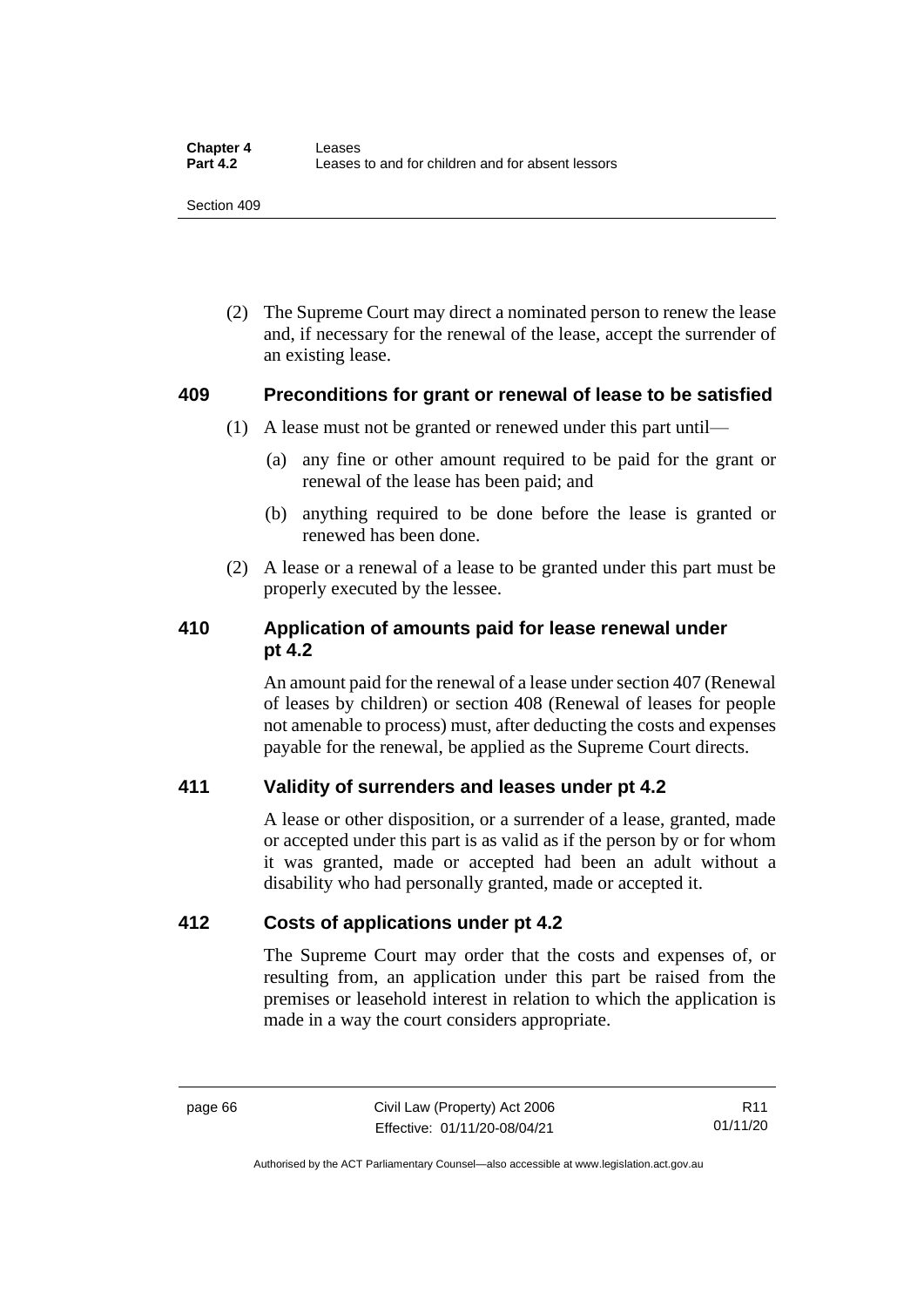(2) The Supreme Court may direct a nominated person to renew the lease and, if necessary for the renewal of the lease, accept the surrender of an existing lease.

## 409 Preconditions for grant or renewal of lease to be satisfied

(1) A lease must not be granted or renewed under this part until—

(a) any fine or other amount required to be paid for the grant or renewal of the lease has been paid; and

(b) anything required to be done before the lease is granted or renewed has been done.

(2) A lease or a renewal of a lease to be granted under this part must be properly executed by the lessee.

## 410 Application of amounts paid for lease renewal under pt 4.2

An amount paid for the renewal of a lease under section 407 (Renewal of leases by children) or section 408 (Renewal of leases for people not amenable to process) must, after deducting the costs and expenses payable for the renewal, be applied as the Supreme Court directs.

## 411 Validity of surrenders and leases under pt 4.2

A lease or other disposition, or a surrender of a lease, granted, made or accepted under this part is as valid as if the person by or for whom it was granted, made or accepted had been an adult without a disability who had personally granted, made or accepted it.

## 412 Costs of applications under pt 4.2

The Supreme Court may order that the costs and expenses of, or resulting from, an application under this part be raised from the premises or leasehold interest in relation to which the application is made in a way the court considers appropriate.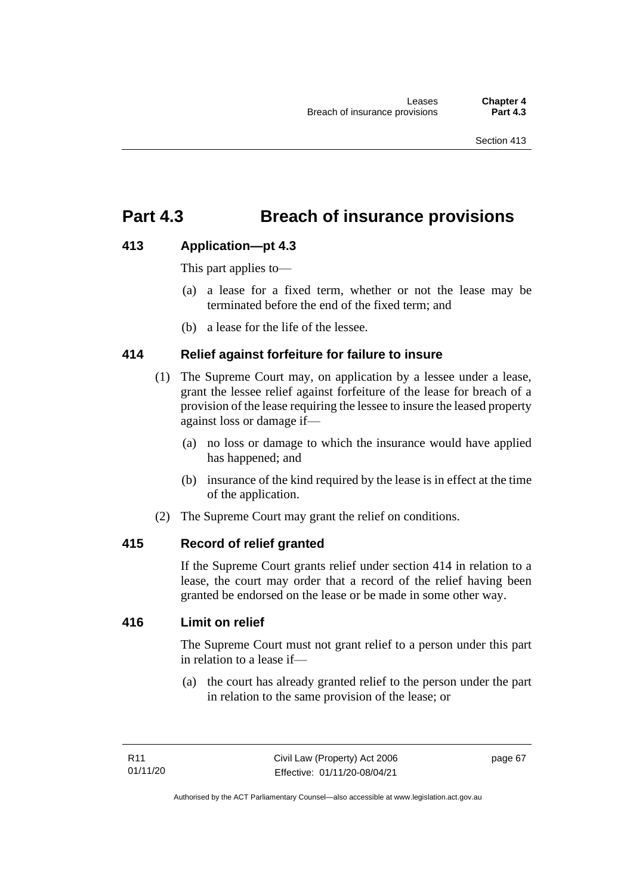# Part 4.3 Breach of insurance provisions

### 413 Application—pt 4.3

This part applies to—

(a) a lease for a fixed term, whether or not the lease may be terminated before the end of the fixed term; and

(b) a lease for the life of the lessee.

### 414 Relief against forfeiture for failure to insure

(1) The Supreme Court may, on application by a lessee under a lease, grant the lessee relief against forfeiture of the lease for breach of a provision of the lease requiring the lessee to insure the leased property against loss or damage if—

(a) no loss or damage to which the insurance would have applied has happened; and

(b) insurance of the kind required by the lease is in effect at the time of the application.

(2) The Supreme Court may grant the relief on conditions.

### 415 Record of relief granted

If the Supreme Court grants relief under section 414 in relation to a lease, the court may order that a record of the relief having been granted be endorsed on the lease or be made in some other way.

### 416 Limit on relief

The Supreme Court must not grant relief to a person under this part in relation to a lease if—

(a) the court has already granted relief to the person under the part in relation to the same provision of the lease; or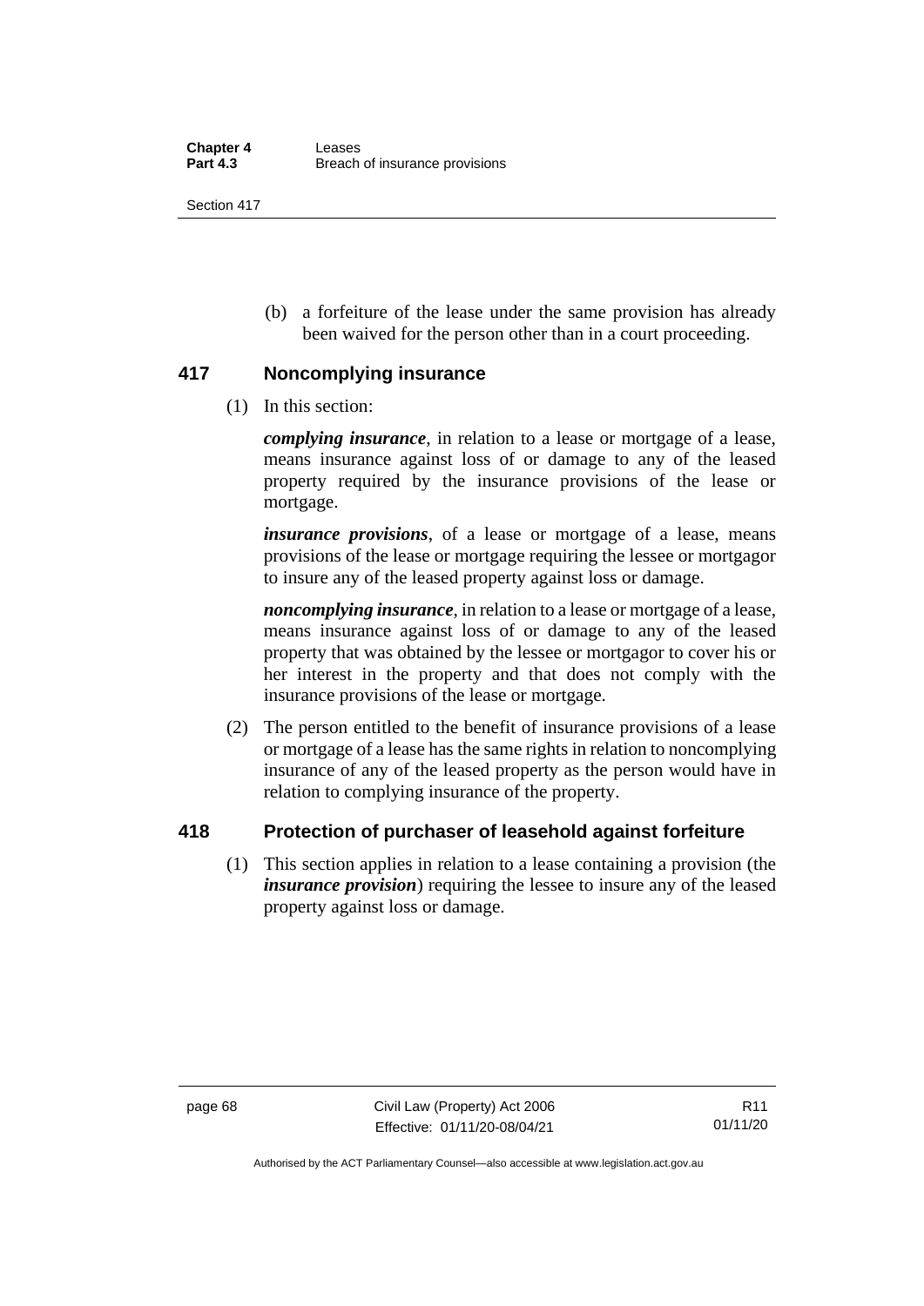(b) a forfeiture of the lease under the same provision has already been waived for the person other than in a court proceeding.

## 417 Noncomplying insurance

(1) In this section:

***complying insurance***, in relation to a lease or mortgage of a lease, means insurance against loss of or damage to any of the leased property required by the insurance provisions of the lease or mortgage.

***insurance provisions***, of a lease or mortgage of a lease, means provisions of the lease or mortgage requiring the lessee or mortgagor to insure any of the leased property against loss or damage.

***noncomplying insurance***, in relation to a lease or mortgage of a lease, means insurance against loss of or damage to any of the leased property that was obtained by the lessee or mortgagor to cover his or her interest in the property and that does not comply with the insurance provisions of the lease or mortgage.

(2) The person entitled to the benefit of insurance provisions of a lease or mortgage of a lease has the same rights in relation to noncomplying insurance of any of the leased property as the person would have in relation to complying insurance of the property.

## 418 Protection of purchaser of leasehold against forfeiture

(1) This section applies in relation to a lease containing a provision (the ***insurance provision***) requiring the lessee to insure any of the leased property against loss or damage.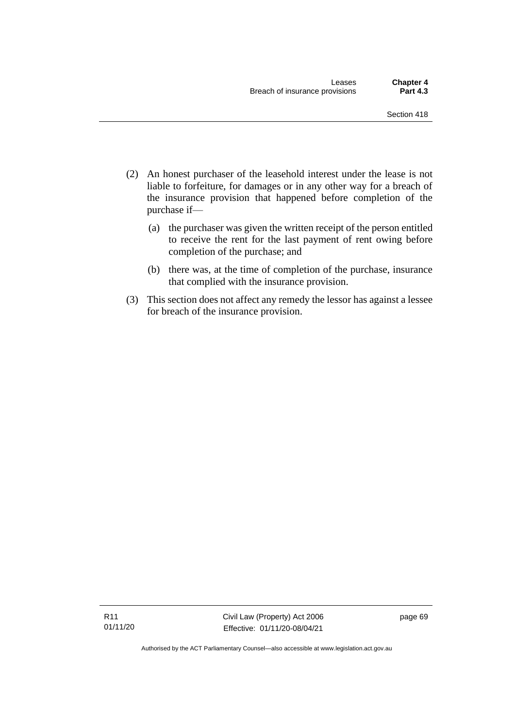(2) An honest purchaser of the leasehold interest under the lease is not liable to forfeiture, for damages or in any other way for a breach of the insurance provision that happened before completion of the purchase if—

  (a) the purchaser was given the written receipt of the person entitled to receive the rent for the last payment of rent owing before completion of the purchase; and

  (b) there was, at the time of completion of the purchase, insurance that complied with the insurance provision.

(3) This section does not affect any remedy the lessor has against a lessee for breach of the insurance provision.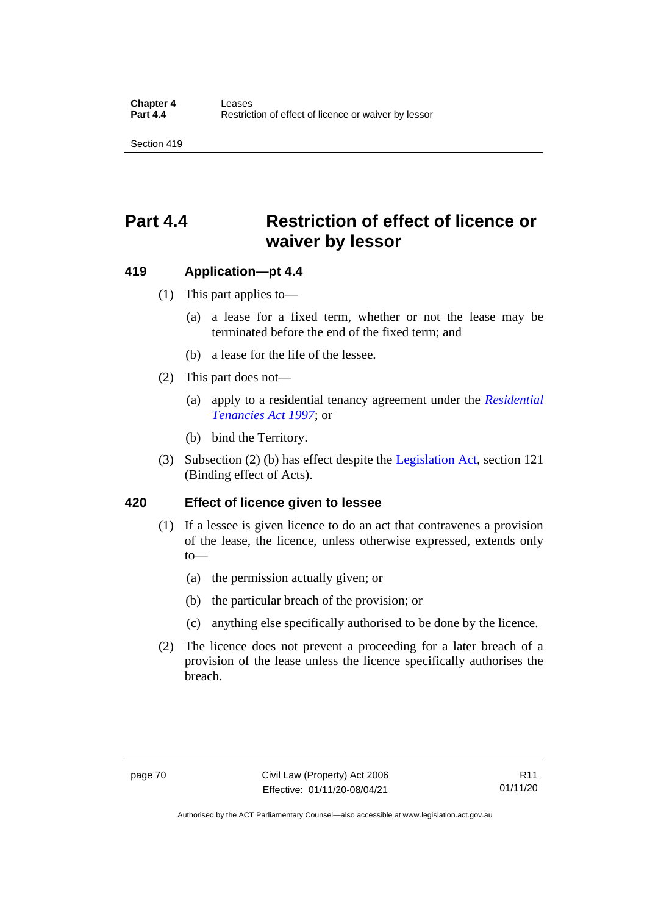# Part 4.4 Restriction of effect of licence or waiver by lessor

## 419 Application—pt 4.4

(1) This part applies to—

(a) a lease for a fixed term, whether or not the lease may be terminated before the end of the fixed term; and

(b) a lease for the life of the lessee.

(2) This part does not—

(a) apply to a residential tenancy agreement under the *Residential Tenancies Act 1997*; or

(b) bind the Territory.

(3) Subsection (2) (b) has effect despite the Legislation Act, section 121 (Binding effect of Acts).

## 420 Effect of licence given to lessee

(1) If a lessee is given licence to do an act that contravenes a provision of the lease, the licence, unless otherwise expressed, extends only to—

(a) the permission actually given; or

(b) the particular breach of the provision; or

(c) anything else specifically authorised to be done by the licence.

(2) The licence does not prevent a proceeding for a later breach of a provision of the lease unless the licence specifically authorises the breach.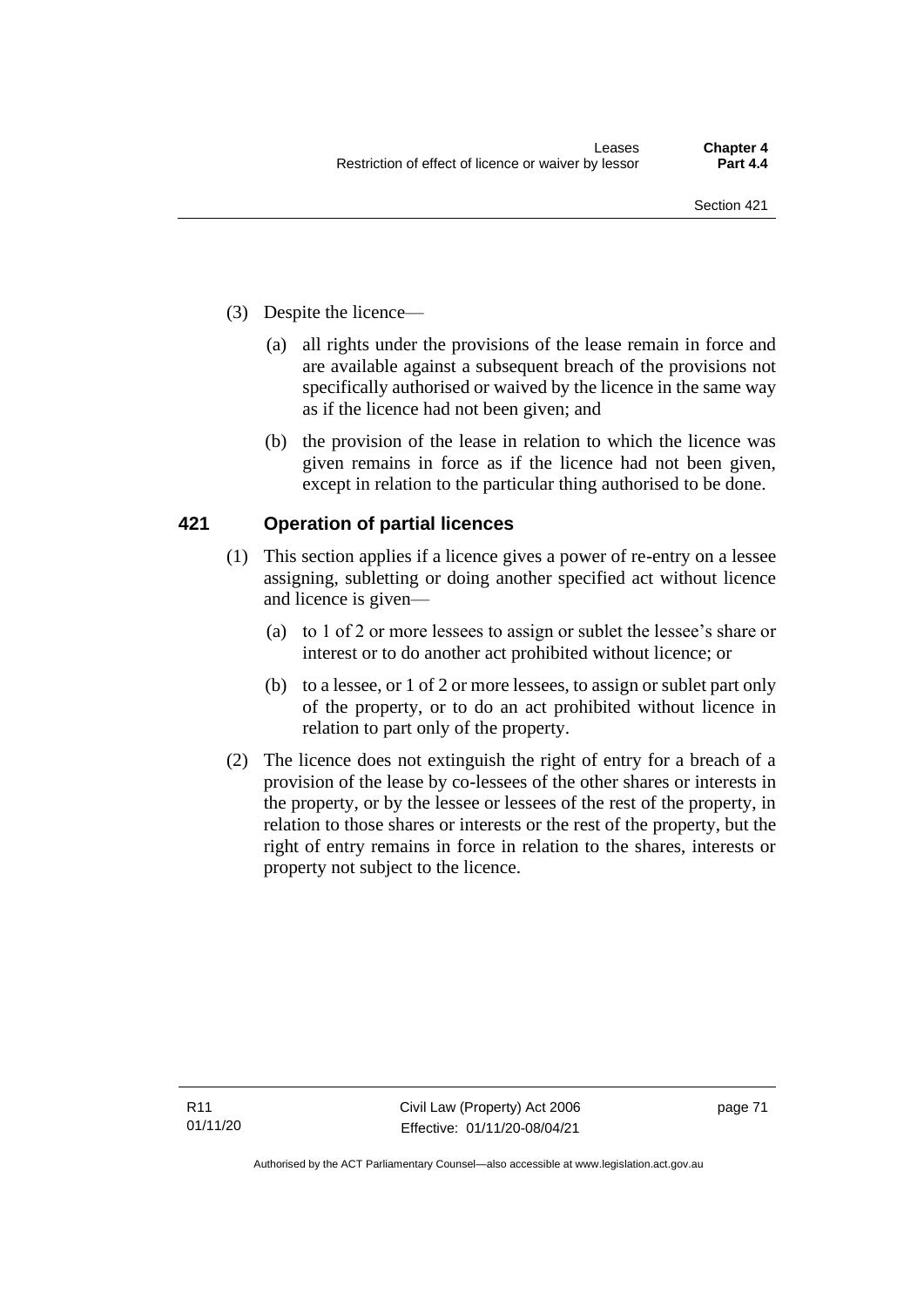(3) Despite the licence—

(a) all rights under the provisions of the lease remain in force and are available against a subsequent breach of the provisions not specifically authorised or waived by the licence in the same way as if the licence had not been given; and

(b) the provision of the lease in relation to which the licence was given remains in force as if the licence had not been given, except in relation to the particular thing authorised to be done.

## 421 Operation of partial licences

(1) This section applies if a licence gives a power of re-entry on a lessee assigning, subletting or doing another specified act without licence and licence is given—

(a) to 1 of 2 or more lessees to assign or sublet the lessee's share or interest or to do another act prohibited without licence; or

(b) to a lessee, or 1 of 2 or more lessees, to assign or sublet part only of the property, or to do an act prohibited without licence in relation to part only of the property.

(2) The licence does not extinguish the right of entry for a breach of a provision of the lease by co-lessees of the other shares or interests in the property, or by the lessee or lessees of the rest of the property, in relation to those shares or interests or the rest of the property, but the right of entry remains in force in relation to the shares, interests or property not subject to the licence.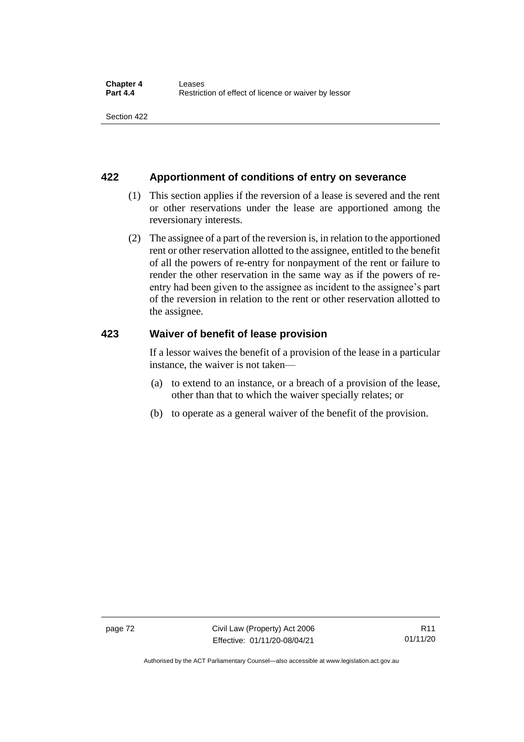## 422 Apportionment of conditions of entry on severance

(1) This section applies if the reversion of a lease is severed and the rent or other reservations under the lease are apportioned among the reversionary interests.

(2) The assignee of a part of the reversion is, in relation to the apportioned rent or other reservation allotted to the assignee, entitled to the benefit of all the powers of re-entry for nonpayment of the rent or failure to render the other reservation in the same way as if the powers of re-entry had been given to the assignee as incident to the assignee's part of the reversion in relation to the rent or other reservation allotted to the assignee.

## 423 Waiver of benefit of lease provision

If a lessor waives the benefit of a provision of the lease in a particular instance, the waiver is not taken—

(a) to extend to an instance, or a breach of a provision of the lease, other than that to which the waiver specially relates; or

(b) to operate as a general waiver of the benefit of the provision.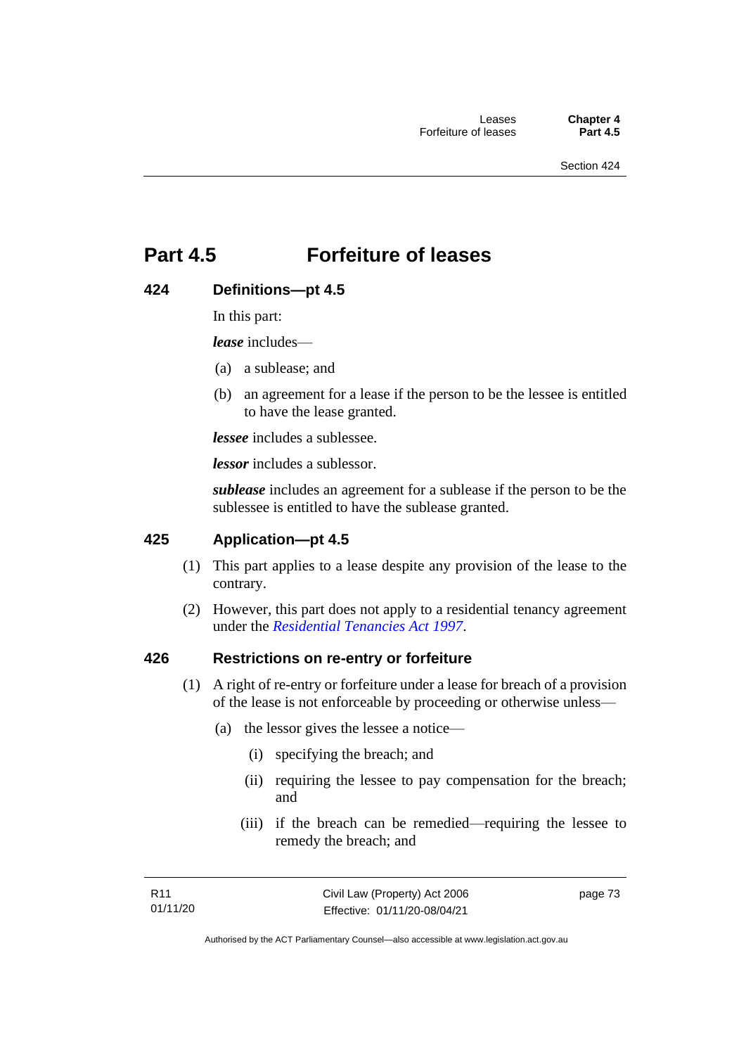# Part 4.5 Forfeiture of leases

## 424 Definitions—pt 4.5

In this part:

***lease*** includes—

(a) a sublease; and

(b) an agreement for a lease if the person to be the lessee is entitled to have the lease granted.

***lessee*** includes a sublessee.

***lessor*** includes a sublessor.

***sublease*** includes an agreement for a sublease if the person to be the sublessee is entitled to have the sublease granted.

## 425 Application—pt 4.5

(1) This part applies to a lease despite any provision of the lease to the contrary.

(2) However, this part does not apply to a residential tenancy agreement under the *Residential Tenancies Act 1997*.

## 426 Restrictions on re-entry or forfeiture

(1) A right of re-entry or forfeiture under a lease for breach of a provision of the lease is not enforceable by proceeding or otherwise unless—

(a) the lessor gives the lessee a notice—

(i) specifying the breach; and

(ii) requiring the lessee to pay compensation for the breach; and

(iii) if the breach can be remedied—requiring the lessee to remedy the breach; and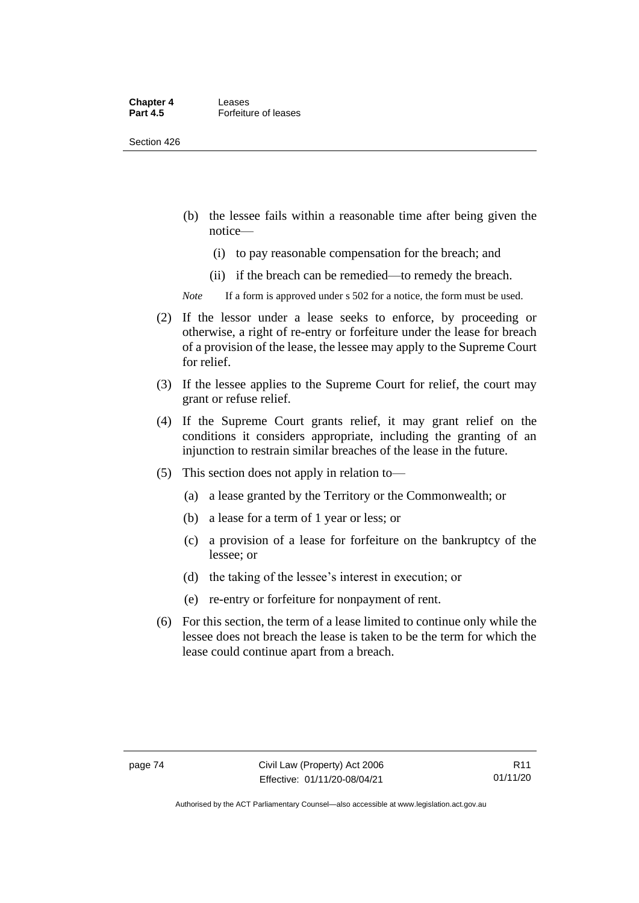(b) the lessee fails within a reasonable time after being given the notice—

   (i) to pay reasonable compensation for the breach; and

   (ii) if the breach can be remedied—to remedy the breach.

*Note* If a form is approved under s 502 for a notice, the form must be used.

(2) If the lessor under a lease seeks to enforce, by proceeding or otherwise, a right of re-entry or forfeiture under the lease for breach of a provision of the lease, the lessee may apply to the Supreme Court for relief.

(3) If the lessee applies to the Supreme Court for relief, the court may grant or refuse relief.

(4) If the Supreme Court grants relief, it may grant relief on the conditions it considers appropriate, including the granting of an injunction to restrain similar breaches of the lease in the future.

(5) This section does not apply in relation to—

   (a) a lease granted by the Territory or the Commonwealth; or

   (b) a lease for a term of 1 year or less; or

   (c) a provision of a lease for forfeiture on the bankruptcy of the lessee; or

   (d) the taking of the lessee's interest in execution; or

   (e) re-entry or forfeiture for nonpayment of rent.

(6) For this section, the term of a lease limited to continue only while the lessee does not breach the lease is taken to be the term for which the lease could continue apart from a breach.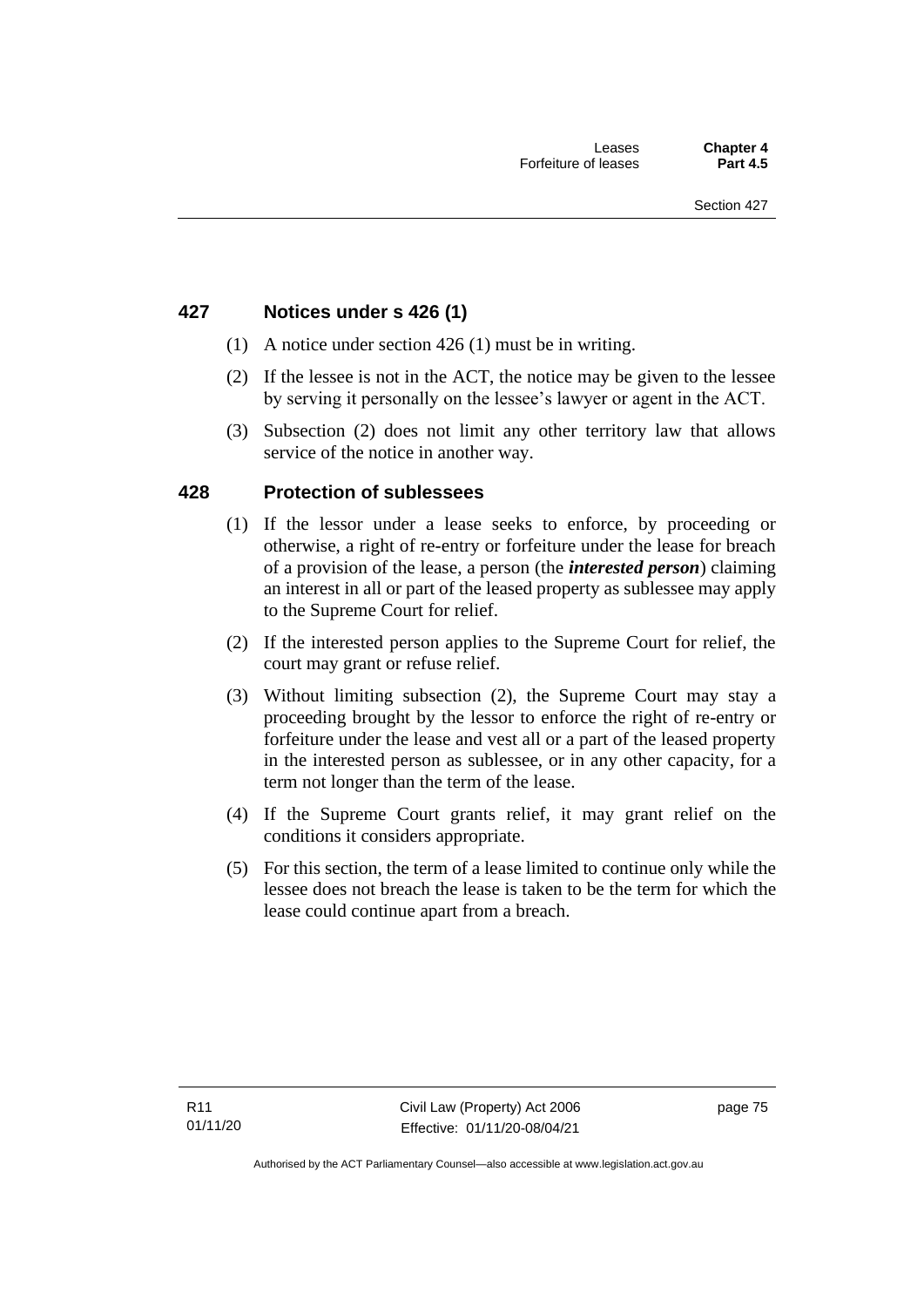## 427 Notices under s 426 (1)

(1) A notice under section 426 (1) must be in writing.

(2) If the lessee is not in the ACT, the notice may be given to the lessee by serving it personally on the lessee's lawyer or agent in the ACT.

(3) Subsection (2) does not limit any other territory law that allows service of the notice in another way.

## 428 Protection of sublessees

(1) If the lessor under a lease seeks to enforce, by proceeding or otherwise, a right of re-entry or forfeiture under the lease for breach of a provision of the lease, a person (the ***interested person***) claiming an interest in all or part of the leased property as sublessee may apply to the Supreme Court for relief.

(2) If the interested person applies to the Supreme Court for relief, the court may grant or refuse relief.

(3) Without limiting subsection (2), the Supreme Court may stay a proceeding brought by the lessor to enforce the right of re-entry or forfeiture under the lease and vest all or a part of the leased property in the interested person as sublessee, or in any other capacity, for a term not longer than the term of the lease.

(4) If the Supreme Court grants relief, it may grant relief on the conditions it considers appropriate.

(5) For this section, the term of a lease limited to continue only while the lessee does not breach the lease is taken to be the term for which the lease could continue apart from a breach.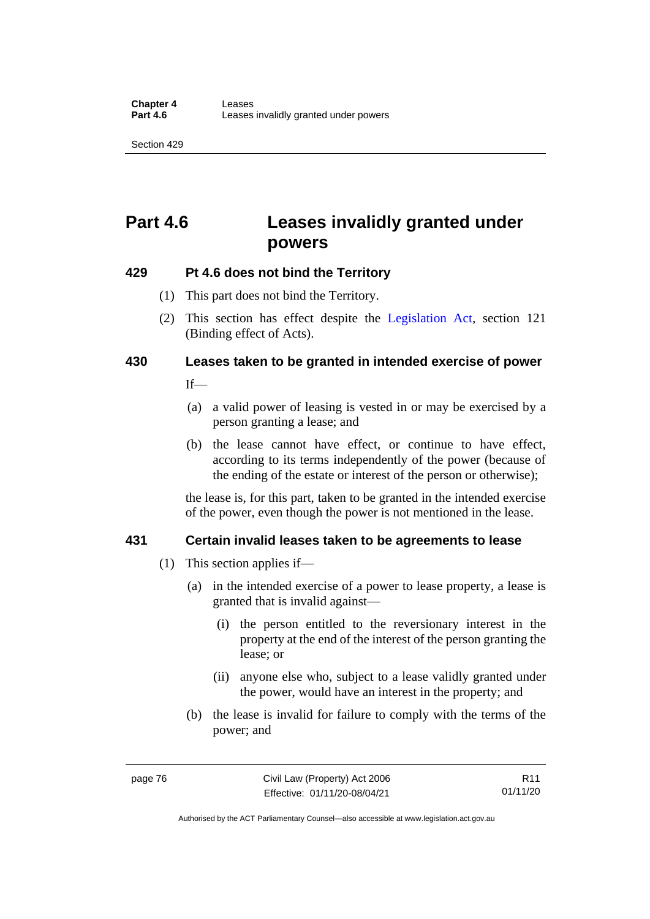# Part 4.6 Leases invalidly granted under powers

### 429 Pt 4.6 does not bind the Territory

(1) This part does not bind the Territory.

(2) This section has effect despite the Legislation Act, section 121 (Binding effect of Acts).

### 430 Leases taken to be granted in intended exercise of power

If—

(a) a valid power of leasing is vested in or may be exercised by a person granting a lease; and

(b) the lease cannot have effect, or continue to have effect, according to its terms independently of the power (because of the ending of the estate or interest of the person or otherwise);

the lease is, for this part, taken to be granted in the intended exercise of the power, even though the power is not mentioned in the lease.

### 431 Certain invalid leases taken to be agreements to lease

(1) This section applies if—

(a) in the intended exercise of a power to lease property, a lease is granted that is invalid against—

(i) the person entitled to the reversionary interest in the property at the end of the interest of the person granting the lease; or

(ii) anyone else who, subject to a lease validly granted under the power, would have an interest in the property; and

(b) the lease is invalid for failure to comply with the terms of the power; and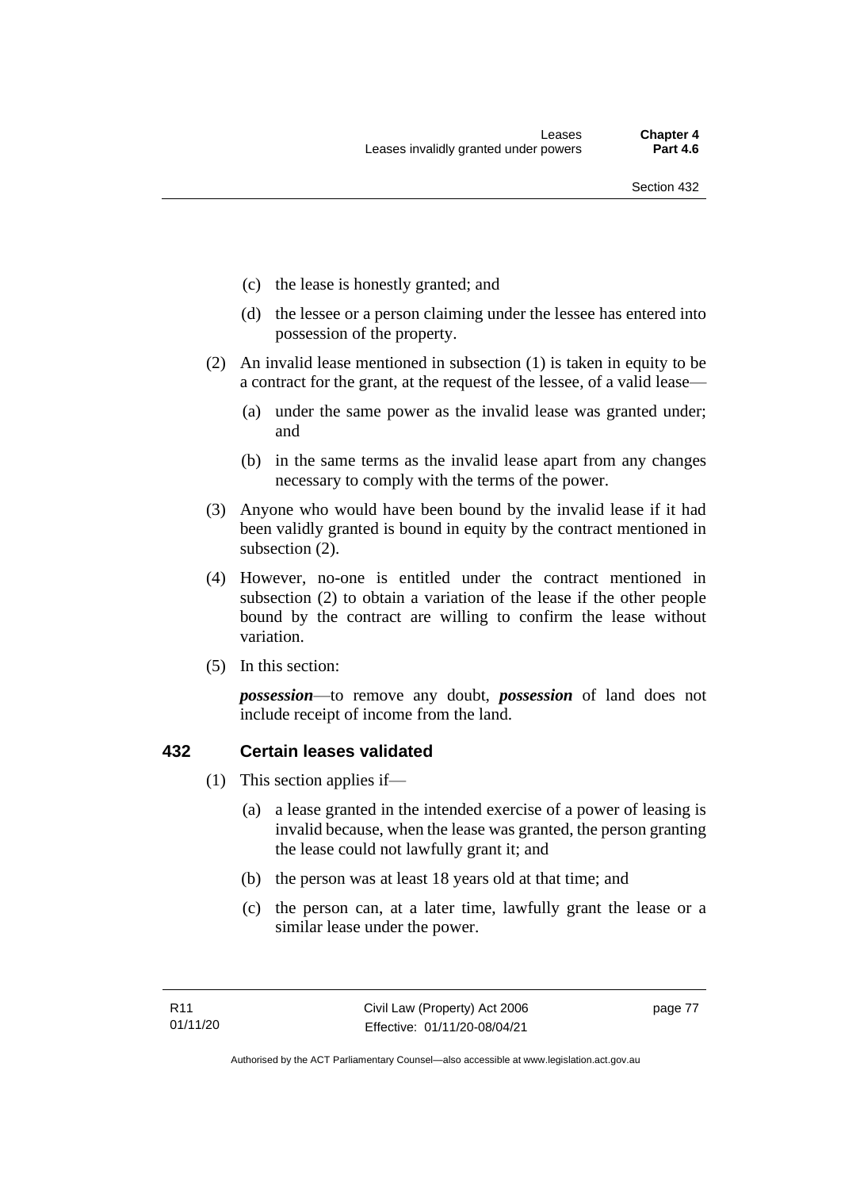- (c) the lease is honestly granted; and
- (d) the lessee or a person claiming under the lessee has entered into possession of the property.

(2) An invalid lease mentioned in subsection (1) is taken in equity to be a contract for the grant, at the request of the lessee, of a valid lease—

- (a) under the same power as the invalid lease was granted under; and
- (b) in the same terms as the invalid lease apart from any changes necessary to comply with the terms of the power.

(3) Anyone who would have been bound by the invalid lease if it had been validly granted is bound in equity by the contract mentioned in subsection (2).

(4) However, no-one is entitled under the contract mentioned in subsection (2) to obtain a variation of the lease if the other people bound by the contract are willing to confirm the lease without variation.

(5) In this section:

***possession***—to remove any doubt, ***possession*** of land does not include receipt of income from the land.

## 432 Certain leases validated

(1) This section applies if—

- (a) a lease granted in the intended exercise of a power of leasing is invalid because, when the lease was granted, the person granting the lease could not lawfully grant it; and
- (b) the person was at least 18 years old at that time; and
- (c) the person can, at a later time, lawfully grant the lease or a similar lease under the power.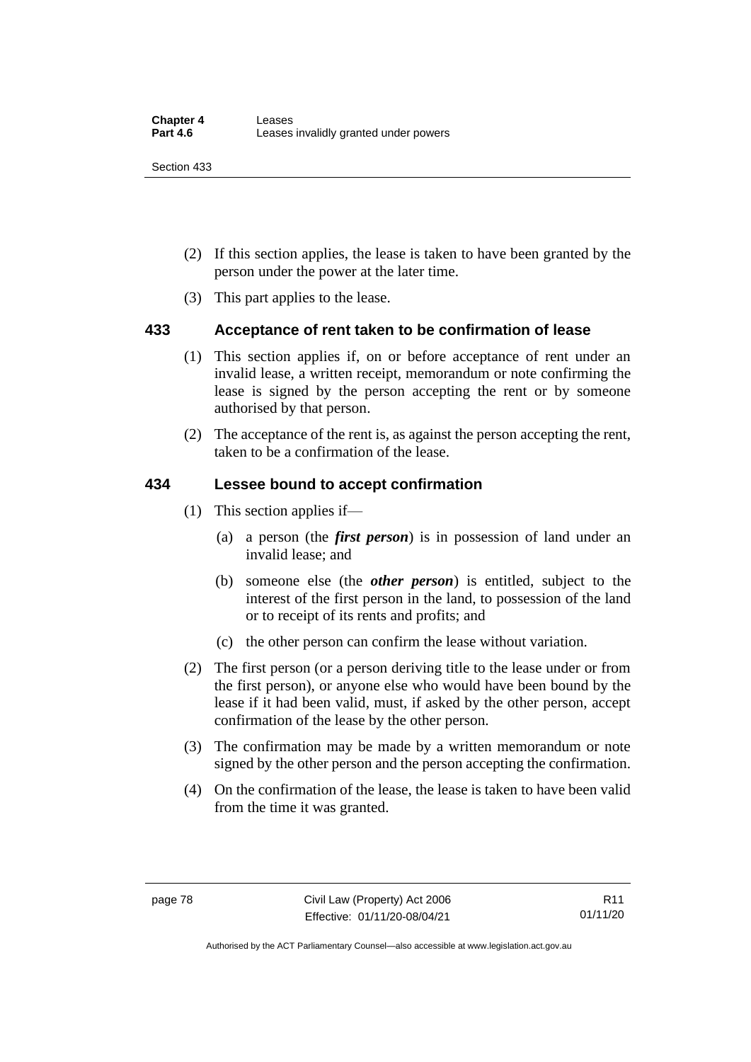(2) If this section applies, the lease is taken to have been granted by the person under the power at the later time.

(3) This part applies to the lease.

## 433 Acceptance of rent taken to be confirmation of lease

(1) This section applies if, on or before acceptance of rent under an invalid lease, a written receipt, memorandum or note confirming the lease is signed by the person accepting the rent or by someone authorised by that person.

(2) The acceptance of the rent is, as against the person accepting the rent, taken to be a confirmation of the lease.

## 434 Lessee bound to accept confirmation

(1) This section applies if—

(a) a person (the ***first person***) is in possession of land under an invalid lease; and

(b) someone else (the ***other person***) is entitled, subject to the interest of the first person in the land, to possession of the land or to receipt of its rents and profits; and

(c) the other person can confirm the lease without variation.

(2) The first person (or a person deriving title to the lease under or from the first person), or anyone else who would have been bound by the lease if it had been valid, must, if asked by the other person, accept confirmation of the lease by the other person.

(3) The confirmation may be made by a written memorandum or note signed by the other person and the person accepting the confirmation.

(4) On the confirmation of the lease, the lease is taken to have been valid from the time it was granted.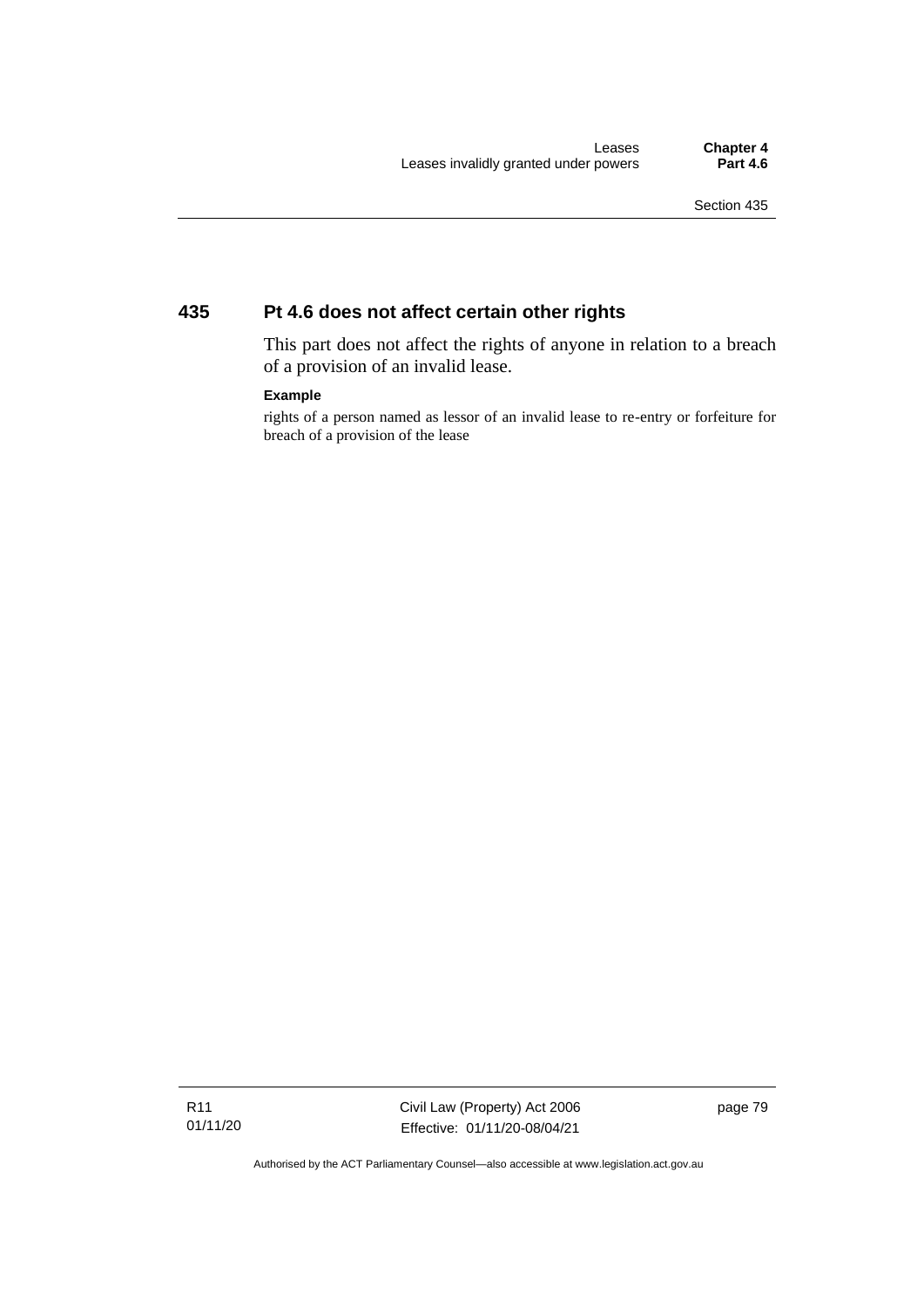## 435 Pt 4.6 does not affect certain other rights

This part does not affect the rights of anyone in relation to a breach of a provision of an invalid lease.

**Example**

rights of a person named as lessor of an invalid lease to re-entry or forfeiture for breach of a provision of the lease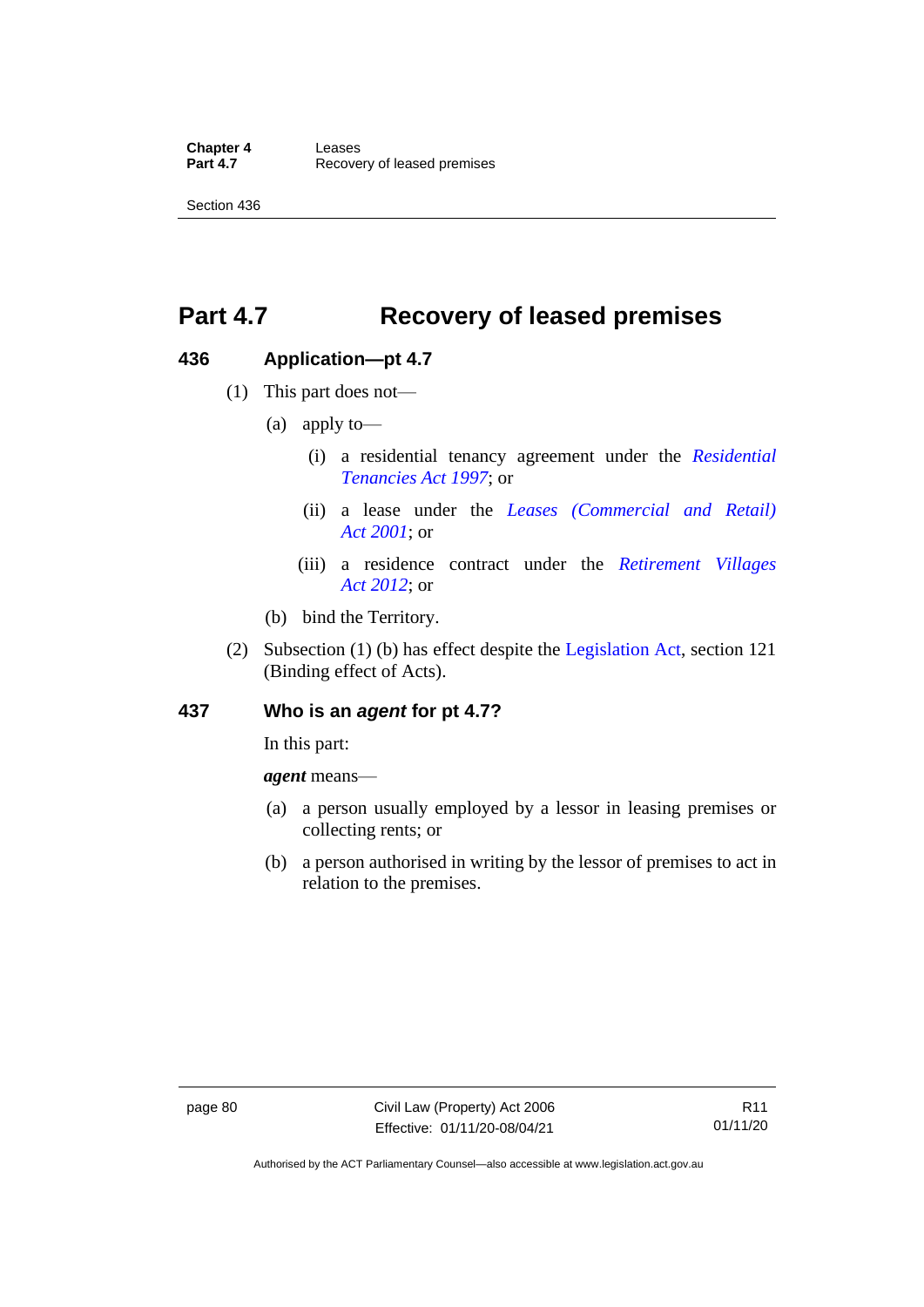# Part 4.7 Recovery of leased premises

## 436 Application—pt 4.7

(1) This part does not—

(a) apply to—

(i) a residential tenancy agreement under the *Residential Tenancies Act 1997*; or

(ii) a lease under the *Leases (Commercial and Retail) Act 2001*; or

(iii) a residence contract under the *Retirement Villages Act 2012*; or

(b) bind the Territory.

(2) Subsection (1) (b) has effect despite the Legislation Act, section 121 (Binding effect of Acts).

## 437 Who is an *agent* for pt 4.7?

In this part:

***agent*** means—

(a) a person usually employed by a lessor in leasing premises or collecting rents; or

(b) a person authorised in writing by the lessor of premises to act in relation to the premises.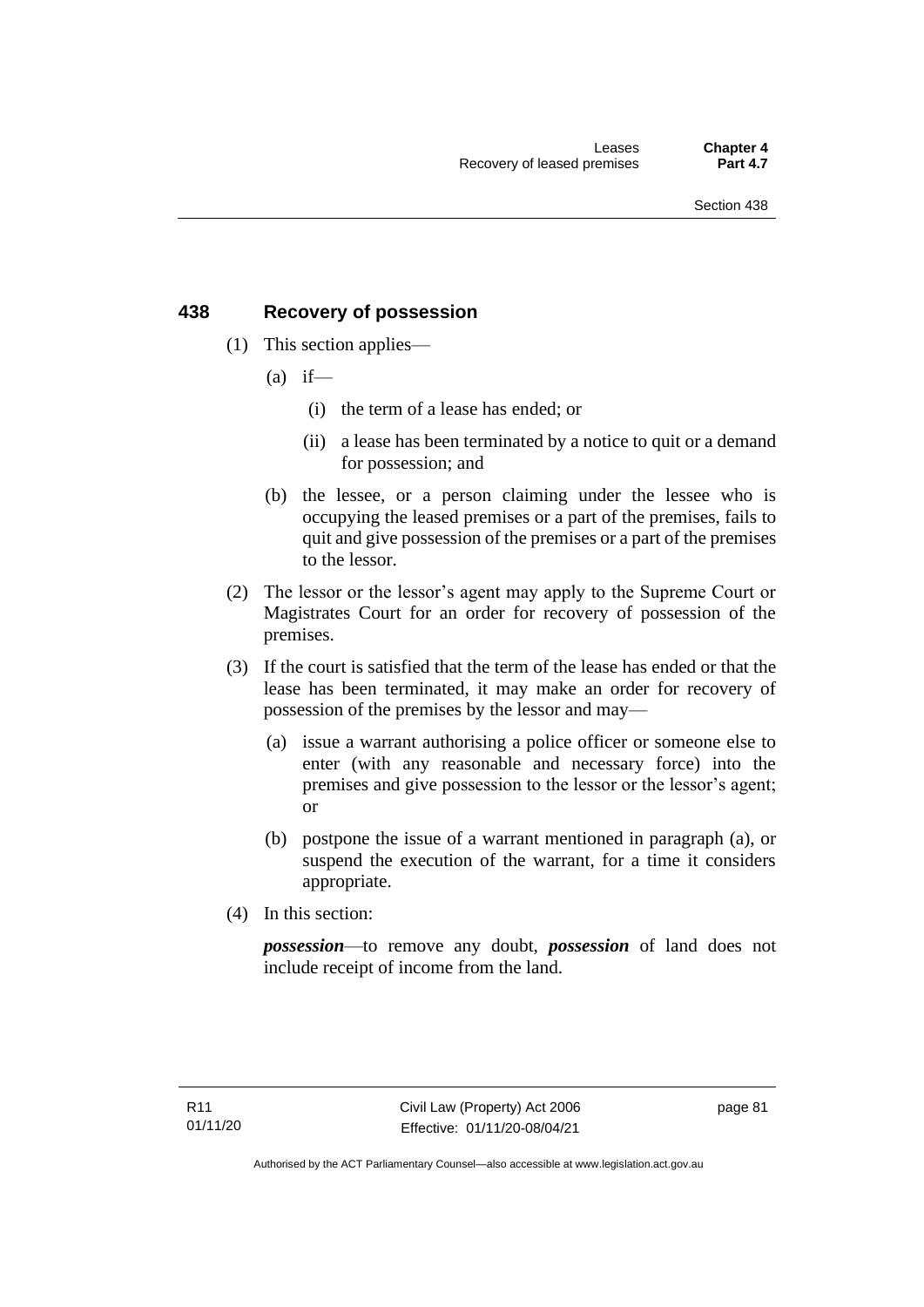## 438 Recovery of possession

(1) This section applies—

(a) if—

(i) the term of a lease has ended; or

(ii) a lease has been terminated by a notice to quit or a demand for possession; and

(b) the lessee, or a person claiming under the lessee who is occupying the leased premises or a part of the premises, fails to quit and give possession of the premises or a part of the premises to the lessor.

(2) The lessor or the lessor's agent may apply to the Supreme Court or Magistrates Court for an order for recovery of possession of the premises.

(3) If the court is satisfied that the term of the lease has ended or that the lease has been terminated, it may make an order for recovery of possession of the premises by the lessor and may—

(a) issue a warrant authorising a police officer or someone else to enter (with any reasonable and necessary force) into the premises and give possession to the lessor or the lessor's agent; or

(b) postpone the issue of a warrant mentioned in paragraph (a), or suspend the execution of the warrant, for a time it considers appropriate.

(4) In this section:

***possession***—to remove any doubt, ***possession*** of land does not include receipt of income from the land.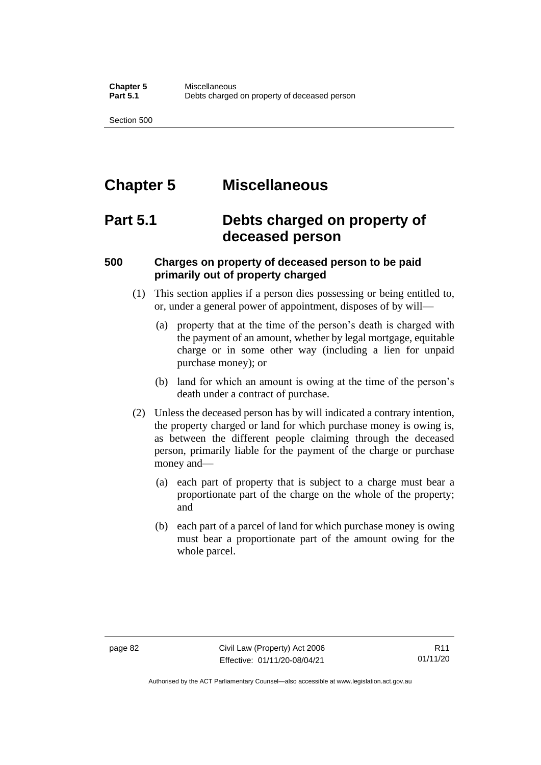# Chapter 5 Miscellaneous

## Part 5.1 Debts charged on property of deceased person

### 500 Charges on property of deceased person to be paid primarily out of property charged

(1) This section applies if a person dies possessing or being entitled to, or, under a general power of appointment, disposes of by will—

(a) property that at the time of the person's death is charged with the payment of an amount, whether by legal mortgage, equitable charge or in some other way (including a lien for unpaid purchase money); or

(b) land for which an amount is owing at the time of the person's death under a contract of purchase.

(2) Unless the deceased person has by will indicated a contrary intention, the property charged or land for which purchase money is owing is, as between the different people claiming through the deceased person, primarily liable for the payment of the charge or purchase money and—

(a) each part of property that is subject to a charge must bear a proportionate part of the charge on the whole of the property; and

(b) each part of a parcel of land for which purchase money is owing must bear a proportionate part of the amount owing for the whole parcel.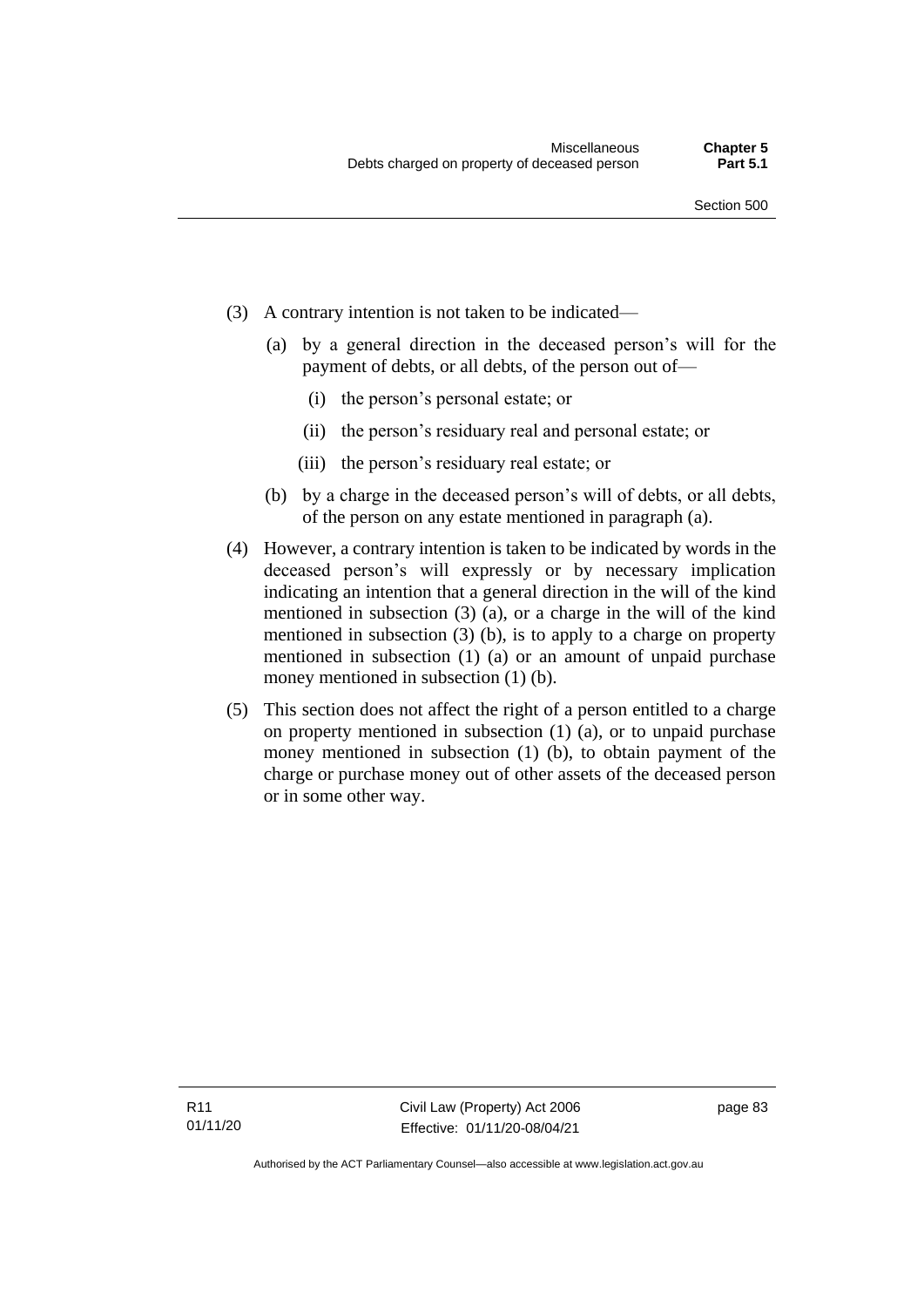(3) A contrary intention is not taken to be indicated—

  (a) by a general direction in the deceased person's will for the payment of debts, or all debts, of the person out of—

    (i) the person's personal estate; or

    (ii) the person's residuary real and personal estate; or

    (iii) the person's residuary real estate; or

  (b) by a charge in the deceased person's will of debts, or all debts, of the person on any estate mentioned in paragraph (a).

(4) However, a contrary intention is taken to be indicated by words in the deceased person's will expressly or by necessary implication indicating an intention that a general direction in the will of the kind mentioned in subsection (3) (a), or a charge in the will of the kind mentioned in subsection (3) (b), is to apply to a charge on property mentioned in subsection (1) (a) or an amount of unpaid purchase money mentioned in subsection (1) (b).

(5) This section does not affect the right of a person entitled to a charge on property mentioned in subsection (1) (a), or to unpaid purchase money mentioned in subsection (1) (b), to obtain payment of the charge or purchase money out of other assets of the deceased person or in some other way.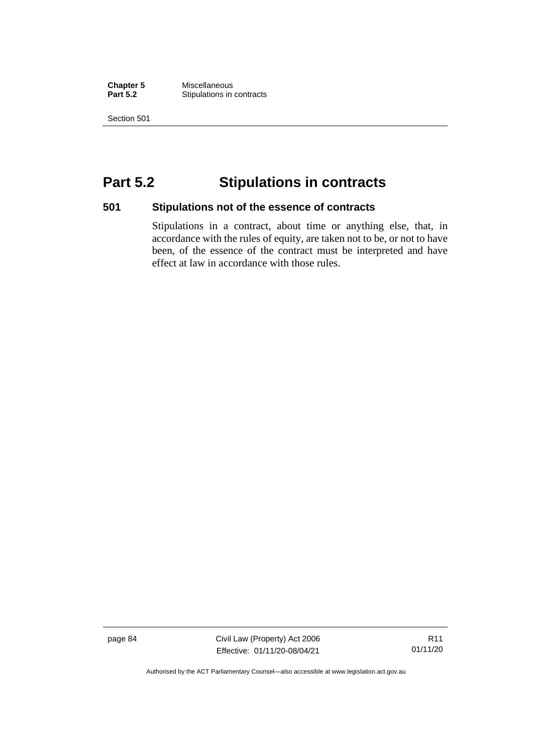# Part 5.2 Stipulations in contracts

## 501 Stipulations not of the essence of contracts

Stipulations in a contract, about time or anything else, that, in accordance with the rules of equity, are taken not to be, or not to have been, of the essence of the contract must be interpreted and have effect at law in accordance with those rules.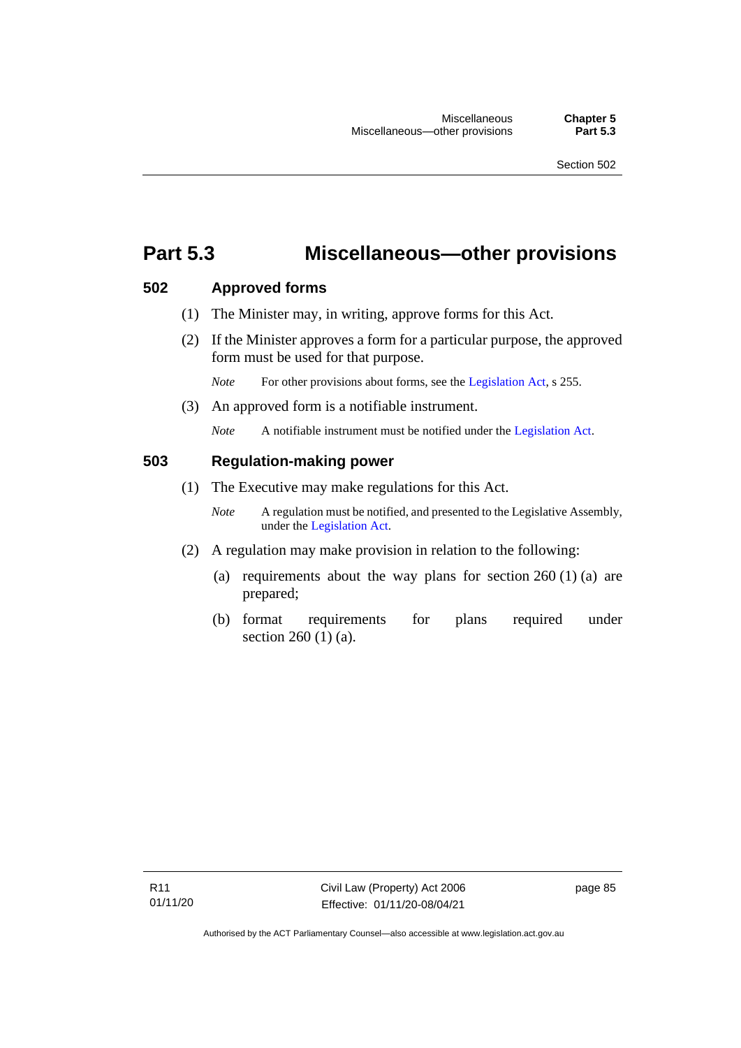# Part 5.3 Miscellaneous—other provisions

## 502 Approved forms

(1) The Minister may, in writing, approve forms for this Act.

(2) If the Minister approves a form for a particular purpose, the approved form must be used for that purpose.

*Note* For other provisions about forms, see the Legislation Act, s 255.

(3) An approved form is a notifiable instrument.

*Note* A notifiable instrument must be notified under the Legislation Act.

## 503 Regulation-making power

(1) The Executive may make regulations for this Act.

*Note* A regulation must be notified, and presented to the Legislative Assembly, under the Legislation Act.

(2) A regulation may make provision in relation to the following:

(a) requirements about the way plans for section 260 (1) (a) are prepared;

(b) format requirements for plans required under section 260 (1) (a).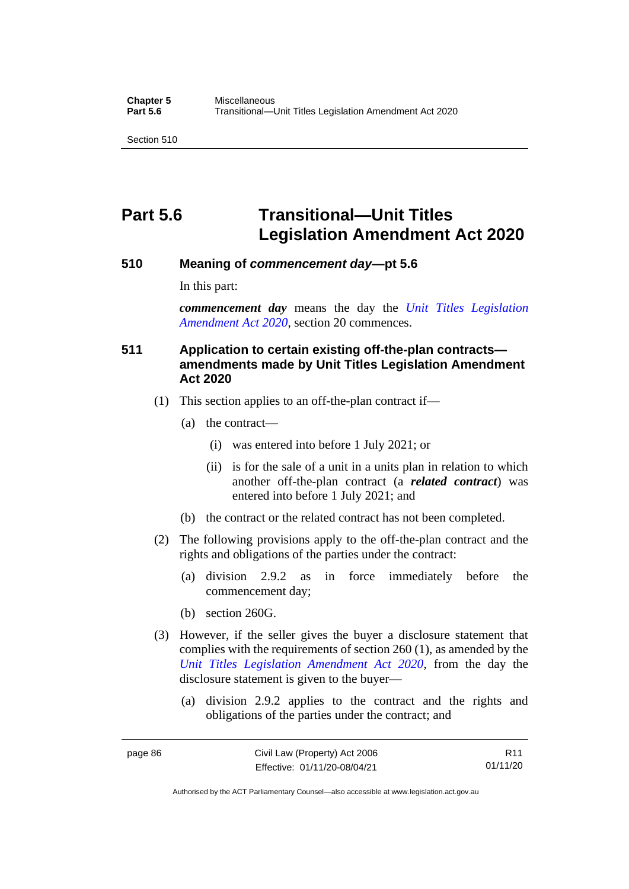# Part 5.6 Transitional—Unit Titles Legislation Amendment Act 2020

### 510 Meaning of *commencement day*—pt 5.6

In this part:

***commencement day*** means the day the *Unit Titles Legislation Amendment Act 2020*, section 20 commences.

### 511 Application to certain existing off-the-plan contracts—amendments made by Unit Titles Legislation Amendment Act 2020

(1) This section applies to an off-the-plan contract if—

(a) the contract—

(i) was entered into before 1 July 2021; or

(ii) is for the sale of a unit in a units plan in relation to which another off-the-plan contract (a ***related contract***) was entered into before 1 July 2021; and

(b) the contract or the related contract has not been completed.

(2) The following provisions apply to the off-the-plan contract and the rights and obligations of the parties under the contract:

(a) division 2.9.2 as in force immediately before the commencement day;

(b) section 260G.

(3) However, if the seller gives the buyer a disclosure statement that complies with the requirements of section 260 (1), as amended by the *Unit Titles Legislation Amendment Act 2020*, from the day the disclosure statement is given to the buyer—

(a) division 2.9.2 applies to the contract and the rights and obligations of the parties under the contract; and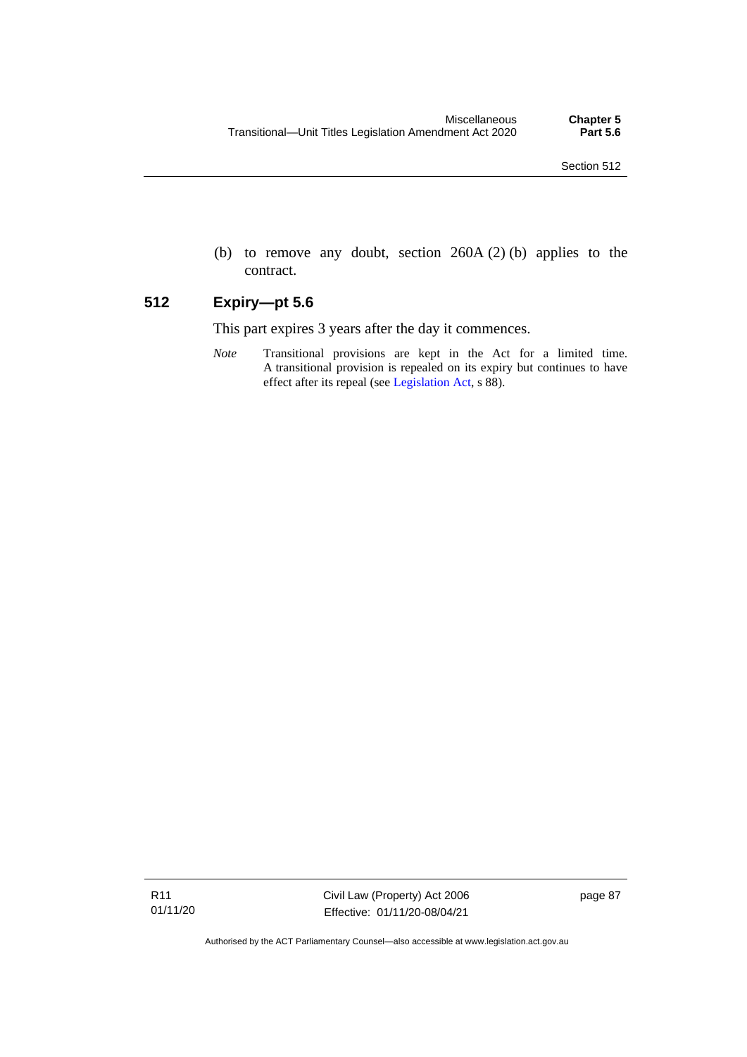(b) to remove any doubt, section 260A (2) (b) applies to the contract.

## 512 Expiry—pt 5.6

This part expires 3 years after the day it commences.

*Note* Transitional provisions are kept in the Act for a limited time. A transitional provision is repealed on its expiry but continues to have effect after its repeal (see Legislation Act, s 88).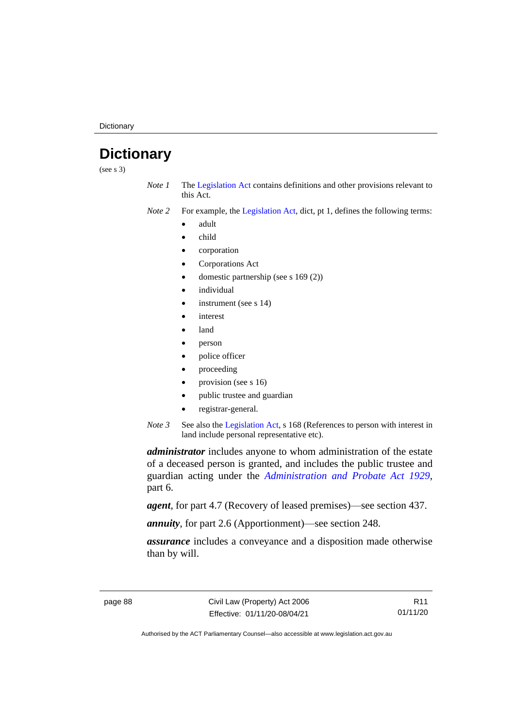# Dictionary

(see s 3)

*Note 1* The Legislation Act contains definitions and other provisions relevant to this Act.

*Note 2* For example, the Legislation Act, dict, pt 1, defines the following terms:

- adult
- child
- corporation
- Corporations Act
- domestic partnership (see s 169 (2))
- individual
- instrument (see s 14)
- interest
- land
- person
- police officer
- proceeding
- provision (see s 16)
- public trustee and guardian
- registrar-general.

*Note 3* See also the Legislation Act, s 168 (References to person with interest in land include personal representative etc).

***administrator*** includes anyone to whom administration of the estate of a deceased person is granted, and includes the public trustee and guardian acting under the *Administration and Probate Act 1929*, part 6.

***agent***, for part 4.7 (Recovery of leased premises)—see section 437.

***annuity***, for part 2.6 (Apportionment)—see section 248.

***assurance*** includes a conveyance and a disposition made otherwise than by will.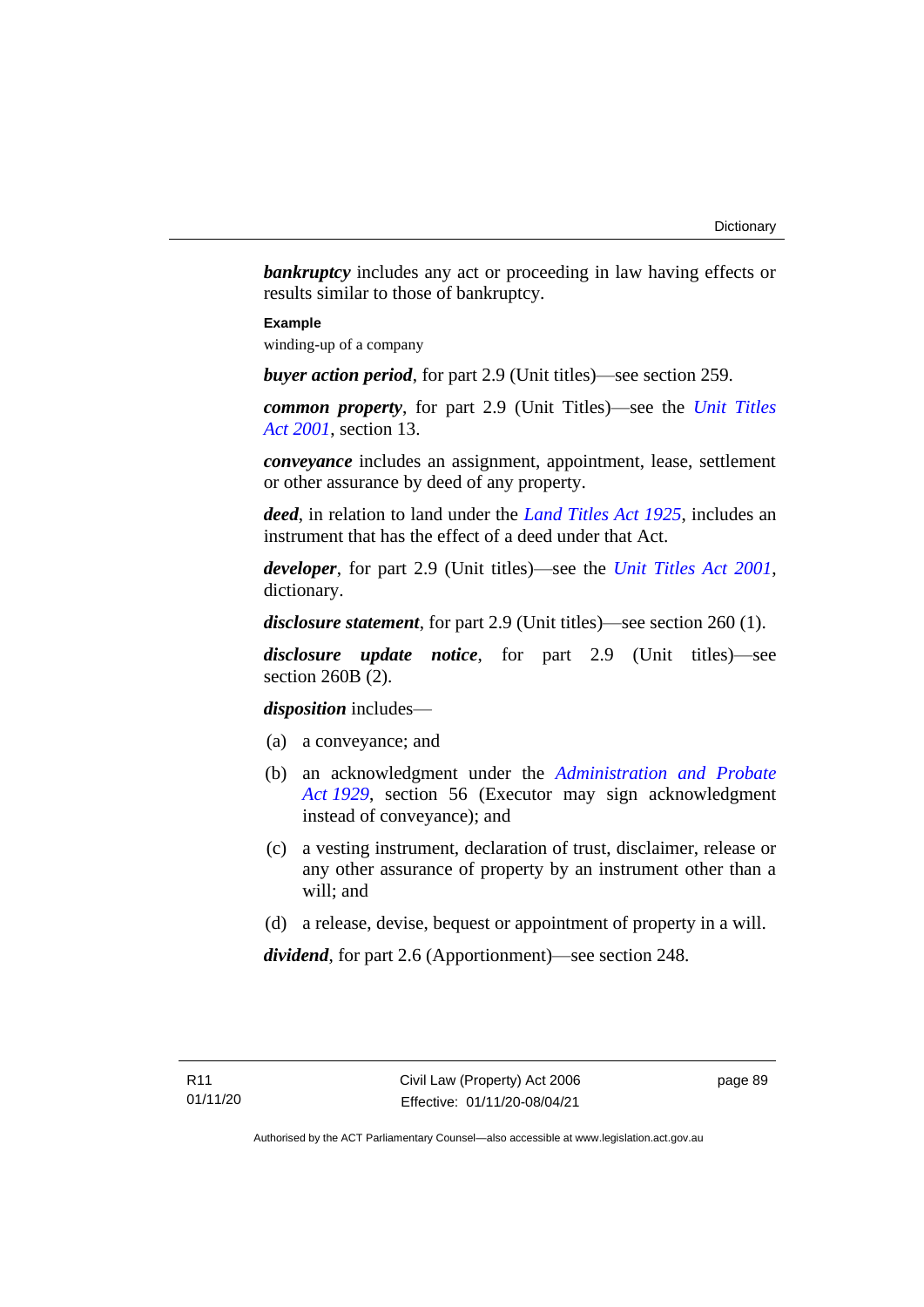***bankruptcy*** includes any act or proceeding in law having effects or results similar to those of bankruptcy.

**Example**

winding-up of a company

***buyer action period***, for part 2.9 (Unit titles)—see section 259.

***common property***, for part 2.9 (Unit Titles)—see the *Unit Titles Act 2001*, section 13.

***conveyance*** includes an assignment, appointment, lease, settlement or other assurance by deed of any property.

***deed***, in relation to land under the *Land Titles Act 1925*, includes an instrument that has the effect of a deed under that Act.

***developer***, for part 2.9 (Unit titles)—see the *Unit Titles Act 2001*, dictionary.

***disclosure statement***, for part 2.9 (Unit titles)—see section 260 (1).

***disclosure update notice***, for part 2.9 (Unit titles)—see section 260B (2).

***disposition*** includes—

(a) a conveyance; and

(b) an acknowledgment under the *Administration and Probate Act 1929*, section 56 (Executor may sign acknowledgment instead of conveyance); and

(c) a vesting instrument, declaration of trust, disclaimer, release or any other assurance of property by an instrument other than a will; and

(d) a release, devise, bequest or appointment of property in a will.

***dividend***, for part 2.6 (Apportionment)—see section 248.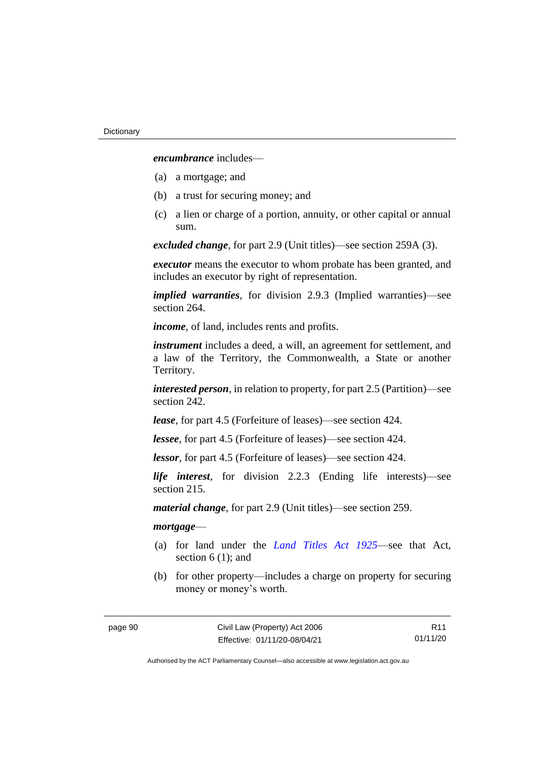***encumbrance*** includes—

(a) a mortgage; and

(b) a trust for securing money; and

(c) a lien or charge of a portion, annuity, or other capital or annual sum.

***excluded change***, for part 2.9 (Unit titles)—see section 259A (3).

***executor*** means the executor to whom probate has been granted, and includes an executor by right of representation.

***implied warranties***, for division 2.9.3 (Implied warranties)—see section 264.

***income***, of land, includes rents and profits.

***instrument*** includes a deed, a will, an agreement for settlement, and a law of the Territory, the Commonwealth, a State or another Territory.

***interested person***, in relation to property, for part 2.5 (Partition)—see section 242.

***lease***, for part 4.5 (Forfeiture of leases)—see section 424.

***lessee***, for part 4.5 (Forfeiture of leases)—see section 424.

***lessor***, for part 4.5 (Forfeiture of leases)—see section 424.

***life interest***, for division 2.2.3 (Ending life interests)—see section 215.

***material change***, for part 2.9 (Unit titles)—see section 259.

***mortgage***—

(a) for land under the *Land Titles Act 1925*—see that Act, section 6 (1); and

(b) for other property—includes a charge on property for securing money or money's worth.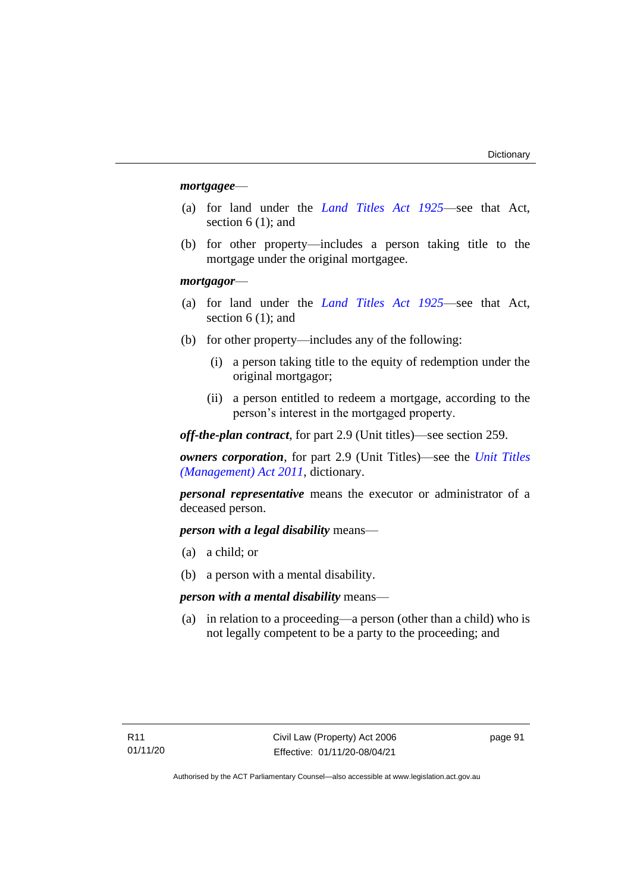***mortgagee***—

(a) for land under the *Land Titles Act 1925*—see that Act, section 6 (1); and

(b) for other property—includes a person taking title to the mortgage under the original mortgagee.

***mortgagor***—

(a) for land under the *Land Titles Act 1925*—see that Act, section 6 (1); and

(b) for other property—includes any of the following:

   (i) a person taking title to the equity of redemption under the original mortgagor;

   (ii) a person entitled to redeem a mortgage, according to the person's interest in the mortgaged property.

***off-the-plan contract***, for part 2.9 (Unit titles)—see section 259.

***owners corporation***, for part 2.9 (Unit Titles)—see the *Unit Titles (Management) Act 2011*, dictionary.

***personal representative*** means the executor or administrator of a deceased person.

***person with a legal disability*** means—

(a) a child; or

(b) a person with a mental disability.

***person with a mental disability*** means—

(a) in relation to a proceeding—a person (other than a child) who is not legally competent to be a party to the proceeding; and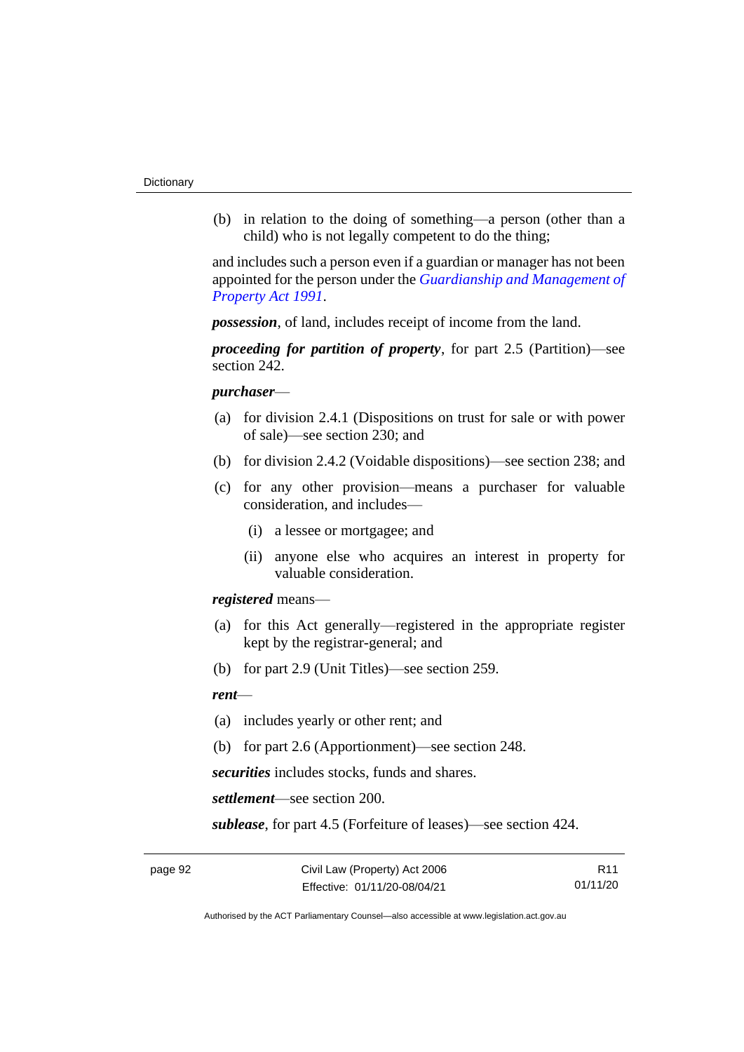(b) in relation to the doing of something—a person (other than a child) who is not legally competent to do the thing;

and includes such a person even if a guardian or manager has not been appointed for the person under the *Guardianship and Management of Property Act 1991*.

***possession***, of land, includes receipt of income from the land.

***proceeding for partition of property***, for part 2.5 (Partition)—see section 242.

***purchaser***—

(a) for division 2.4.1 (Dispositions on trust for sale or with power of sale)—see section 230; and

(b) for division 2.4.2 (Voidable dispositions)—see section 238; and

(c) for any other provision—means a purchaser for valuable consideration, and includes—

  (i) a lessee or mortgagee; and

  (ii) anyone else who acquires an interest in property for valuable consideration.

***registered*** means—

(a) for this Act generally—registered in the appropriate register kept by the registrar-general; and

(b) for part 2.9 (Unit Titles)—see section 259.

***rent***—

(a) includes yearly or other rent; and

(b) for part 2.6 (Apportionment)—see section 248.

***securities*** includes stocks, funds and shares.

***settlement***—see section 200.

***sublease***, for part 4.5 (Forfeiture of leases)—see section 424.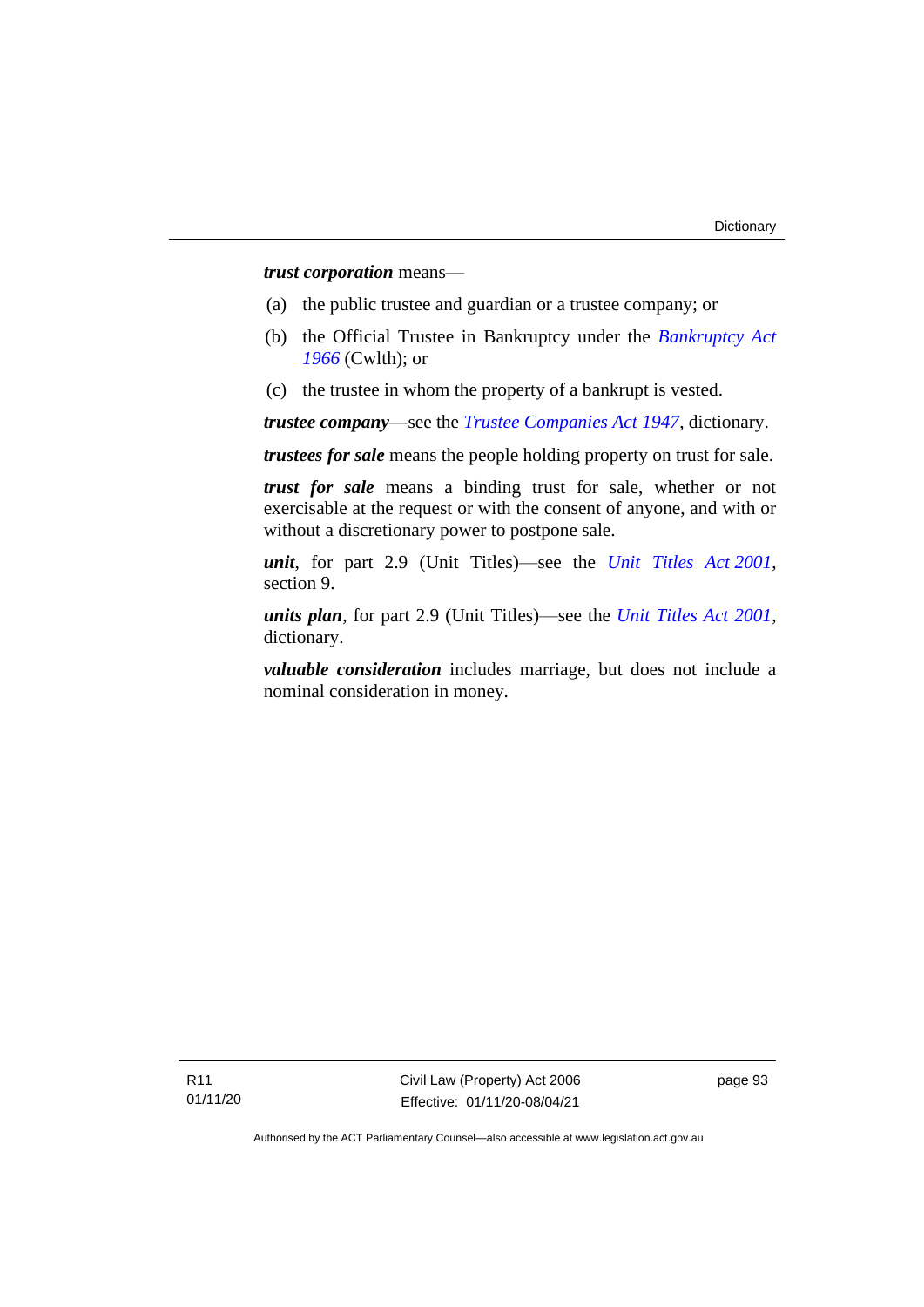***trust corporation*** means—

(a) the public trustee and guardian or a trustee company; or

(b) the Official Trustee in Bankruptcy under the *Bankruptcy Act 1966* (Cwlth); or

(c) the trustee in whom the property of a bankrupt is vested.

***trustee company***—see the *Trustee Companies Act 1947*, dictionary.

***trustees for sale*** means the people holding property on trust for sale.

***trust for sale*** means a binding trust for sale, whether or not exercisable at the request or with the consent of anyone, and with or without a discretionary power to postpone sale.

***unit***, for part 2.9 (Unit Titles)—see the *Unit Titles Act 2001*, section 9.

***units plan***, for part 2.9 (Unit Titles)—see the *Unit Titles Act 2001*, dictionary.

***valuable consideration*** includes marriage, but does not include a nominal consideration in money.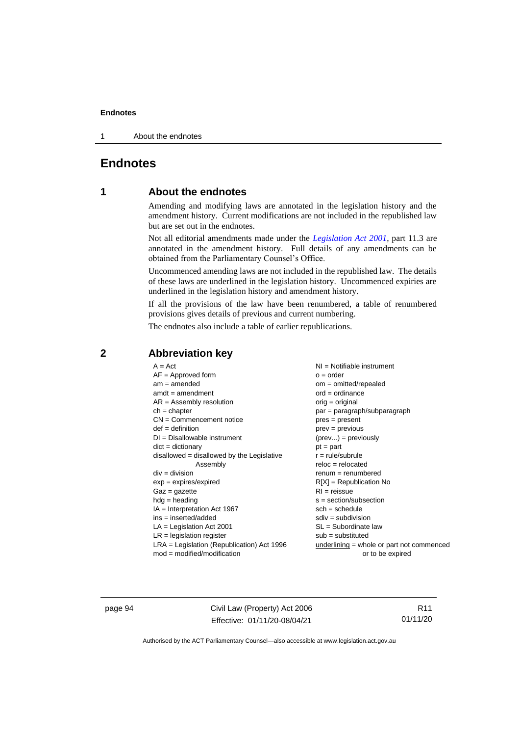# Endnotes

## 1 About the endnotes

Amending and modifying laws are annotated in the legislation history and the amendment history. Current modifications are not included in the republished law but are set out in the endnotes.

Not all editorial amendments made under the *Legislation Act 2001*, part 11.3 are annotated in the amendment history. Full details of any amendments can be obtained from the Parliamentary Counsel's Office.

Uncommenced amending laws are not included in the republished law. The details of these laws are underlined in the legislation history. Uncommenced expiries are underlined in the legislation history and amendment history.

If all the provisions of the law have been renumbered, a table of renumbered provisions gives details of previous and current numbering.

The endnotes also include a table of earlier republications.

## 2 Abbreviation key

A = Act
AF = Approved form
am = amended
amdt = amendment
AR = Assembly resolution
ch = chapter
CN = Commencement notice
def = definition
DI = Disallowable instrument
dict = dictionary
disallowed = disallowed by the Legislative Assembly
div = division
exp = expires/expired
Gaz = gazette
hdg = heading
IA = Interpretation Act 1967
ins = inserted/added
LA = Legislation Act 2001
LR = legislation register
LRA = Legislation (Republication) Act 1996
mod = modified/modification
NI = Notifiable instrument
o = order
om = omitted/repealed
ord = ordinance
orig = original
par = paragraph/subparagraph
pres = present
prev = previous
(prev...) = previously
pt = part
r = rule/subrule
reloc = relocated
renum = renumbered
R[X] = Republication No
RI = reissue
s = section/subsection
sch = schedule
sdiv = subdivision
SL = Subordinate law
sub = substituted
underlining = whole or part not commenced or to be expired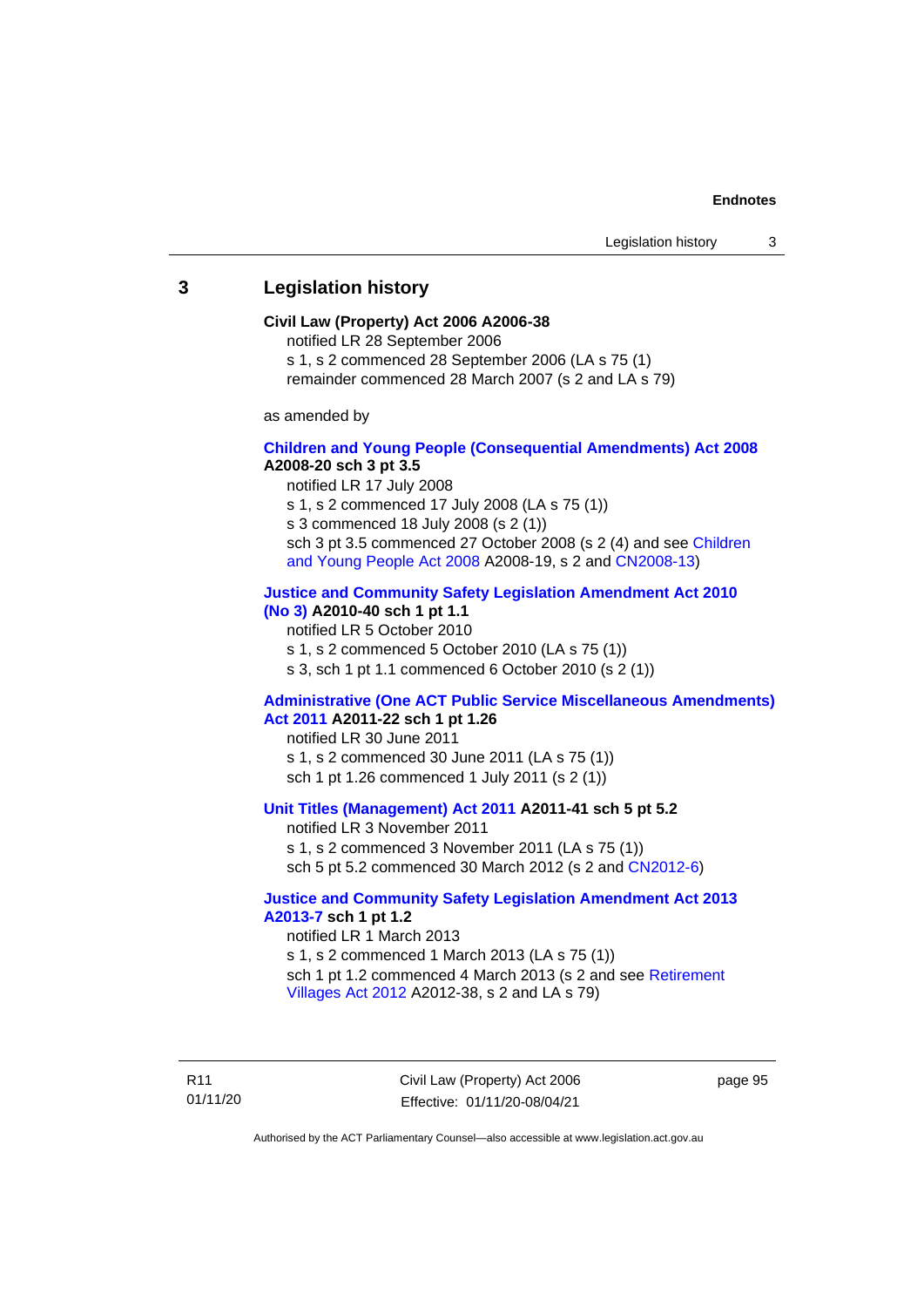## 3 Legislation history

**Civil Law (Property) Act 2006 A2006-38**

notified LR 28 September 2006

s 1, s 2 commenced 28 September 2006 (LA s 75 (1))

remainder commenced 28 March 2007 (s 2 and LA s 79)

as amended by

**Children and Young People (Consequential Amendments) Act 2008 A2008-20 sch 3 pt 3.5**

notified LR 17 July 2008

s 1, s 2 commenced 17 July 2008 (LA s 75 (1))

s 3 commenced 18 July 2008 (s 2 (1))

sch 3 pt 3.5 commenced 27 October 2008 (s 2 (4) and see Children and Young People Act 2008 A2008-19, s 2 and CN2008-13)

**Justice and Community Safety Legislation Amendment Act 2010 (No 3) A2010-40 sch 1 pt 1.1**

notified LR 5 October 2010

s 1, s 2 commenced 5 October 2010 (LA s 75 (1))

s 3, sch 1 pt 1.1 commenced 6 October 2010 (s 2 (1))

**Administrative (One ACT Public Service Miscellaneous Amendments) Act 2011 A2011-22 sch 1 pt 1.26**

notified LR 30 June 2011

s 1, s 2 commenced 30 June 2011 (LA s 75 (1))

sch 1 pt 1.26 commenced 1 July 2011 (s 2 (1))

**Unit Titles (Management) Act 2011 A2011-41 sch 5 pt 5.2**

notified LR 3 November 2011

s 1, s 2 commenced 3 November 2011 (LA s 75 (1))

sch 5 pt 5.2 commenced 30 March 2012 (s 2 and CN2012-6)

**Justice and Community Safety Legislation Amendment Act 2013 A2013-7 sch 1 pt 1.2**

notified LR 1 March 2013

s 1, s 2 commenced 1 March 2013 (LA s 75 (1))

sch 1 pt 1.2 commenced 4 March 2013 (s 2 and see Retirement Villages Act 2012 A2012-38, s 2 and LA s 79)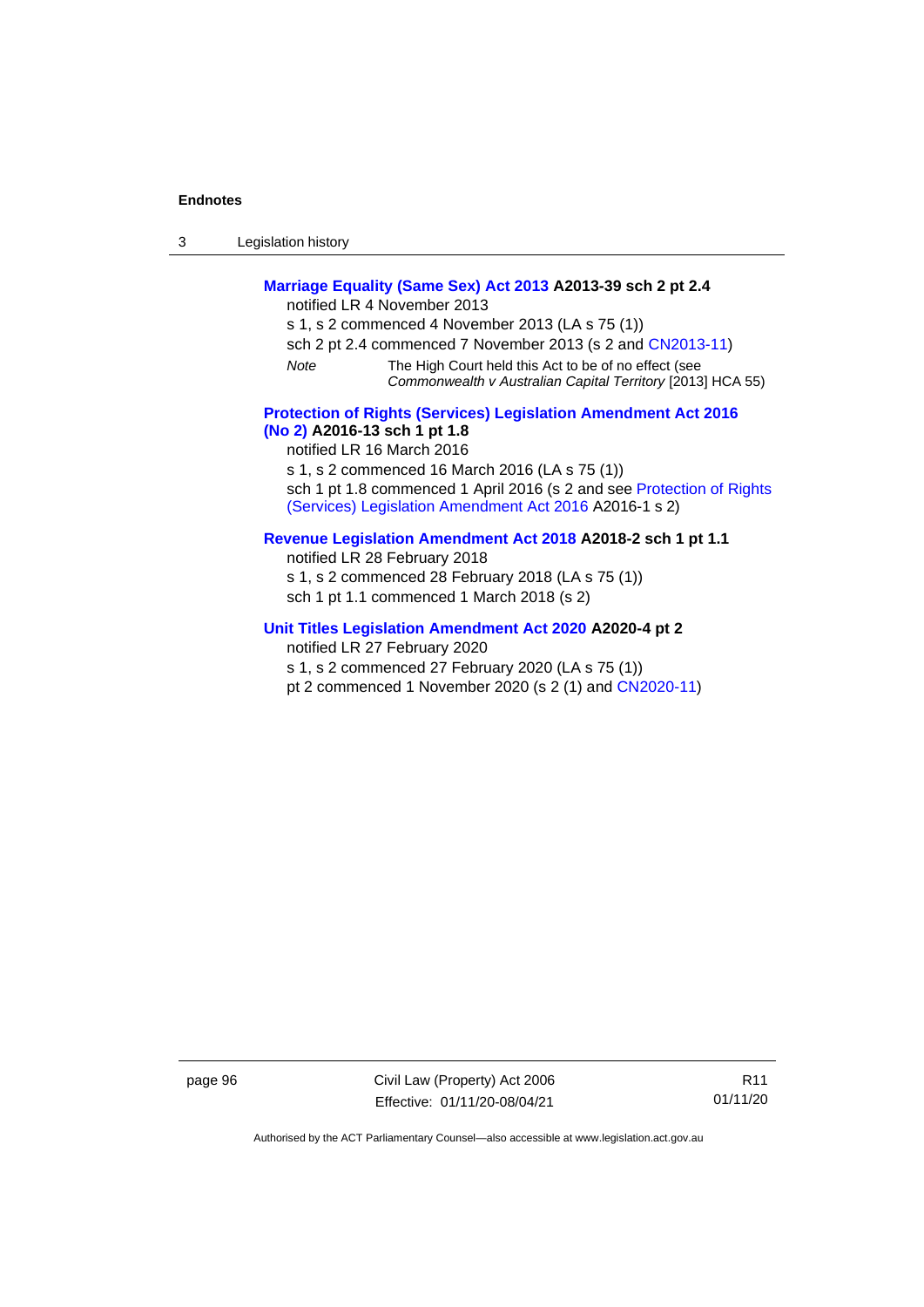**Marriage Equality (Same Sex) Act 2013 A2013-39 sch 2 pt 2.4**

notified LR 4 November 2013

s 1, s 2 commenced 4 November 2013 (LA s 75 (1))

sch 2 pt 2.4 commenced 7 November 2013 (s 2 and CN2013-11)

*Note* The High Court held this Act to be of no effect (see *Commonwealth v Australian Capital Territory* [2013] HCA 55)

**Protection of Rights (Services) Legislation Amendment Act 2016 (No 2) A2016-13 sch 1 pt 1.8**

notified LR 16 March 2016

s 1, s 2 commenced 16 March 2016 (LA s 75 (1))

sch 1 pt 1.8 commenced 1 April 2016 (s 2 and see Protection of Rights (Services) Legislation Amendment Act 2016 A2016-1 s 2)

**Revenue Legislation Amendment Act 2018 A2018-2 sch 1 pt 1.1**

notified LR 28 February 2018

s 1, s 2 commenced 28 February 2018 (LA s 75 (1))

sch 1 pt 1.1 commenced 1 March 2018 (s 2)

**Unit Titles Legislation Amendment Act 2020 A2020-4 pt 2**

notified LR 27 February 2020

s 1, s 2 commenced 27 February 2020 (LA s 75 (1))

pt 2 commenced 1 November 2020 (s 2 (1) and CN2020-11)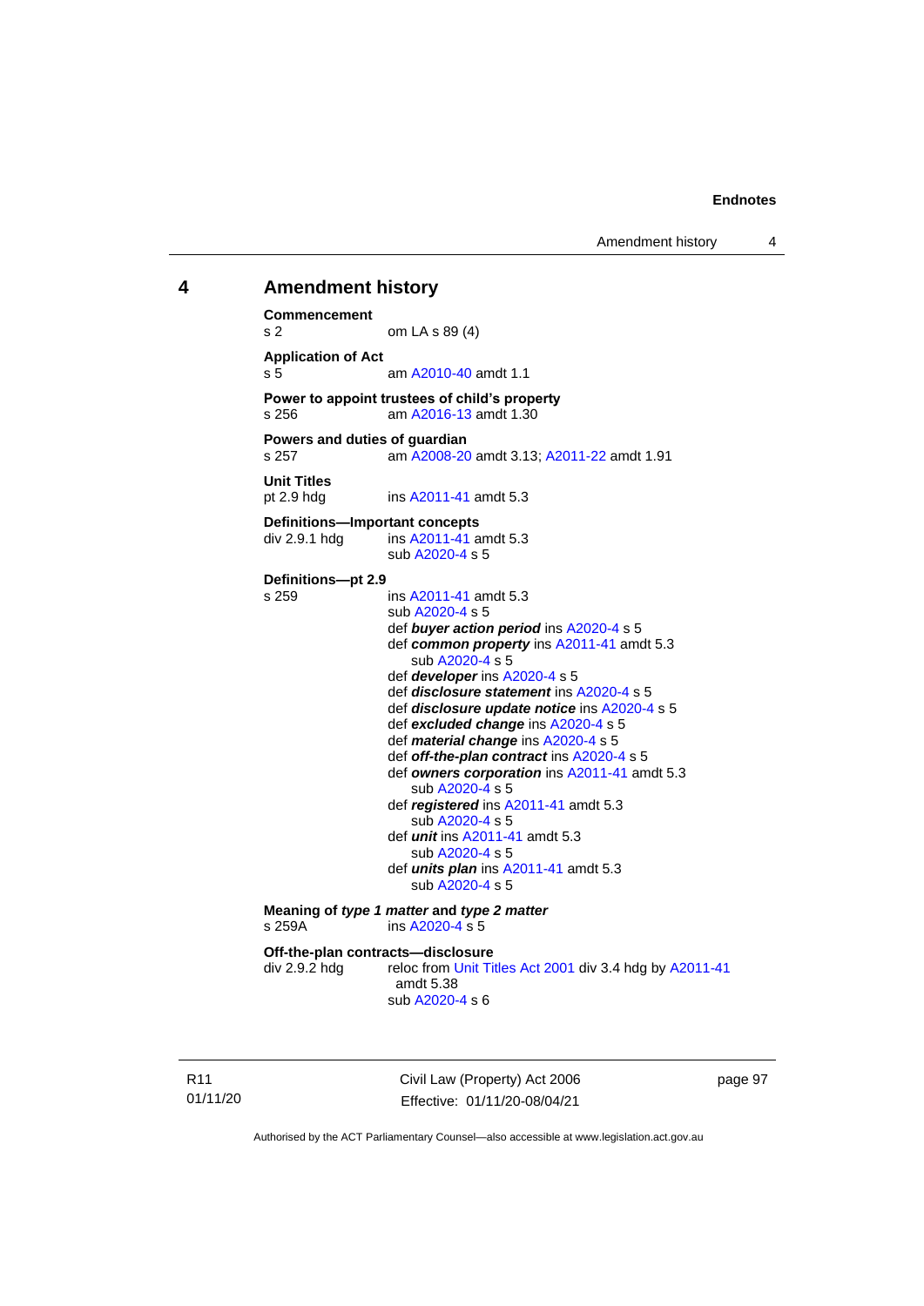## 4 Amendment history

**Commencement**
s 2 om LA s 89 (4)

**Application of Act**
s 5 am A2010-40 amdt 1.1

**Power to appoint trustees of child's property**
s 256 am A2016-13 amdt 1.30

**Powers and duties of guardian**
s 257 am A2008-20 amdt 3.13; A2011-22 amdt 1.91

**Unit Titles**
pt 2.9 hdg ins A2011-41 amdt 5.3

**Definitions—Important concepts**
div 2.9.1 hdg ins A2011-41 amdt 5.3
sub A2020-4 s 5

**Definitions—pt 2.9**
s 259 ins A2011-41 amdt 5.3
sub A2020-4 s 5
def ***buyer action period*** ins A2020-4 s 5
def ***common property*** ins A2011-41 amdt 5.3
sub A2020-4 s 5
def ***developer*** ins A2020-4 s 5
def ***disclosure statement*** ins A2020-4 s 5
def ***disclosure update notice*** ins A2020-4 s 5
def ***excluded change*** ins A2020-4 s 5
def ***material change*** ins A2020-4 s 5
def ***off-the-plan contract*** ins A2020-4 s 5
def ***owners corporation*** ins A2011-41 amdt 5.3
sub A2020-4 s 5
def ***registered*** ins A2011-41 amdt 5.3
sub A2020-4 s 5
def ***unit*** ins A2011-41 amdt 5.3
sub A2020-4 s 5
def ***units plan*** ins A2011-41 amdt 5.3
sub A2020-4 s 5

**Meaning of *type 1 matter* and *type 2 matter***
s 259A ins A2020-4 s 5

**Off-the-plan contracts—disclosure**
div 2.9.2 hdg reloc from Unit Titles Act 2001 div 3.4 hdg by A2011-41 amdt 5.38
sub A2020-4 s 6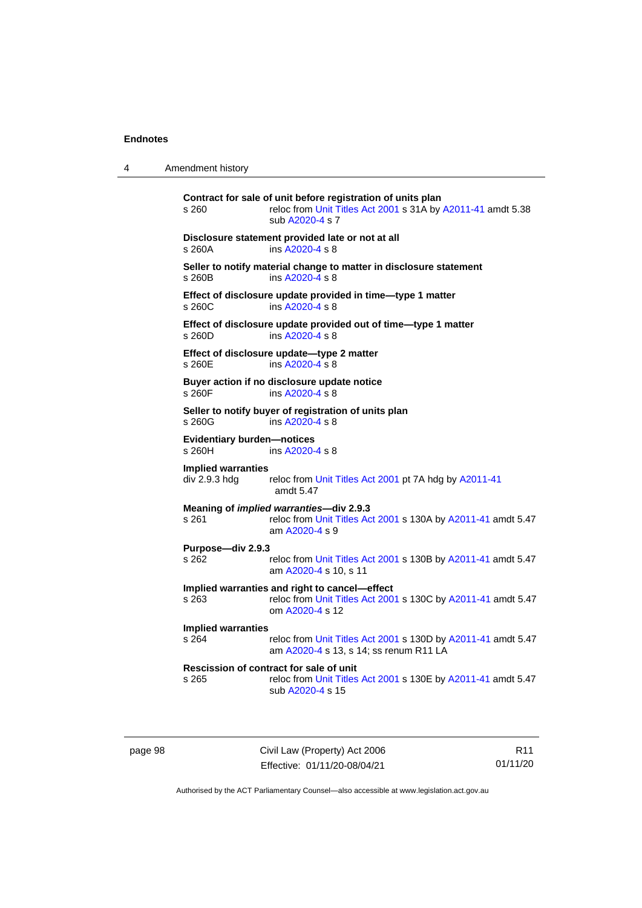**Contract for sale of unit before registration of units plan**
s 260 — reloc from Unit Titles Act 2001 s 31A by A2011-41 amdt 5.38
sub A2020-4 s 7

**Disclosure statement provided late or not at all**
s 260A — ins A2020-4 s 8

**Seller to notify material change to matter in disclosure statement**
s 260B — ins A2020-4 s 8

**Effect of disclosure update provided in time—type 1 matter**
s 260C — ins A2020-4 s 8

**Effect of disclosure update provided out of time—type 1 matter**
s 260D — ins A2020-4 s 8

**Effect of disclosure update—type 2 matter**
s 260E — ins A2020-4 s 8

**Buyer action if no disclosure update notice**
s 260F — ins A2020-4 s 8

**Seller to notify buyer of registration of units plan**
s 260G — ins A2020-4 s 8

**Evidentiary burden—notices**
s 260H — ins A2020-4 s 8

**Implied warranties**
div 2.9.3 hdg — reloc from Unit Titles Act 2001 pt 7A hdg by A2011-41 amdt 5.47

**Meaning of *implied warranties*—div 2.9.3**
s 261 — reloc from Unit Titles Act 2001 s 130A by A2011-41 amdt 5.47
am A2020-4 s 9

**Purpose—div 2.9.3**
s 262 — reloc from Unit Titles Act 2001 s 130B by A2011-41 amdt 5.47
am A2020-4 s 10, s 11

**Implied warranties and right to cancel—effect**
s 263 — reloc from Unit Titles Act 2001 s 130C by A2011-41 amdt 5.47
om A2020-4 s 12

**Implied warranties**
s 264 — reloc from Unit Titles Act 2001 s 130D by A2011-41 amdt 5.47
am A2020-4 s 13, s 14; ss renum R11 LA

**Rescission of contract for sale of unit**
s 265 — reloc from Unit Titles Act 2001 s 130E by A2011-41 amdt 5.47
sub A2020-4 s 15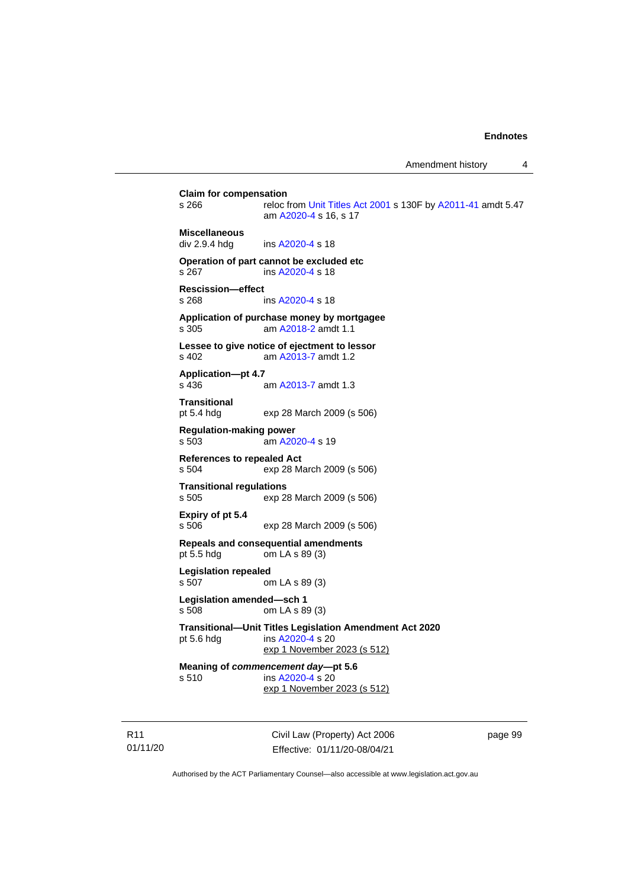**Claim for compensation**
s 266 reloc from Unit Titles Act 2001 s 130F by A2011-41 amdt 5.47
am A2020-4 s 16, s 17

**Miscellaneous**
div 2.9.4 hdg ins A2020-4 s 18

**Operation of part cannot be excluded etc**
s 267 ins A2020-4 s 18

**Rescission—effect**
s 268 ins A2020-4 s 18

**Application of purchase money by mortgagee**
s 305 am A2018-2 amdt 1.1

**Lessee to give notice of ejectment to lessor**
s 402 am A2013-7 amdt 1.2

**Application—pt 4.7**
s 436 am A2013-7 amdt 1.3

**Transitional**
pt 5.4 hdg exp 28 March 2009 (s 506)

**Regulation-making power**
s 503 am A2020-4 s 19

**References to repealed Act**
s 504 exp 28 March 2009 (s 506)

**Transitional regulations**
s 505 exp 28 March 2009 (s 506)

**Expiry of pt 5.4**
s 506 exp 28 March 2009 (s 506)

**Repeals and consequential amendments**
pt 5.5 hdg om LA s 89 (3)

**Legislation repealed**
s 507 om LA s 89 (3)

**Legislation amended—sch 1**
s 508 om LA s 89 (3)

**Transitional—Unit Titles Legislation Amendment Act 2020**
pt 5.6 hdg ins A2020-4 s 20
exp 1 November 2023 (s 512)

**Meaning of *commencement day*—pt 5.6**
s 510 ins A2020-4 s 20
exp 1 November 2023 (s 512)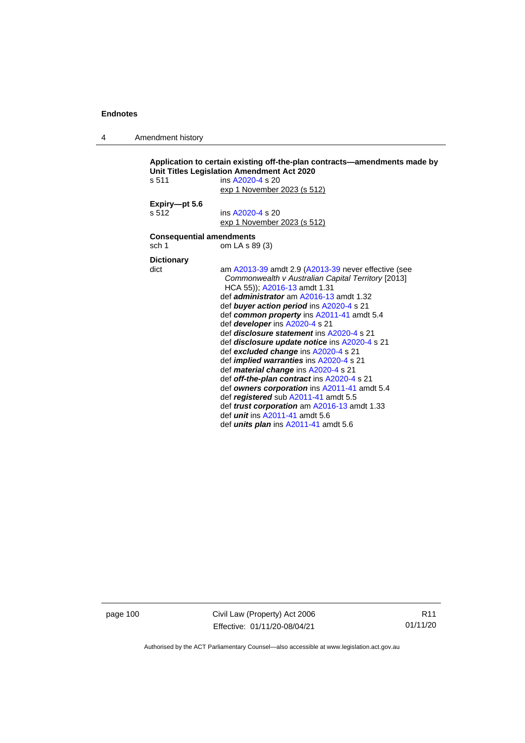**Application to certain existing off-the-plan contracts—amendments made by Unit Titles Legislation Amendment Act 2020**

s 511 ins A2020-4 s 20
exp 1 November 2023 (s 512)

**Expiry—pt 5.6**

s 512 ins A2020-4 s 20
exp 1 November 2023 (s 512)

**Consequential amendments**

sch 1 om LA s 89 (3)

**Dictionary**

dict am A2013-39 amdt 2.9 (A2013-39 never effective (see *Commonwealth v Australian Capital Territory* [2013] HCA 55)); A2016-13 amdt 1.31
def ***administrator*** am A2016-13 amdt 1.32
def ***buyer action period*** ins A2020-4 s 21
def ***common property*** ins A2011-41 amdt 5.4
def ***developer*** ins A2020-4 s 21
def ***disclosure statement*** ins A2020-4 s 21
def ***disclosure update notice*** ins A2020-4 s 21
def ***excluded change*** ins A2020-4 s 21
def ***implied warranties*** ins A2020-4 s 21
def ***material change*** ins A2020-4 s 21
def ***off-the-plan contract*** ins A2020-4 s 21
def ***owners corporation*** ins A2011-41 amdt 5.4
def ***registered*** sub A2011-41 amdt 5.5
def ***trust corporation*** am A2016-13 amdt 1.33
def ***unit*** ins A2011-41 amdt 5.6
def ***units plan*** ins A2011-41 amdt 5.6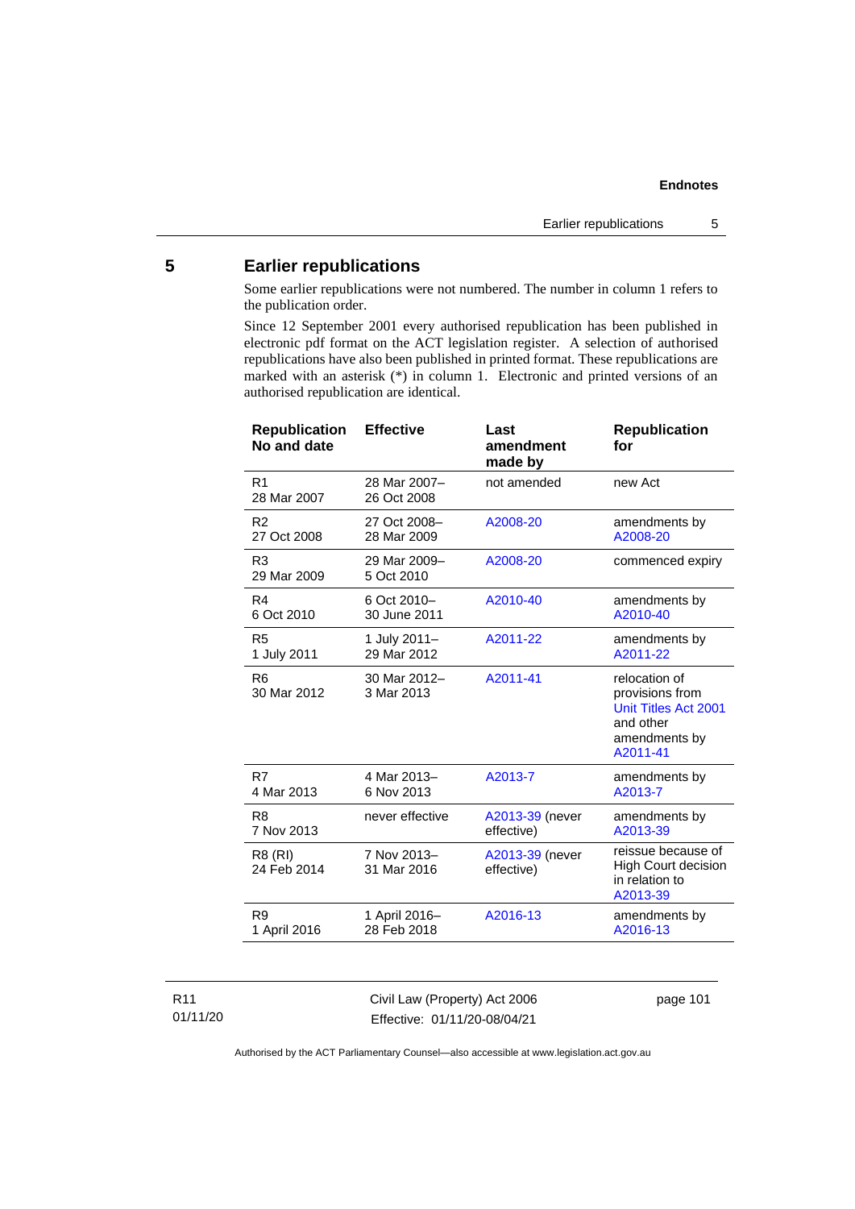## 5 Earlier republications

Some earlier republications were not numbered. The number in column 1 refers to the publication order.

Since 12 September 2001 every authorised republication has been published in electronic pdf format on the ACT legislation register. A selection of authorised republications have also been published in printed format. These republications are marked with an asterisk (*) in column 1. Electronic and printed versions of an authorised republication are identical.

| Republication No and date | Effective | Last amendment made by | Republication for |
|---|---|---|---|
| R1<br>28 Mar 2007 | 28 Mar 2007–<br>26 Oct 2008 | not amended | new Act |
| R2<br>27 Oct 2008 | 27 Oct 2008–<br>28 Mar 2009 | A2008-20 | amendments by A2008-20 |
| R3<br>29 Mar 2009 | 29 Mar 2009–<br>5 Oct 2010 | A2008-20 | commenced expiry |
| R4<br>6 Oct 2010 | 6 Oct 2010–<br>30 June 2011 | A2010-40 | amendments by A2010-40 |
| R5<br>1 July 2011 | 1 July 2011–<br>29 Mar 2012 | A2011-22 | amendments by A2011-22 |
| R6<br>30 Mar 2012 | 30 Mar 2012–<br>3 Mar 2013 | A2011-41 | relocation of provisions from Unit Titles Act 2001 and other amendments by A2011-41 |
| R7<br>4 Mar 2013 | 4 Mar 2013–<br>6 Nov 2013 | A2013-7 | amendments by A2013-7 |
| R8<br>7 Nov 2013 | never effective | A2013-39 (never effective) | amendments by A2013-39 |
| R8 (RI)<br>24 Feb 2014 | 7 Nov 2013–<br>31 Mar 2016 | A2013-39 (never effective) | reissue because of High Court decision in relation to A2013-39 |
| R9<br>1 April 2016 | 1 April 2016–<br>28 Feb 2018 | A2016-13 | amendments by A2016-13 |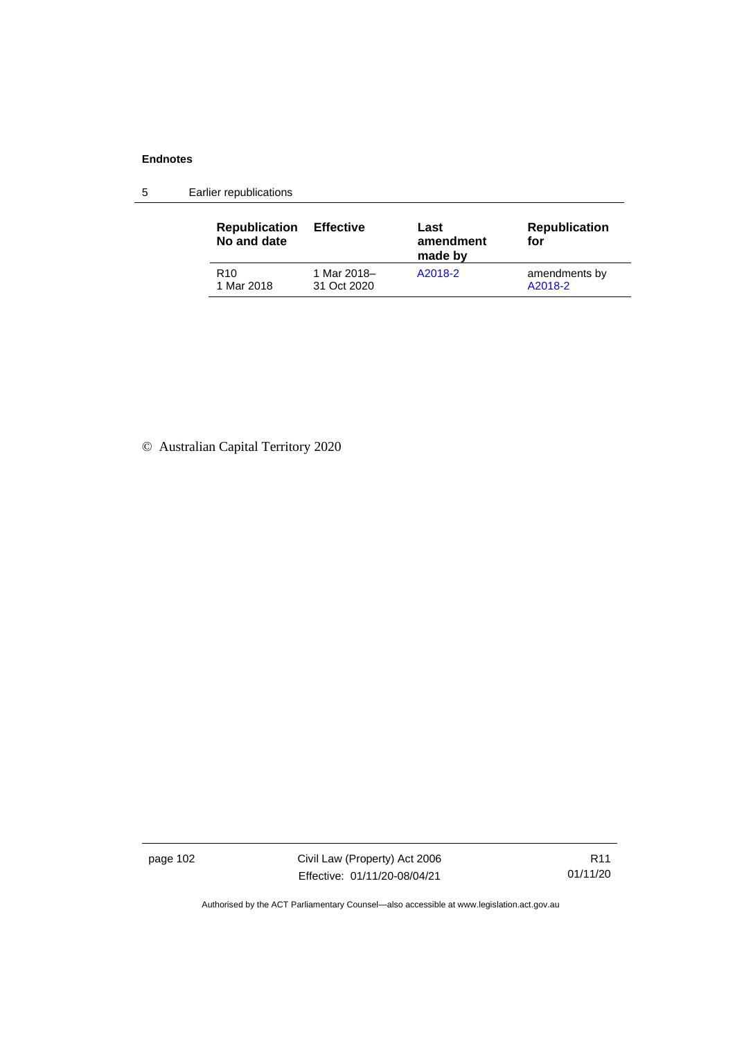## 5 Earlier republications

| Republication No and date | Effective | Last amendment made by | Republication for |
|---|---|---|---|
| R10<br>1 Mar 2018 | 1 Mar 2018–<br>31 Oct 2020 | A2018-2 | amendments by<br>A2018-2 |

© Australian Capital Territory 2020